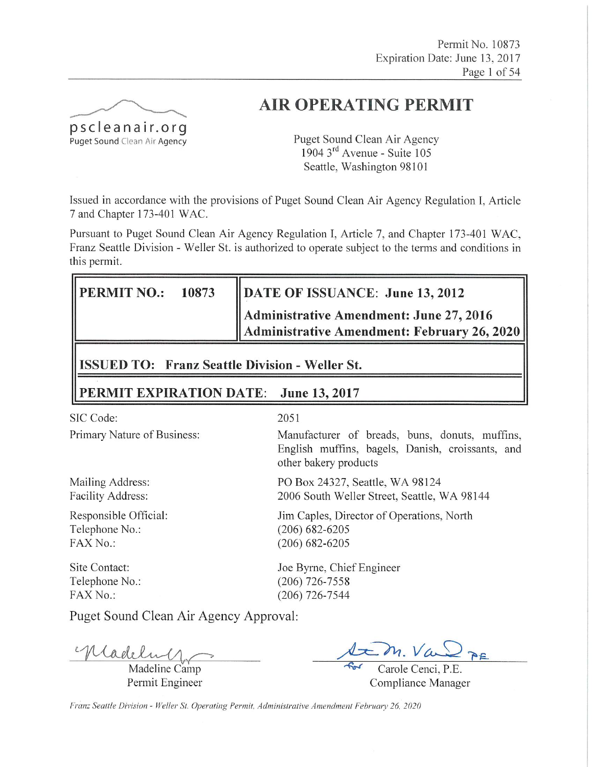pscleanair.org
Puget Sound Clean Air Agency

# AIR OPERATING PERMIT

Puget Sound Clean Air Agency
1904 3rd Avenue - Suite 105
Seattle, Washington 98101

Issued in accordance with the provisions of Puget Sound Clean Air Agency Regulation I, Article 7 and Chapter 173-401 WAC.

Pursuant to Puget Sound Clean Air Agency Regulation I, Article 7, and Chapter 173-401 WAC, Franz Seattle Division - Weller St. is authorized to operate subject to the terms and conditions in this permit.

| **PERMIT NO.: 10873** | **DATE OF ISSUANCE: June 13, 2012** <br> **Administrative Amendment: June 27, 2016** <br> **Administrative Amendment: February 26, 2020** |
|---|---|
| **ISSUED TO: Franz Seattle Division - Weller St.** | |
| **PERMIT EXPIRATION DATE: June 13, 2017** | |

| | |
|---|---|
| SIC Code: | 2051 |
| Primary Nature of Business: | Manufacturer of breads, buns, donuts, muffins, English muffins, bagels, Danish, croissants, and other bakery products |
| Mailing Address: | PO Box 24327, Seattle, WA 98124 |
| Facility Address: | 2006 South Weller Street, Seattle, WA 98144 |
| Responsible Official: | Jim Caples, Director of Operations, North |
| Telephone No.: | (206) 682-6205 |
| FAX No.: | (206) 682-6205 |
| Site Contact: | Joe Byrne, Chief Engineer |
| Telephone No.: | (206) 726-7558 |
| FAX No.: | (206) 726-7544 |

Puget Sound Clean Air Agency Approval:

Madeline Camp
Permit Engineer

for Carole Cenci, P.E.
Compliance Manager

*Franz Seattle Division - Weller St. Operating Permit, Administrative Amendment February 26, 2020*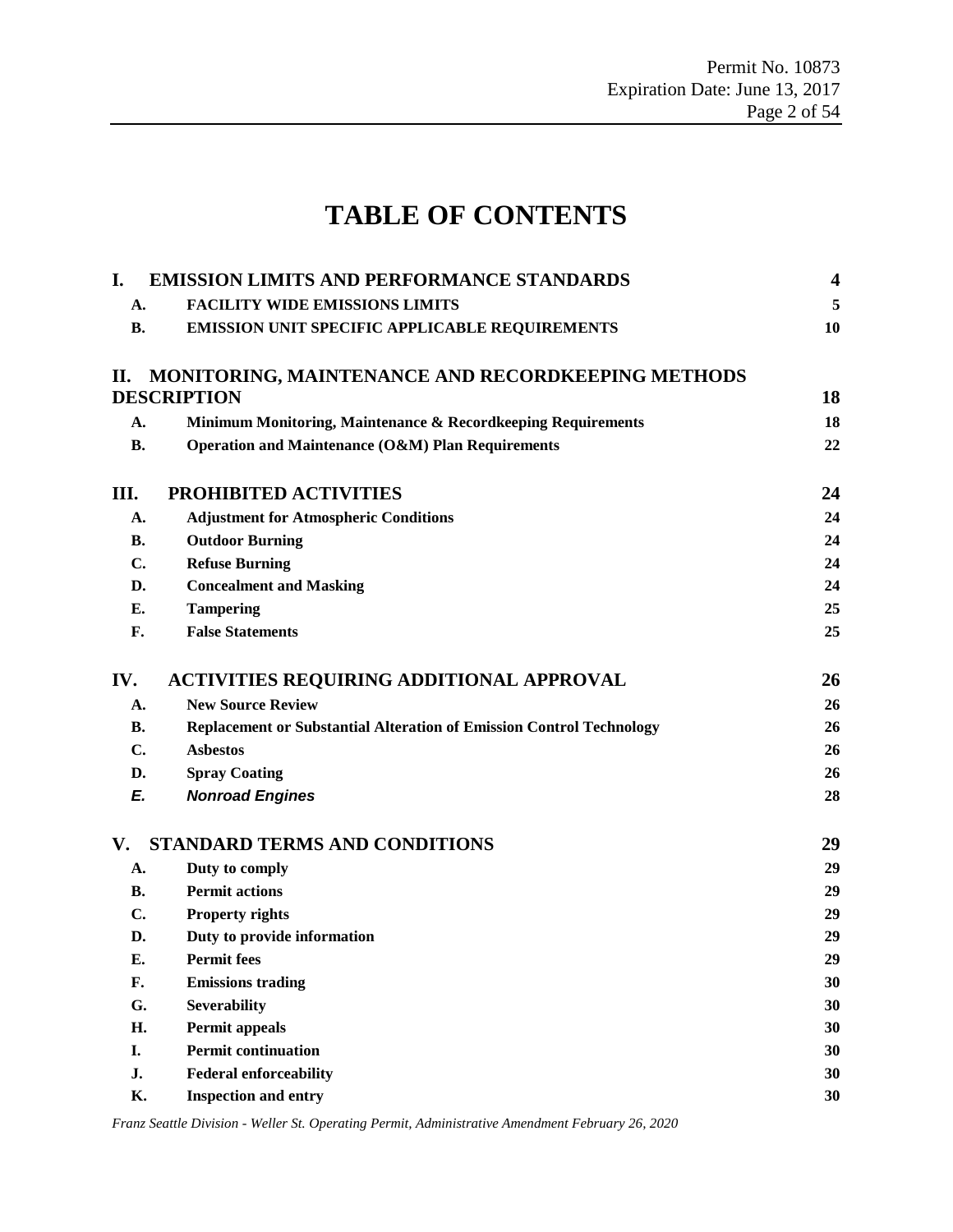# TABLE OF CONTENTS

| | | |
|---|---|---|
| **I.** | **EMISSION LIMITS AND PERFORMANCE STANDARDS** | **4** |
| **A.** | **FACILITY WIDE EMISSIONS LIMITS** | **5** |
| **B.** | **EMISSION UNIT SPECIFIC APPLICABLE REQUIREMENTS** | **10** |
| **II.** | **MONITORING, MAINTENANCE AND RECORDKEEPING METHODS DESCRIPTION** | **18** |
| **A.** | **Minimum Monitoring, Maintenance & Recordkeeping Requirements** | **18** |
| **B.** | **Operation and Maintenance (O&M) Plan Requirements** | **22** |
| **III.** | **PROHIBITED ACTIVITIES** | **24** |
| **A.** | **Adjustment for Atmospheric Conditions** | **24** |
| **B.** | **Outdoor Burning** | **24** |
| **C.** | **Refuse Burning** | **24** |
| **D.** | **Concealment and Masking** | **24** |
| **E.** | **Tampering** | **25** |
| **F.** | **False Statements** | **25** |
| **IV.** | **ACTIVITIES REQUIRING ADDITIONAL APPROVAL** | **26** |
| **A.** | **New Source Review** | **26** |
| **B.** | **Replacement or Substantial Alteration of Emission Control Technology** | **26** |
| **C.** | **Asbestos** | **26** |
| **D.** | **Spray Coating** | **26** |
| ***E.*** | ***Nonroad Engines*** | **28** |
| **V.** | **STANDARD TERMS AND CONDITIONS** | **29** |
| **A.** | **Duty to comply** | **29** |
| **B.** | **Permit actions** | **29** |
| **C.** | **Property rights** | **29** |
| **D.** | **Duty to provide information** | **29** |
| **E.** | **Permit fees** | **29** |
| **F.** | **Emissions trading** | **30** |
| **G.** | **Severability** | **30** |
| **H.** | **Permit appeals** | **30** |
| **I.** | **Permit continuation** | **30** |
| **J.** | **Federal enforceability** | **30** |
| **K.** | **Inspection and entry** | **30** |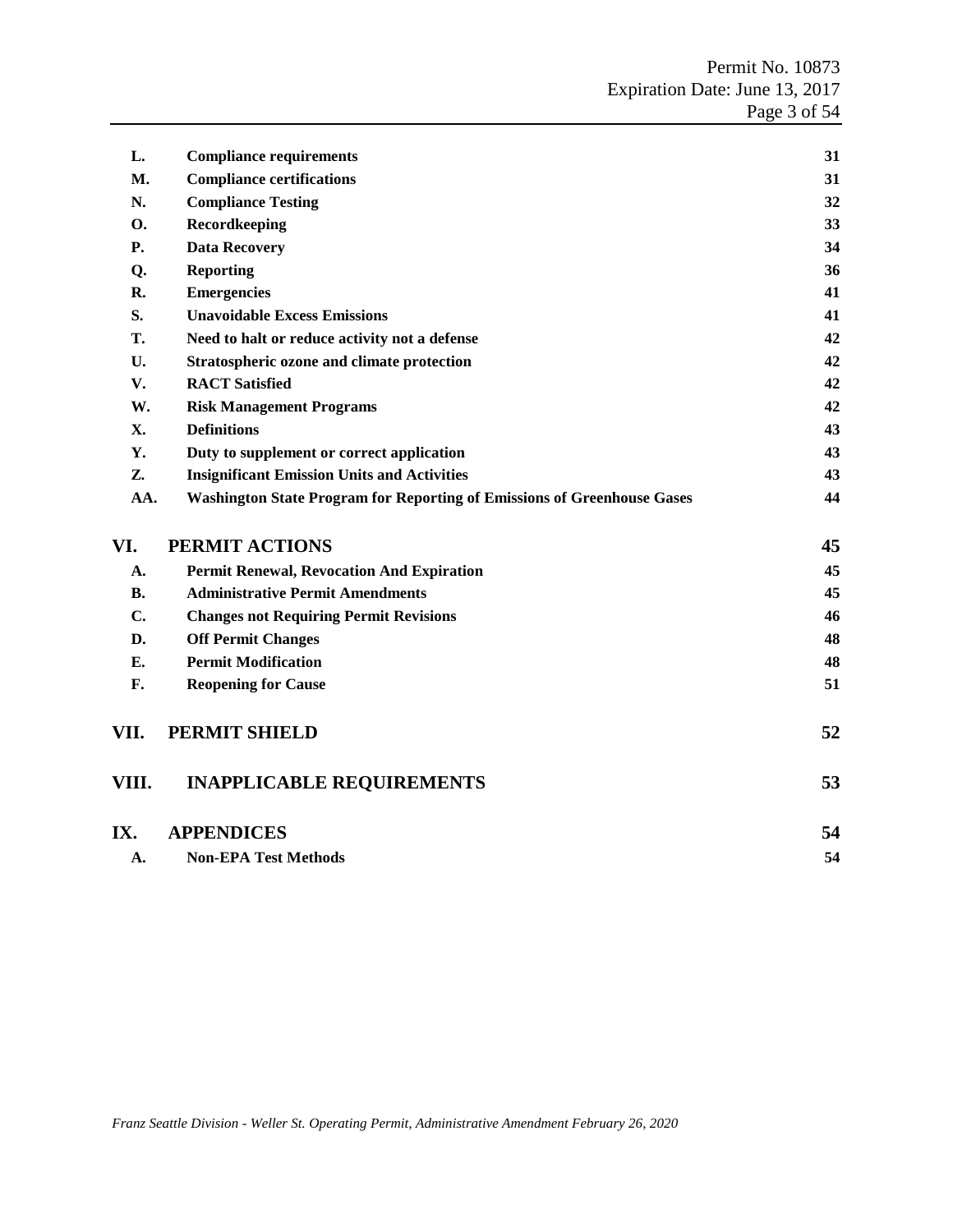| | | |
|---|---|---|
| **L.** | **Compliance requirements** | **31** |
| **M.** | **Compliance certifications** | **31** |
| **N.** | **Compliance Testing** | **32** |
| **O.** | **Recordkeeping** | **33** |
| **P.** | **Data Recovery** | **34** |
| **Q.** | **Reporting** | **36** |
| **R.** | **Emergencies** | **41** |
| **S.** | **Unavoidable Excess Emissions** | **41** |
| **T.** | **Need to halt or reduce activity not a defense** | **42** |
| **U.** | **Stratospheric ozone and climate protection** | **42** |
| **V.** | **RACT Satisfied** | **42** |
| **W.** | **Risk Management Programs** | **42** |
| **X.** | **Definitions** | **43** |
| **Y.** | **Duty to supplement or correct application** | **43** |
| **Z.** | **Insignificant Emission Units and Activities** | **43** |
| **AA.** | **Washington State Program for Reporting of Emissions of Greenhouse Gases** | **44** |
| **VI.** | **PERMIT ACTIONS** | **45** |
| **A.** | **Permit Renewal, Revocation And Expiration** | **45** |
| **B.** | **Administrative Permit Amendments** | **45** |
| **C.** | **Changes not Requiring Permit Revisions** | **46** |
| **D.** | **Off Permit Changes** | **48** |
| **E.** | **Permit Modification** | **48** |
| **F.** | **Reopening for Cause** | **51** |
| **VII.** | **PERMIT SHIELD** | **52** |
| **VIII.** | **INAPPLICABLE REQUIREMENTS** | **53** |
| **IX.** | **APPENDICES** | **54** |
| **A.** | **Non-EPA Test Methods** | **54** |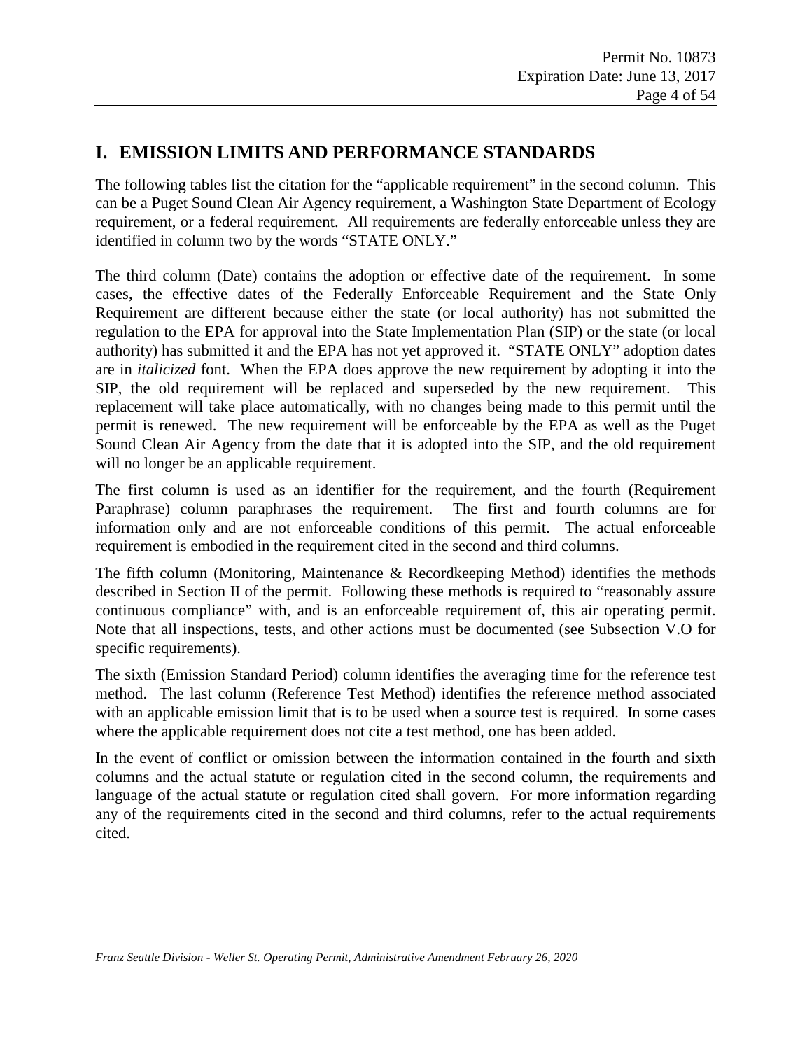# I. EMISSION LIMITS AND PERFORMANCE STANDARDS

The following tables list the citation for the "applicable requirement" in the second column. This can be a Puget Sound Clean Air Agency requirement, a Washington State Department of Ecology requirement, or a federal requirement. All requirements are federally enforceable unless they are identified in column two by the words "STATE ONLY."

The third column (Date) contains the adoption or effective date of the requirement. In some cases, the effective dates of the Federally Enforceable Requirement and the State Only Requirement are different because either the state (or local authority) has not submitted the regulation to the EPA for approval into the State Implementation Plan (SIP) or the state (or local authority) has submitted it and the EPA has not yet approved it. "STATE ONLY" adoption dates are in *italicized* font. When the EPA does approve the new requirement by adopting it into the SIP, the old requirement will be replaced and superseded by the new requirement. This replacement will take place automatically, with no changes being made to this permit until the permit is renewed. The new requirement will be enforceable by the EPA as well as the Puget Sound Clean Air Agency from the date that it is adopted into the SIP, and the old requirement will no longer be an applicable requirement.

The first column is used as an identifier for the requirement, and the fourth (Requirement Paraphrase) column paraphrases the requirement. The first and fourth columns are for information only and are not enforceable conditions of this permit. The actual enforceable requirement is embodied in the requirement cited in the second and third columns.

The fifth column (Monitoring, Maintenance & Recordkeeping Method) identifies the methods described in Section II of the permit. Following these methods is required to "reasonably assure continuous compliance" with, and is an enforceable requirement of, this air operating permit. Note that all inspections, tests, and other actions must be documented (see Subsection V.O for specific requirements).

The sixth (Emission Standard Period) column identifies the averaging time for the reference test method. The last column (Reference Test Method) identifies the reference method associated with an applicable emission limit that is to be used when a source test is required. In some cases where the applicable requirement does not cite a test method, one has been added.

In the event of conflict or omission between the information contained in the fourth and sixth columns and the actual statute or regulation cited in the second column, the requirements and language of the actual statute or regulation cited shall govern. For more information regarding any of the requirements cited in the second and third columns, refer to the actual requirements cited.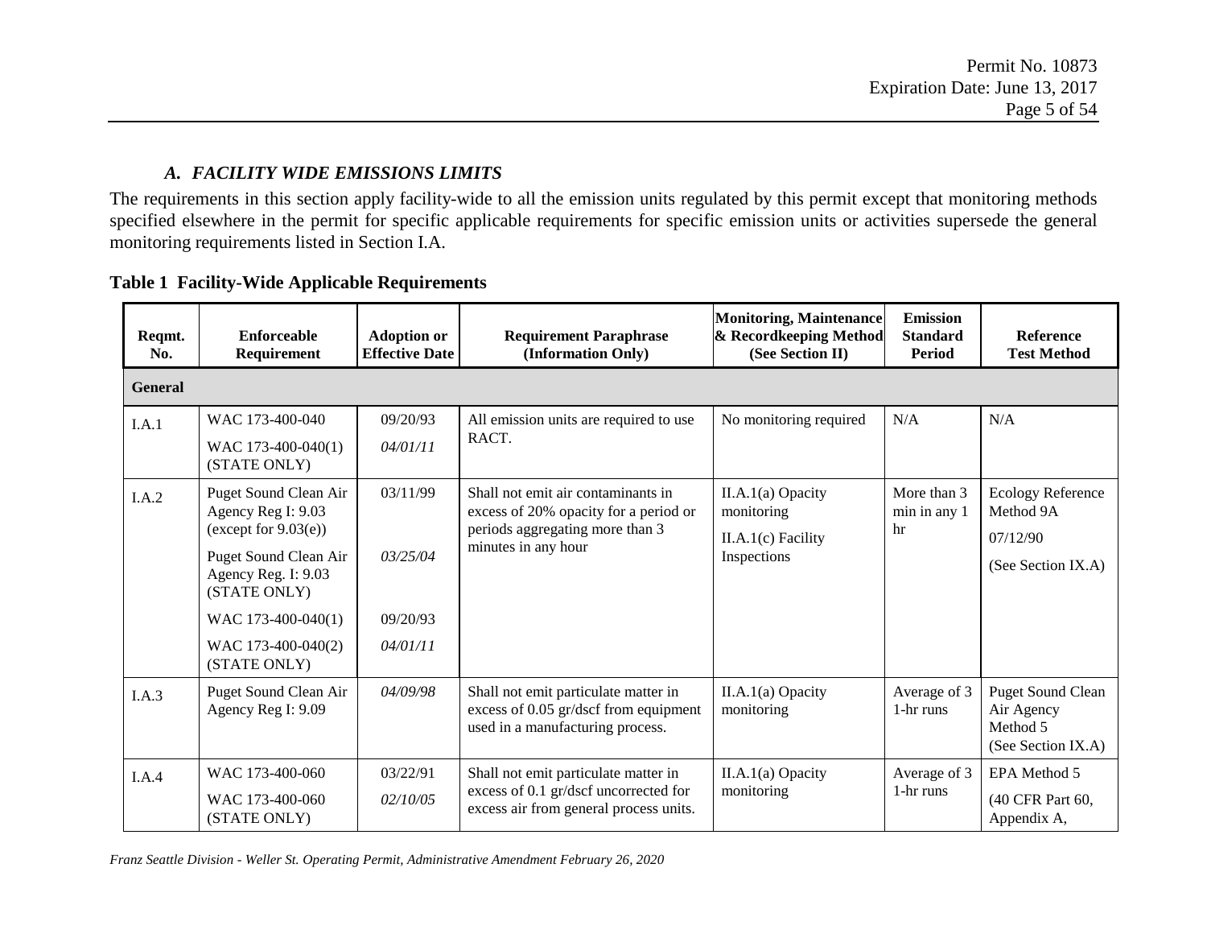### *A. FACILITY WIDE EMISSIONS LIMITS*

The requirements in this section apply facility-wide to all the emission units regulated by this permit except that monitoring methods specified elsewhere in the permit for specific applicable requirements for specific emission units or activities supersede the general monitoring requirements listed in Section I.A.

**Table 1 Facility-Wide Applicable Requirements**

| Reqmt. No. | Enforceable Requirement | Adoption or Effective Date | Requirement Paraphrase (Information Only) | Monitoring, Maintenance & Recordkeeping Method (See Section II) | Emission Standard Period | Reference Test Method |
|---|---|---|---|---|---|---|
| **General** | | | | | | |
| I.A.1 | WAC 173-400-040<br>WAC 173-400-040(1) (STATE ONLY) | 09/20/93<br>*04/01/11* | All emission units are required to use RACT. | No monitoring required | N/A | N/A |
| I.A.2 | Puget Sound Clean Air Agency Reg I: 9.03 (except for 9.03(e))<br>Puget Sound Clean Air Agency Reg. I: 9.03 (STATE ONLY)<br>WAC 173-400-040(1)<br>WAC 173-400-040(2) (STATE ONLY) | 03/11/99<br>*03/25/04*<br>09/20/93<br>*04/01/11* | Shall not emit air contaminants in excess of 20% opacity for a period or periods aggregating more than 3 minutes in any hour | II.A.1(a) Opacity monitoring<br>II.A.1(c) Facility Inspections | More than 3 min in any 1 hr | Ecology Reference Method 9A<br>07/12/90<br>(See Section IX.A) |
| I.A.3 | Puget Sound Clean Air Agency Reg I: 9.09 | *04/09/98* | Shall not emit particulate matter in excess of 0.05 gr/dscf from equipment used in a manufacturing process. | II.A.1(a) Opacity monitoring | Average of 3 1-hr runs | Puget Sound Clean Air Agency Method 5 (See Section IX.A) |
| I.A.4 | WAC 173-400-060<br>WAC 173-400-060 (STATE ONLY) | 03/22/91<br>*02/10/05* | Shall not emit particulate matter in excess of 0.1 gr/dscf uncorrected for excess air from general process units. | II.A.1(a) Opacity monitoring | Average of 3 1-hr runs | EPA Method 5<br>(40 CFR Part 60, Appendix A, |

*Franz Seattle Division - Weller St. Operating Permit, Administrative Amendment February 26, 2020*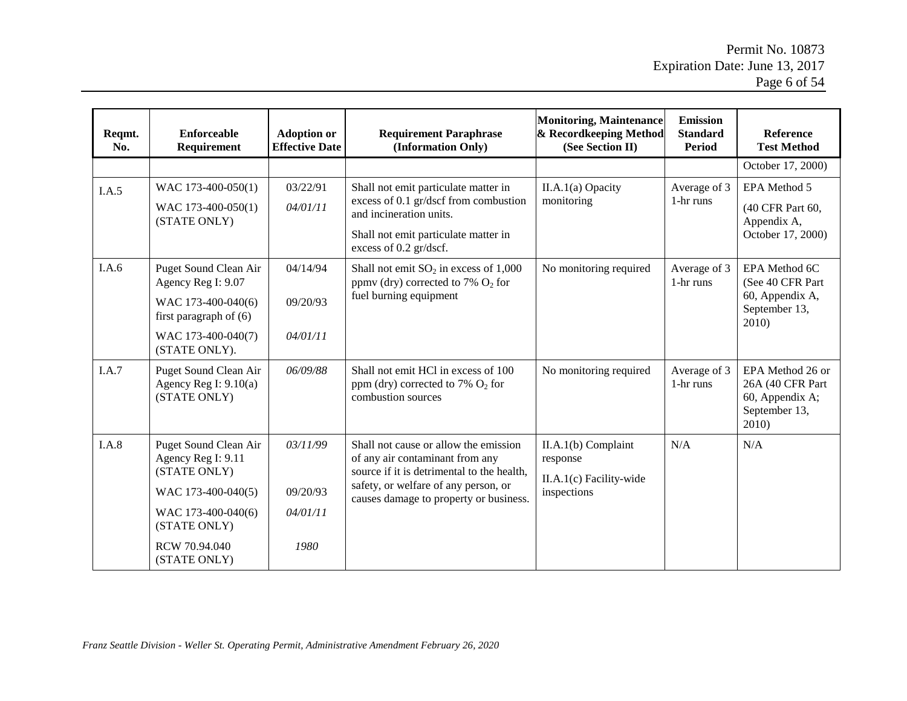| Reqmt. No. | Enforceable Requirement | Adoption or Effective Date | Requirement Paraphrase (Information Only) | Monitoring, Maintenance & Recordkeeping Method (See Section II) | Emission Standard Period | Reference Test Method |
|---|---|---|---|---|---|---|
| | | | | | | October 17, 2000) |
| I.A.5 | WAC 173-400-050(1)<br>WAC 173-400-050(1) (STATE ONLY) | 03/22/91<br>*04/01/11* | Shall not emit particulate matter in excess of 0.1 gr/dscf from combustion and incineration units.<br>Shall not emit particulate matter in excess of 0.2 gr/dscf. | II.A.1(a) Opacity monitoring | Average of 3 1-hr runs | EPA Method 5<br>(40 CFR Part 60, Appendix A, October 17, 2000) |
| I.A.6 | Puget Sound Clean Air Agency Reg I: 9.07<br>WAC 173-400-040(6) first paragraph of (6)<br>WAC 173-400-040(7) (STATE ONLY). | 04/14/94<br>09/20/93<br>*04/01/11* | Shall not emit $SO_2$ in excess of 1,000 ppmv (dry) corrected to 7% $O_2$ for fuel burning equipment | No monitoring required | Average of 3 1-hr runs | EPA Method 6C (See 40 CFR Part 60, Appendix A, September 13, 2010) |
| I.A.7 | Puget Sound Clean Air Agency Reg I: 9.10(a) (STATE ONLY) | *06/09/88* | Shall not emit HCl in excess of 100 ppm (dry) corrected to 7% $O_2$ for combustion sources | No monitoring required | Average of 3 1-hr runs | EPA Method 26 or 26A (40 CFR Part 60, Appendix A; September 13, 2010) |
| I.A.8 | Puget Sound Clean Air Agency Reg I: 9.11 (STATE ONLY)<br>WAC 173-400-040(5)<br>WAC 173-400-040(6) (STATE ONLY)<br>RCW 70.94.040 (STATE ONLY) | *03/11/99*<br>09/20/93<br>*04/01/11*<br>*1980* | Shall not cause or allow the emission of any air contaminant from any source if it is detrimental to the health, safety, or welfare of any person, or causes damage to property or business. | II.A.1(b) Complaint response<br>II.A.1(c) Facility-wide inspections | N/A | N/A |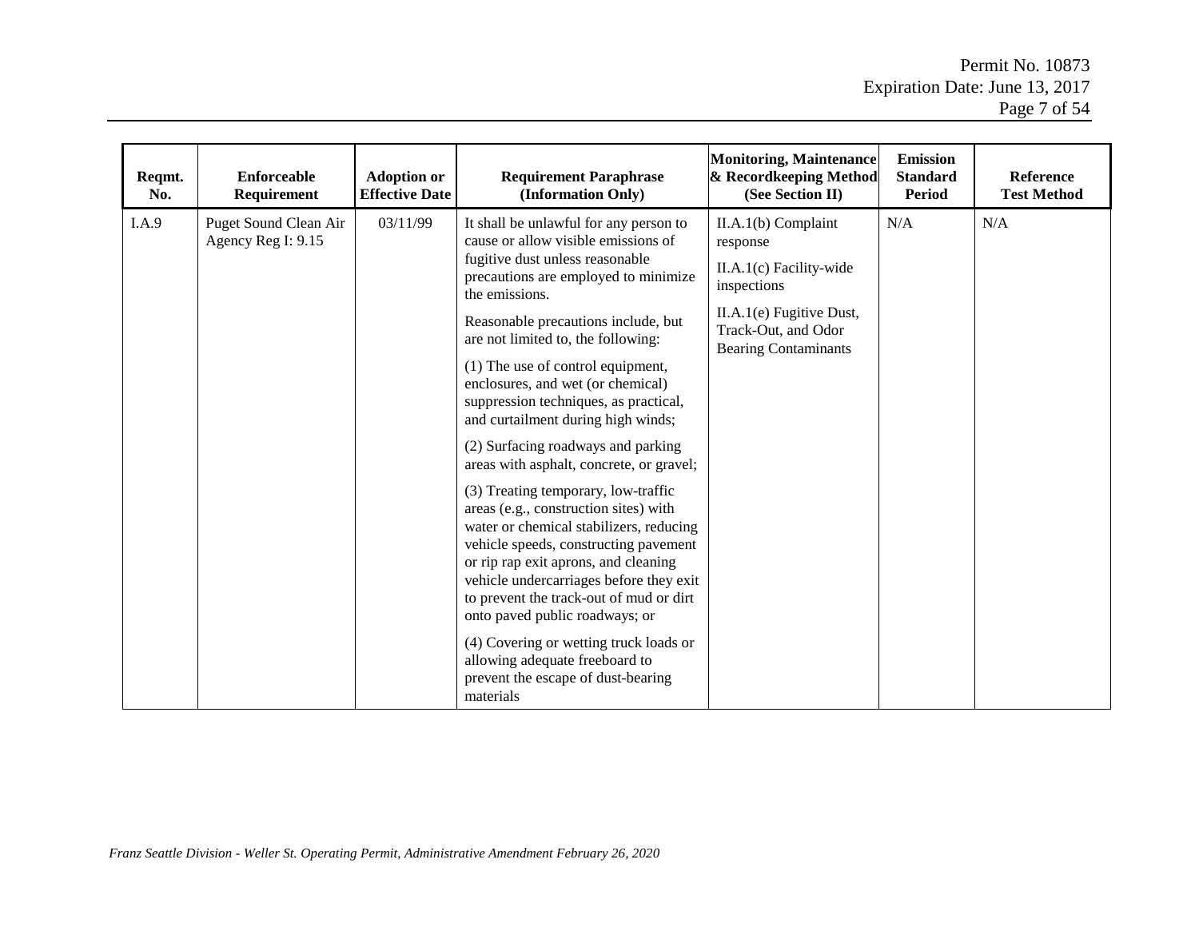| Reqmt. No. | Enforceable Requirement | Adoption or Effective Date | Requirement Paraphrase (Information Only) | Monitoring, Maintenance & Recordkeeping Method (See Section II) | Emission Standard Period | Reference Test Method |
|---|---|---|---|---|---|---|
| I.A.9 | Puget Sound Clean Air Agency Reg I: 9.15 | 03/11/99 | It shall be unlawful for any person to cause or allow visible emissions of fugitive dust unless reasonable precautions are employed to minimize the emissions.<br><br>Reasonable precautions include, but are not limited to, the following:<br><br>(1) The use of control equipment, enclosures, and wet (or chemical) suppression techniques, as practical, and curtailment during high winds;<br><br>(2) Surfacing roadways and parking areas with asphalt, concrete, or gravel;<br><br>(3) Treating temporary, low-traffic areas (e.g., construction sites) with water or chemical stabilizers, reducing vehicle speeds, constructing pavement or rip rap exit aprons, and cleaning vehicle undercarriages before they exit to prevent the track-out of mud or dirt onto paved public roadways; or<br><br>(4) Covering or wetting truck loads or allowing adequate freeboard to prevent the escape of dust-bearing materials | II.A.1(b) Complaint response<br><br>II.A.1(c) Facility-wide inspections<br><br>II.A.1(e) Fugitive Dust, Track-Out, and Odor Bearing Contaminants | N/A | N/A |

*Franz Seattle Division - Weller St. Operating Permit, Administrative Amendment February 26, 2020*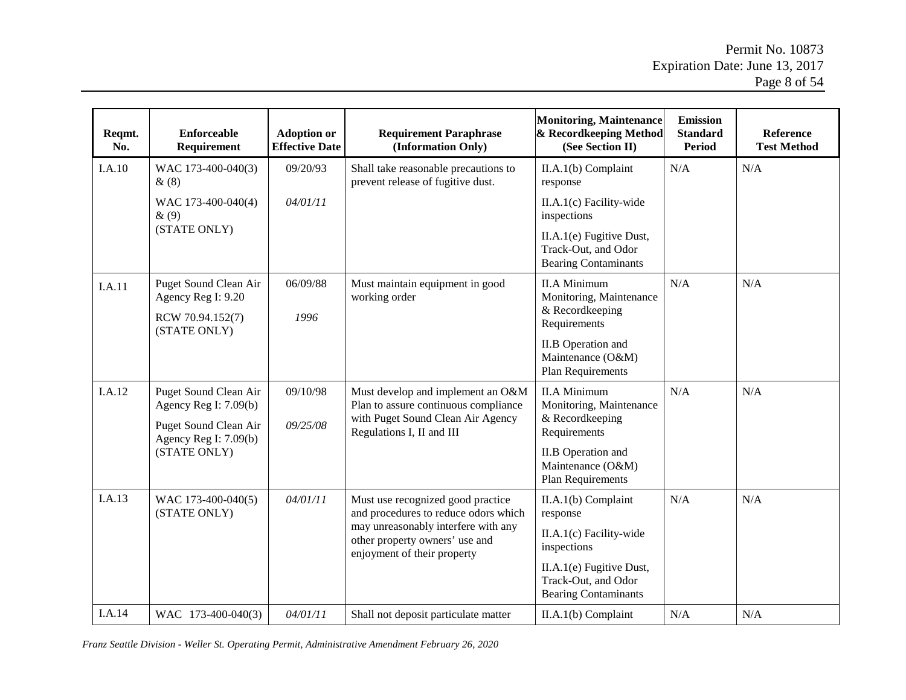| Reqmt. No. | Enforceable Requirement | Adoption or Effective Date | Requirement Paraphrase (Information Only) | Monitoring, Maintenance & Recordkeeping Method (See Section II) | Emission Standard Period | Reference Test Method |
|---|---|---|---|---|---|---|
| I.A.10 | WAC 173-400-040(3) & (8)<br>WAC 173-400-040(4) & (9)<br>(STATE ONLY) | 09/20/93<br>*04/01/11* | Shall take reasonable precautions to prevent release of fugitive dust. | II.A.1(b) Complaint response<br>II.A.1(c) Facility-wide inspections<br>II.A.1(e) Fugitive Dust, Track-Out, and Odor Bearing Contaminants | N/A | N/A |
| I.A.11 | Puget Sound Clean Air Agency Reg I: 9.20<br>RCW 70.94.152(7) (STATE ONLY) | 06/09/88<br>*1996* | Must maintain equipment in good working order | II.A Minimum Monitoring, Maintenance & Recordkeeping Requirements<br>II.B Operation and Maintenance (O&M) Plan Requirements | N/A | N/A |
| I.A.12 | Puget Sound Clean Air Agency Reg I: 7.09(b)<br>Puget Sound Clean Air Agency Reg I: 7.09(b) (STATE ONLY) | 09/10/98<br>*09/25/08* | Must develop and implement an O&M Plan to assure continuous compliance with Puget Sound Clean Air Agency Regulations I, II and III | II.A Minimum Monitoring, Maintenance & Recordkeeping Requirements<br>II.B Operation and Maintenance (O&M) Plan Requirements | N/A | N/A |
| I.A.13 | WAC 173-400-040(5) (STATE ONLY) | *04/01/11* | Must use recognized good practice and procedures to reduce odors which may unreasonably interfere with any other property owners' use and enjoyment of their property | II.A.1(b) Complaint response<br>II.A.1(c) Facility-wide inspections<br>II.A.1(e) Fugitive Dust, Track-Out, and Odor Bearing Contaminants | N/A | N/A |
| I.A.14 | WAC 173-400-040(3) | *04/01/11* | Shall not deposit particulate matter | II.A.1(b) Complaint | N/A | N/A |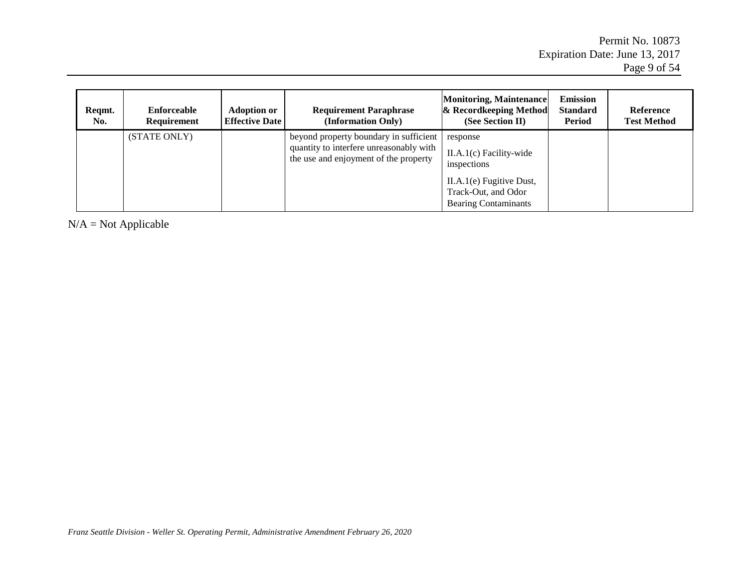| Reqmt. No. | Enforceable Requirement | Adoption or Effective Date | Requirement Paraphrase (Information Only) | Monitoring, Maintenance & Recordkeeping Method (See Section II) | Emission Standard Period | Reference Test Method |
|---|---|---|---|---|---|---|
| | (STATE ONLY) | | beyond property boundary in sufficient quantity to interfere unreasonably with the use and enjoyment of the property | response<br><br>II.A.1(c) Facility-wide inspections<br><br>II.A.1(e) Fugitive Dust, Track-Out, and Odor Bearing Contaminants | | |

N/A = Not Applicable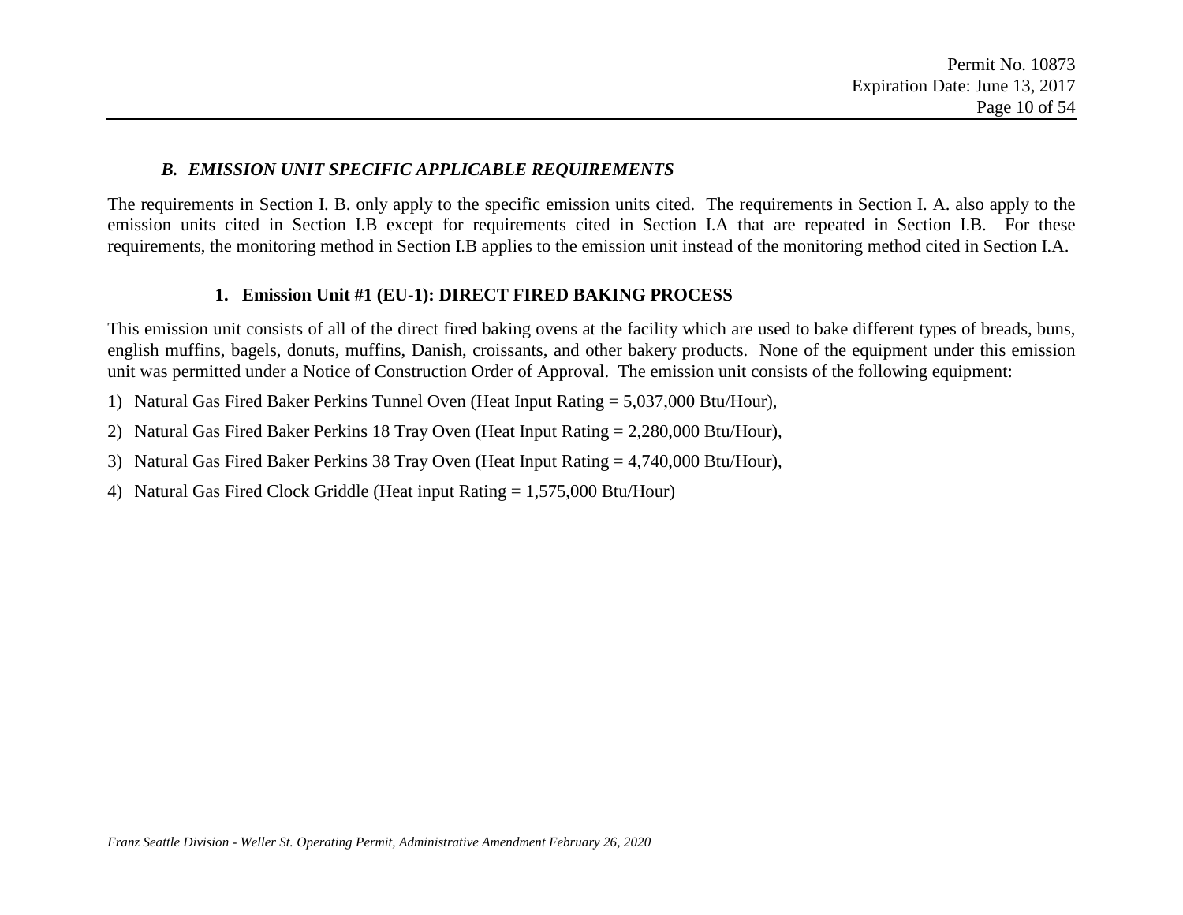### *B. EMISSION UNIT SPECIFIC APPLICABLE REQUIREMENTS*

The requirements in Section I. B. only apply to the specific emission units cited. The requirements in Section I. A. also apply to the emission units cited in Section I.B except for requirements cited in Section I.A that are repeated in Section I.B. For these requirements, the monitoring method in Section I.B applies to the emission unit instead of the monitoring method cited in Section I.A.

#### 1. Emission Unit #1 (EU-1): DIRECT FIRED BAKING PROCESS

This emission unit consists of all of the direct fired baking ovens at the facility which are used to bake different types of breads, buns, english muffins, bagels, donuts, muffins, Danish, croissants, and other bakery products. None of the equipment under this emission unit was permitted under a Notice of Construction Order of Approval. The emission unit consists of the following equipment:

1) Natural Gas Fired Baker Perkins Tunnel Oven (Heat Input Rating = 5,037,000 Btu/Hour),
2) Natural Gas Fired Baker Perkins 18 Tray Oven (Heat Input Rating = 2,280,000 Btu/Hour),
3) Natural Gas Fired Baker Perkins 38 Tray Oven (Heat Input Rating = 4,740,000 Btu/Hour),
4) Natural Gas Fired Clock Griddle (Heat input Rating = 1,575,000 Btu/Hour)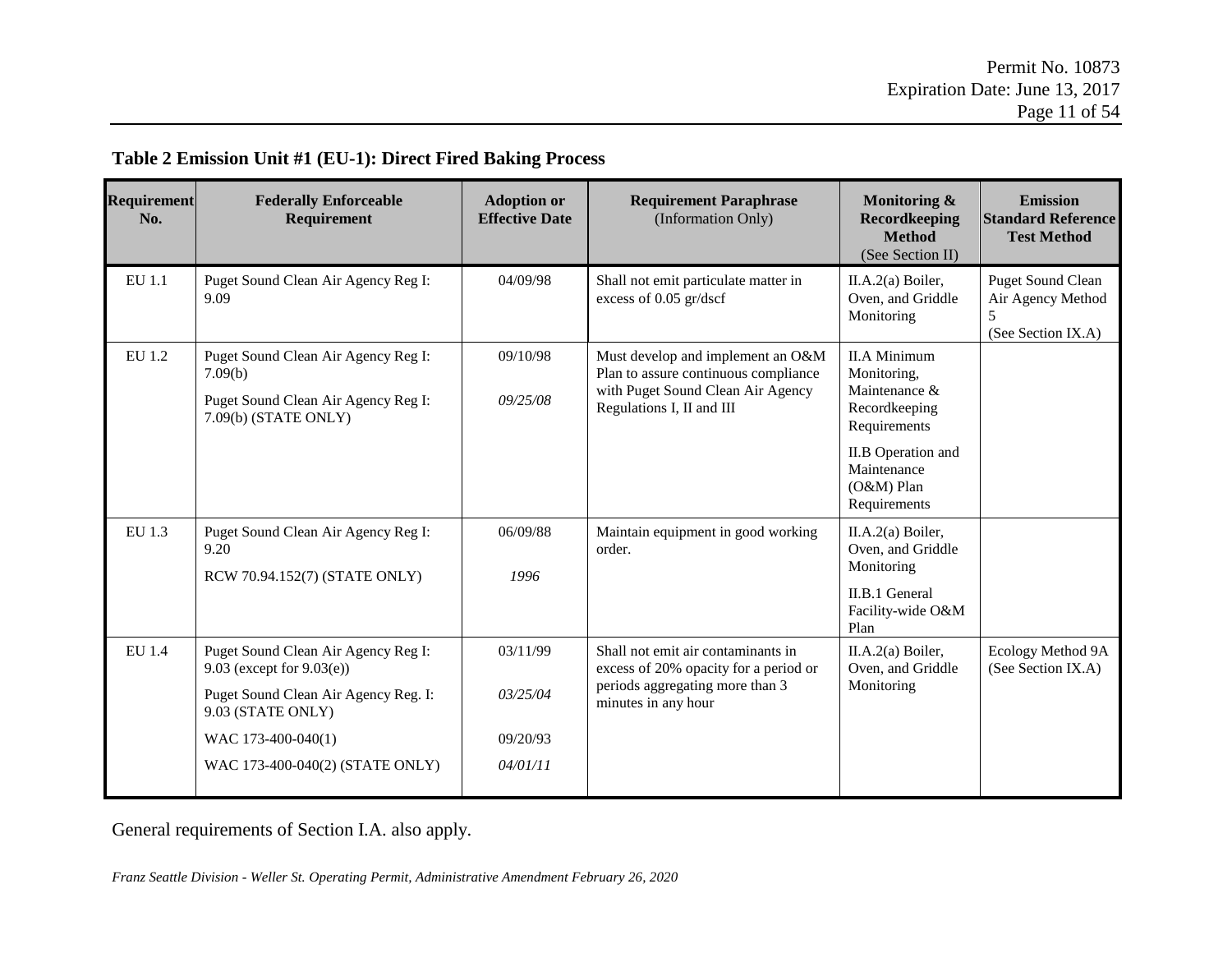**Table 2 Emission Unit #1 (EU-1): Direct Fired Baking Process**

| Requirement No. | Federally Enforceable Requirement | Adoption or Effective Date | Requirement Paraphrase (Information Only) | Monitoring & Recordkeeping Method (See Section II) | Emission Standard Reference Test Method |
|---|---|---|---|---|---|
| EU 1.1 | Puget Sound Clean Air Agency Reg I: 9.09 | 04/09/98 | Shall not emit particulate matter in excess of 0.05 gr/dscf | II.A.2(a) Boiler, Oven, and Griddle Monitoring | Puget Sound Clean Air Agency Method 5 (See Section IX.A) |
| EU 1.2 | Puget Sound Clean Air Agency Reg I: 7.09(b)<br>Puget Sound Clean Air Agency Reg I: 7.09(b) (STATE ONLY) | 09/10/98<br>*09/25/08* | Must develop and implement an O&M Plan to assure continuous compliance with Puget Sound Clean Air Agency Regulations I, II and III | II.A Minimum Monitoring, Maintenance & Recordkeeping Requirements<br>II.B Operation and Maintenance (O&M) Plan Requirements | |
| EU 1.3 | Puget Sound Clean Air Agency Reg I: 9.20<br>RCW 70.94.152(7) (STATE ONLY) | 06/09/88<br>*1996* | Maintain equipment in good working order. | II.A.2(a) Boiler, Oven, and Griddle Monitoring<br>II.B.1 General Facility-wide O&M Plan | |
| EU 1.4 | Puget Sound Clean Air Agency Reg I: 9.03 (except for 9.03(e))<br>Puget Sound Clean Air Agency Reg. I: 9.03 (STATE ONLY)<br>WAC 173-400-040(1)<br>WAC 173-400-040(2) (STATE ONLY) | 03/11/99<br>*03/25/04*<br>09/20/93<br>*04/01/11* | Shall not emit air contaminants in excess of 20% opacity for a period or periods aggregating more than 3 minutes in any hour | II.A.2(a) Boiler, Oven, and Griddle Monitoring | Ecology Method 9A (See Section IX.A) |

General requirements of Section I.A. also apply.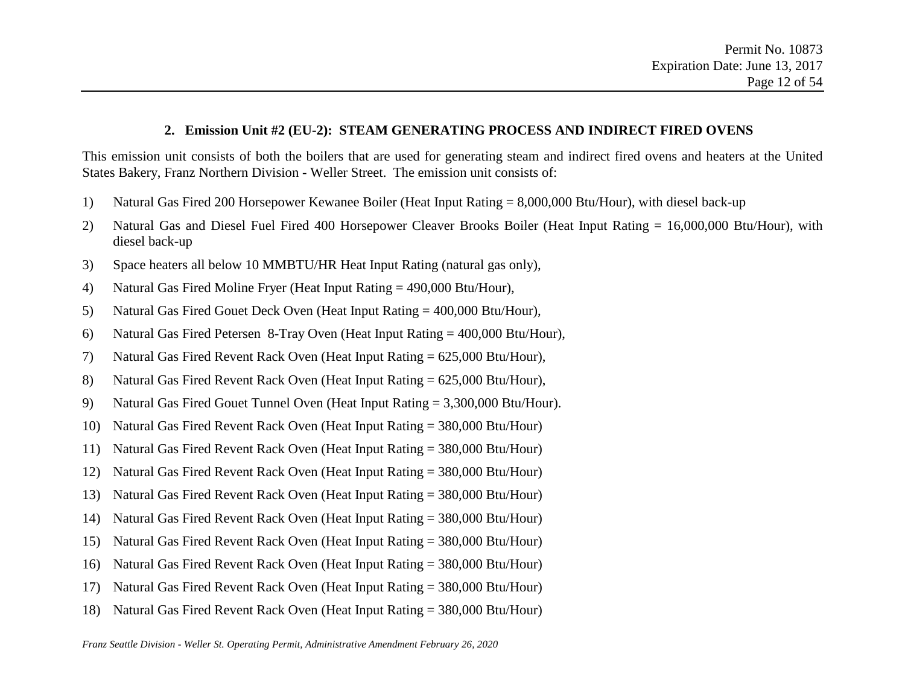## 2. Emission Unit #2 (EU-2): STEAM GENERATING PROCESS AND INDIRECT FIRED OVENS

This emission unit consists of both the boilers that are used for generating steam and indirect fired ovens and heaters at the United States Bakery, Franz Northern Division - Weller Street. The emission unit consists of:

1) Natural Gas Fired 200 Horsepower Kewanee Boiler (Heat Input Rating = 8,000,000 Btu/Hour), with diesel back-up
2) Natural Gas and Diesel Fuel Fired 400 Horsepower Cleaver Brooks Boiler (Heat Input Rating = 16,000,000 Btu/Hour), with diesel back-up
3) Space heaters all below 10 MMBTU/HR Heat Input Rating (natural gas only),
4) Natural Gas Fired Moline Fryer (Heat Input Rating = 490,000 Btu/Hour),
5) Natural Gas Fired Gouet Deck Oven (Heat Input Rating = 400,000 Btu/Hour),
6) Natural Gas Fired Petersen 8-Tray Oven (Heat Input Rating = 400,000 Btu/Hour),
7) Natural Gas Fired Revent Rack Oven (Heat Input Rating = 625,000 Btu/Hour),
8) Natural Gas Fired Revent Rack Oven (Heat Input Rating = 625,000 Btu/Hour),
9) Natural Gas Fired Gouet Tunnel Oven (Heat Input Rating = 3,300,000 Btu/Hour).
10) Natural Gas Fired Revent Rack Oven (Heat Input Rating = 380,000 Btu/Hour)
11) Natural Gas Fired Revent Rack Oven (Heat Input Rating = 380,000 Btu/Hour)
12) Natural Gas Fired Revent Rack Oven (Heat Input Rating = 380,000 Btu/Hour)
13) Natural Gas Fired Revent Rack Oven (Heat Input Rating = 380,000 Btu/Hour)
14) Natural Gas Fired Revent Rack Oven (Heat Input Rating = 380,000 Btu/Hour)
15) Natural Gas Fired Revent Rack Oven (Heat Input Rating = 380,000 Btu/Hour)
16) Natural Gas Fired Revent Rack Oven (Heat Input Rating = 380,000 Btu/Hour)
17) Natural Gas Fired Revent Rack Oven (Heat Input Rating = 380,000 Btu/Hour)
18) Natural Gas Fired Revent Rack Oven (Heat Input Rating = 380,000 Btu/Hour)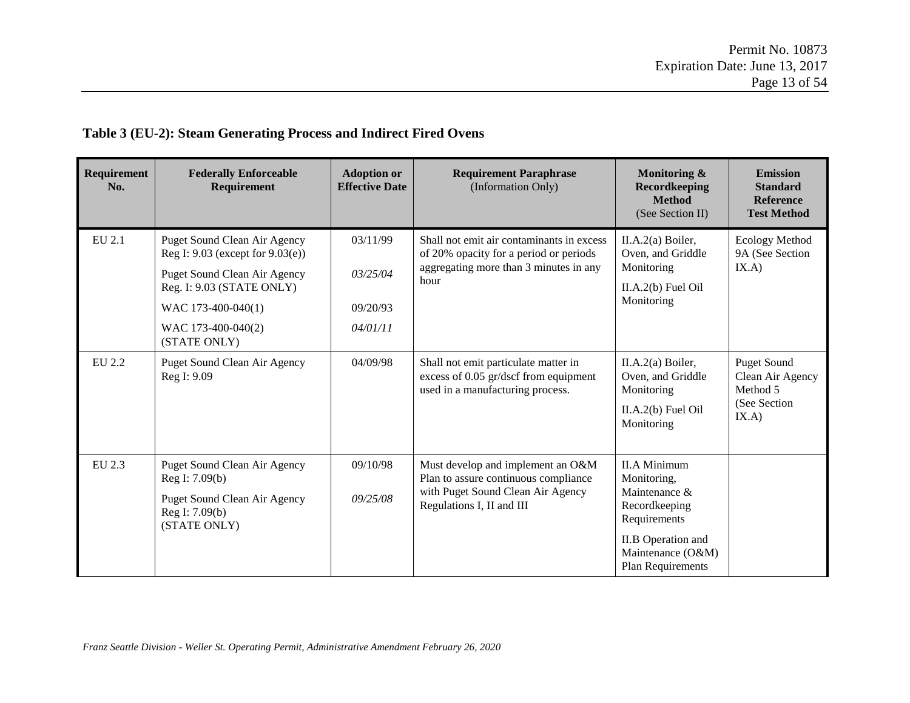**Table 3 (EU-2): Steam Generating Process and Indirect Fired Ovens**

| Requirement No. | Federally Enforceable Requirement | Adoption or Effective Date | Requirement Paraphrase (Information Only) | Monitoring & Recordkeeping Method (See Section II) | Emission Standard Reference Test Method |
|---|---|---|---|---|---|
| EU 2.1 | Puget Sound Clean Air Agency Reg I: 9.03 (except for 9.03(e))<br>Puget Sound Clean Air Agency Reg. I: 9.03 (STATE ONLY)<br>WAC 173-400-040(1)<br>WAC 173-400-040(2) (STATE ONLY) | 03/11/99<br>*03/25/04*<br>09/20/93<br>*04/01/11* | Shall not emit air contaminants in excess of 20% opacity for a period or periods aggregating more than 3 minutes in any hour | II.A.2(a) Boiler, Oven, and Griddle Monitoring<br>II.A.2(b) Fuel Oil Monitoring | Ecology Method 9A (See Section IX.A) |
| EU 2.2 | Puget Sound Clean Air Agency Reg I: 9.09 | 04/09/98 | Shall not emit particulate matter in excess of 0.05 gr/dscf from equipment used in a manufacturing process. | II.A.2(a) Boiler, Oven, and Griddle Monitoring<br>II.A.2(b) Fuel Oil Monitoring | Puget Sound Clean Air Agency Method 5 (See Section IX.A) |
| EU 2.3 | Puget Sound Clean Air Agency Reg I: 7.09(b)<br>Puget Sound Clean Air Agency Reg I: 7.09(b) (STATE ONLY) | 09/10/98<br>*09/25/08* | Must develop and implement an O&M Plan to assure continuous compliance with Puget Sound Clean Air Agency Regulations I, II and III | II.A Minimum Monitoring, Maintenance & Recordkeeping Requirements<br>II.B Operation and Maintenance (O&M) Plan Requirements | |

*Franz Seattle Division - Weller St. Operating Permit, Administrative Amendment February 26, 2020*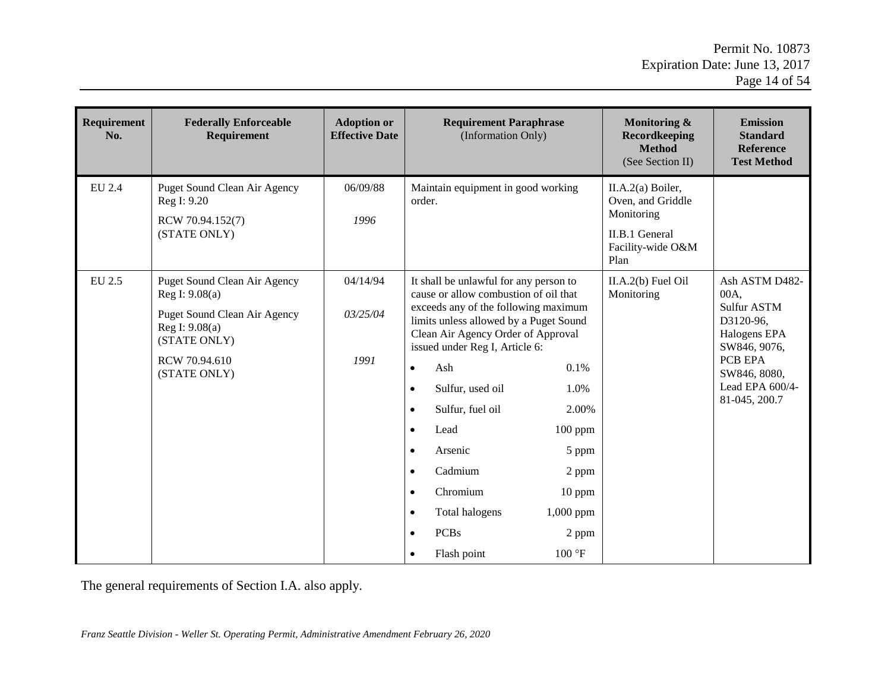| Requirement No. | Federally Enforceable Requirement | Adoption or Effective Date | Requirement Paraphrase (Information Only) | Monitoring & Recordkeeping Method (See Section II) | Emission Standard Reference Test Method |
|---|---|---|---|---|---|
| EU 2.4 | Puget Sound Clean Air Agency Reg I: 9.20<br>RCW 70.94.152(7) (STATE ONLY) | 06/09/88<br>*1996* | Maintain equipment in good working order. | II.A.2(a) Boiler, Oven, and Griddle Monitoring<br>II.B.1 General Facility-wide O&M Plan | |
| EU 2.5 | Puget Sound Clean Air Agency Reg I: 9.08(a)<br>Puget Sound Clean Air Agency Reg I: 9.08(a) (STATE ONLY)<br>RCW 70.94.610 (STATE ONLY) | 04/14/94<br>*03/25/04*<br>*1991* | It shall be unlawful for any person to cause or allow combustion of oil that exceeds any of the following maximum limits unless allowed by a Puget Sound Clean Air Agency Order of Approval issued under Reg I, Article 6:<br>• Ash 0.1%<br>• Sulfur, used oil 1.0%<br>• Sulfur, fuel oil 2.00%<br>• Lead 100 ppm<br>• Arsenic 5 ppm<br>• Cadmium 2 ppm<br>• Chromium 10 ppm<br>• Total halogens 1,000 ppm<br>• PCBs 2 ppm<br>• Flash point 100 °F | II.A.2(b) Fuel Oil Monitoring | Ash ASTM D482-00A, Sulfur ASTM D3120-96, Halogens EPA SW846, 9076, PCB EPA SW846, 8080, Lead EPA 600/4-81-045, 200.7 |

The general requirements of Section I.A. also apply.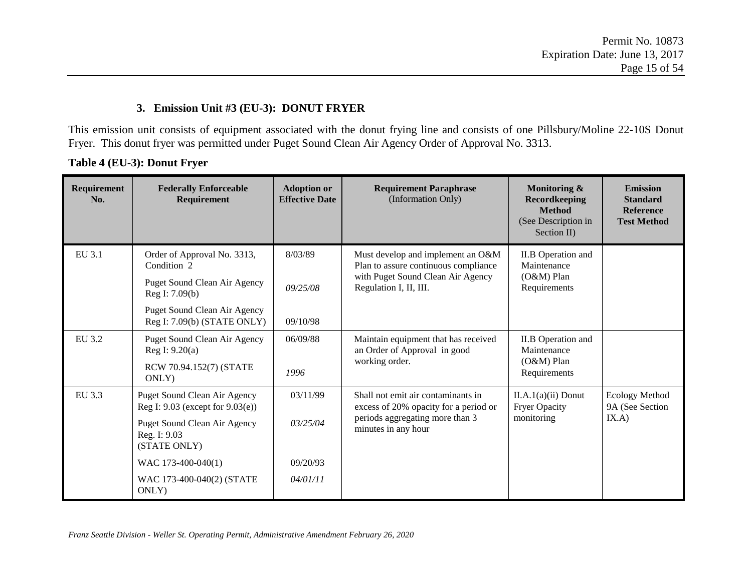### 3. Emission Unit #3 (EU-3): DONUT FRYER

This emission unit consists of equipment associated with the donut frying line and consists of one Pillsbury/Moline 22-10S Donut Fryer. This donut fryer was permitted under Puget Sound Clean Air Agency Order of Approval No. 3313.

**Table 4 (EU-3): Donut Fryer**

| Requirement No. | Federally Enforceable Requirement | Adoption or Effective Date | Requirement Paraphrase (Information Only) | Monitoring & Recordkeeping Method (See Description in Section II) | Emission Standard Reference Test Method |
|---|---|---|---|---|---|
| EU 3.1 | Order of Approval No. 3313, Condition 2<br><br>Puget Sound Clean Air Agency Reg I: 7.09(b)<br><br>Puget Sound Clean Air Agency Reg I: 7.09(b) (STATE ONLY) | 8/03/89<br><br>*09/25/08*<br><br>09/10/98 | Must develop and implement an O&M Plan to assure continuous compliance with Puget Sound Clean Air Agency Regulation I, II, III. | II.B Operation and Maintenance (O&M) Plan Requirements | |
| EU 3.2 | Puget Sound Clean Air Agency Reg I: 9.20(a)<br><br>RCW 70.94.152(7) (STATE ONLY) | 06/09/88<br><br>*1996* | Maintain equipment that has received an Order of Approval in good working order. | II.B Operation and Maintenance (O&M) Plan Requirements | |
| EU 3.3 | Puget Sound Clean Air Agency Reg I: 9.03 (except for 9.03(e))<br><br>Puget Sound Clean Air Agency Reg. I: 9.03 (STATE ONLY)<br><br>WAC 173-400-040(1)<br><br>WAC 173-400-040(2) (STATE ONLY) | 03/11/99<br><br>*03/25/04*<br><br>09/20/93<br><br>*04/01/11* | Shall not emit air contaminants in excess of 20% opacity for a period or periods aggregating more than 3 minutes in any hour | II.A.1(a)(ii) Donut Fryer Opacity monitoring | Ecology Method 9A (See Section IX.A) |

*Franz Seattle Division - Weller St. Operating Permit, Administrative Amendment February 26, 2020*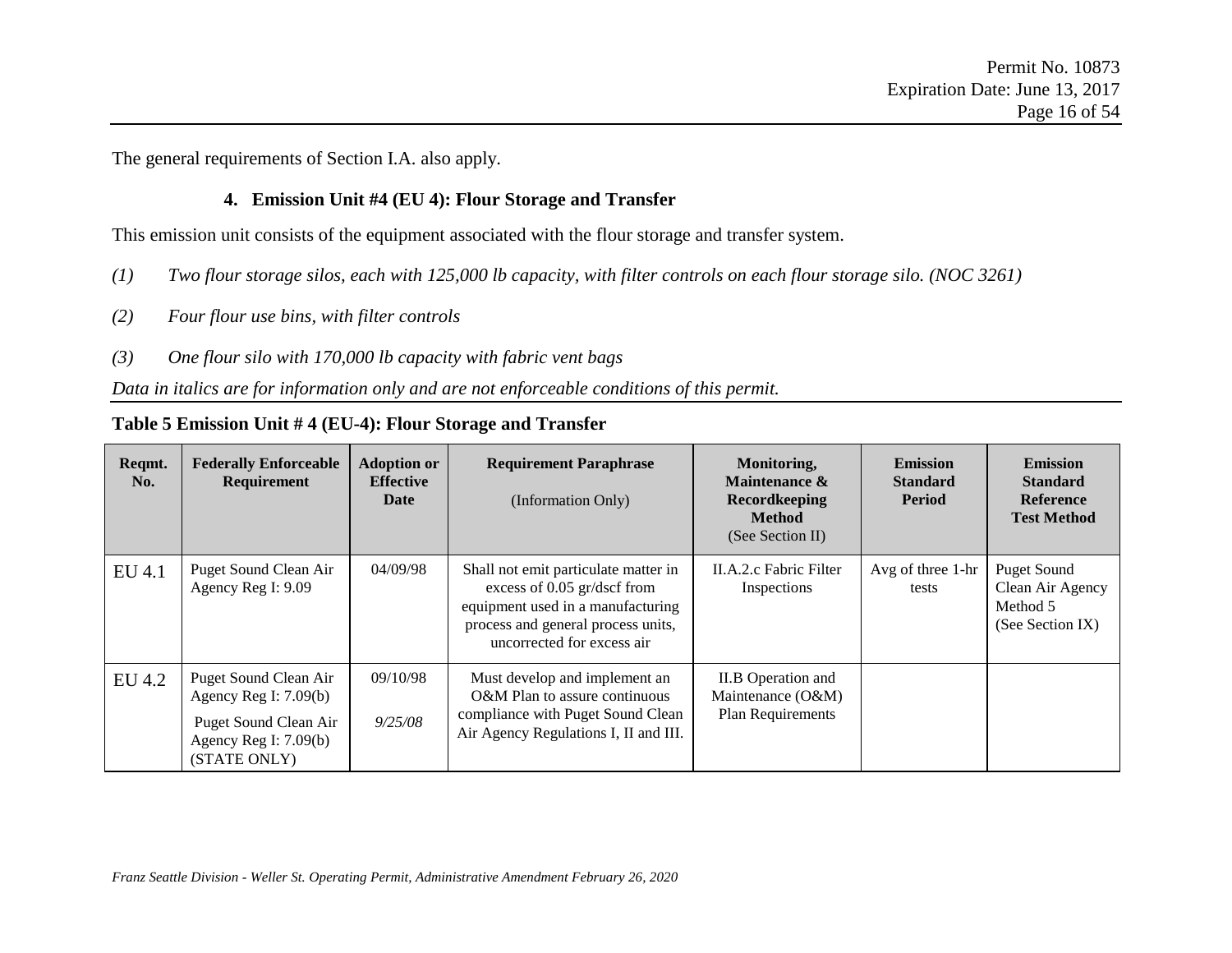The general requirements of Section I.A. also apply.

### 4. Emission Unit #4 (EU 4): Flour Storage and Transfer

This emission unit consists of the equipment associated with the flour storage and transfer system.

*(1) Two flour storage silos, each with 125,000 lb capacity, with filter controls on each flour storage silo. (NOC 3261)*

*(2) Four flour use bins, with filter controls*

*(3) One flour silo with 170,000 lb capacity with fabric vent bags*

*Data in italics are for information only and are not enforceable conditions of this permit.*

**Table 5 Emission Unit # 4 (EU-4): Flour Storage and Transfer**

| Reqmt. No. | Federally Enforceable Requirement | Adoption or Effective Date | Requirement Paraphrase (Information Only) | Monitoring, Maintenance & Recordkeeping Method (See Section II) | Emission Standard Period | Emission Standard Reference Test Method |
|---|---|---|---|---|---|---|
| EU 4.1 | Puget Sound Clean Air Agency Reg I: 9.09 | 04/09/98 | Shall not emit particulate matter in excess of 0.05 gr/dscf from equipment used in a manufacturing process and general process units, uncorrected for excess air | II.A.2.c Fabric Filter Inspections | Avg of three 1-hr tests | Puget Sound Clean Air Agency Method 5 (See Section IX) |
| EU 4.2 | Puget Sound Clean Air Agency Reg I: 7.09(b)<br>Puget Sound Clean Air Agency Reg I: 7.09(b) (STATE ONLY) | 09/10/98<br>*9/25/08* | Must develop and implement an O&M Plan to assure continuous compliance with Puget Sound Clean Air Agency Regulations I, II and III. | II.B Operation and Maintenance (O&M) Plan Requirements | | |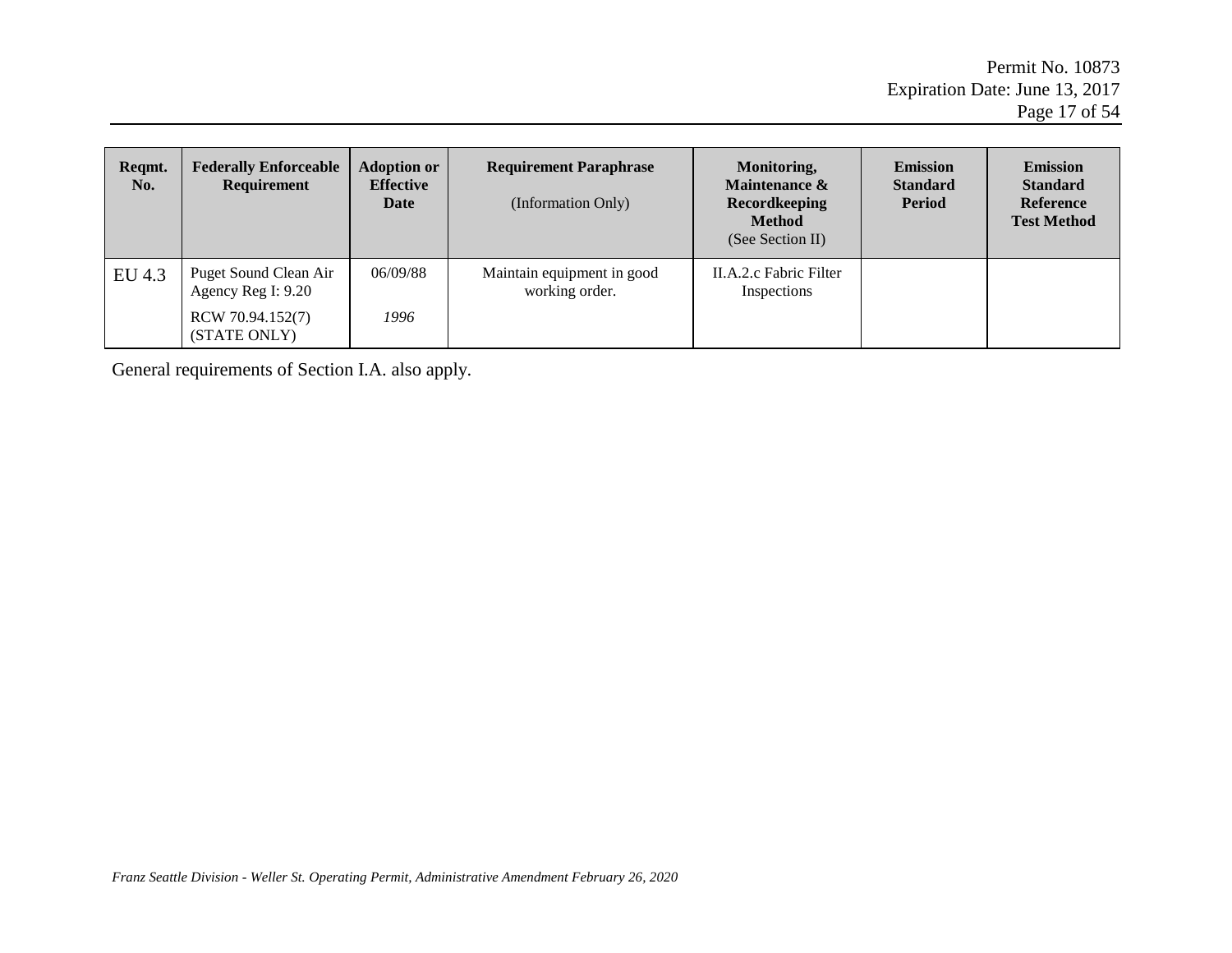| Reqmt. No. | Federally Enforceable Requirement | Adoption or Effective Date | Requirement Paraphrase (Information Only) | Monitoring, Maintenance & Recordkeeping Method (See Section II) | Emission Standard Period | Emission Standard Reference Test Method |
|---|---|---|---|---|---|---|
| EU 4.3 | Puget Sound Clean Air Agency Reg I: 9.20<br>RCW 70.94.152(7) (STATE ONLY) | 06/09/88<br>*1996* | Maintain equipment in good working order. | II.A.2.c Fabric Filter Inspections | | |

General requirements of Section I.A. also apply.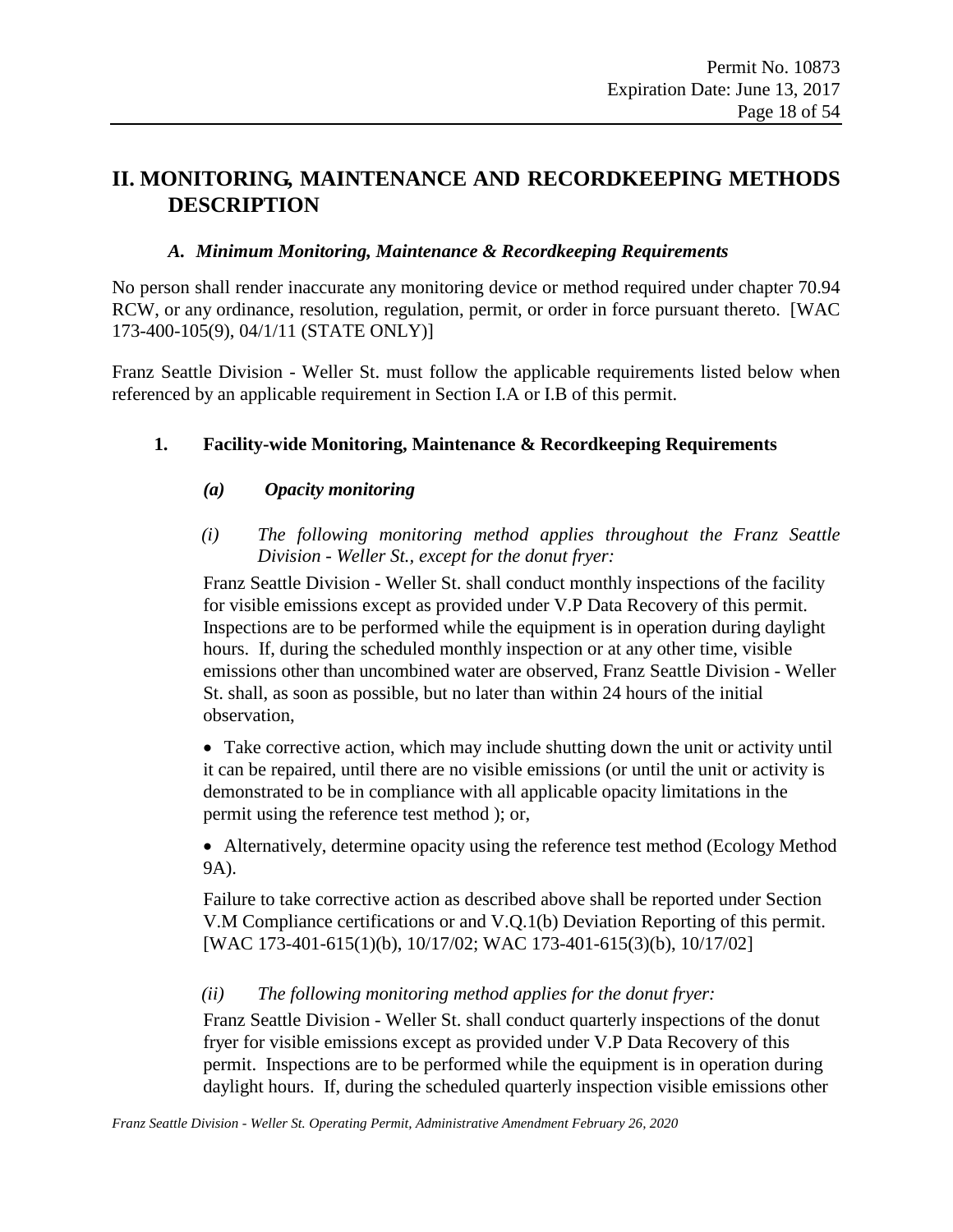# II. MONITORING, MAINTENANCE AND RECORDKEEPING METHODS DESCRIPTION

### *A. Minimum Monitoring, Maintenance & Recordkeeping Requirements*

No person shall render inaccurate any monitoring device or method required under chapter 70.94 RCW, or any ordinance, resolution, regulation, permit, or order in force pursuant thereto. [WAC 173-400-105(9), 04/1/11 (STATE ONLY)]

Franz Seattle Division - Weller St. must follow the applicable requirements listed below when referenced by an applicable requirement in Section I.A or I.B of this permit.

#### 1. Facility-wide Monitoring, Maintenance & Recordkeeping Requirements

##### *(a) Opacity monitoring*

*(i) The following monitoring method applies throughout the Franz Seattle Division - Weller St., except for the donut fryer:*

Franz Seattle Division - Weller St. shall conduct monthly inspections of the facility for visible emissions except as provided under V.P Data Recovery of this permit. Inspections are to be performed while the equipment is in operation during daylight hours. If, during the scheduled monthly inspection or at any other time, visible emissions other than uncombined water are observed, Franz Seattle Division - Weller St. shall, as soon as possible, but no later than within 24 hours of the initial observation,

- Take corrective action, which may include shutting down the unit or activity until it can be repaired, until there are no visible emissions (or until the unit or activity is demonstrated to be in compliance with all applicable opacity limitations in the permit using the reference test method ); or,
- Alternatively, determine opacity using the reference test method (Ecology Method 9A).

Failure to take corrective action as described above shall be reported under Section V.M Compliance certifications or and V.Q.1(b) Deviation Reporting of this permit. [WAC 173-401-615(1)(b), 10/17/02; WAC 173-401-615(3)(b), 10/17/02]

*(ii) The following monitoring method applies for the donut fryer:*

Franz Seattle Division - Weller St. shall conduct quarterly inspections of the donut fryer for visible emissions except as provided under V.P Data Recovery of this permit. Inspections are to be performed while the equipment is in operation during daylight hours. If, during the scheduled quarterly inspection visible emissions other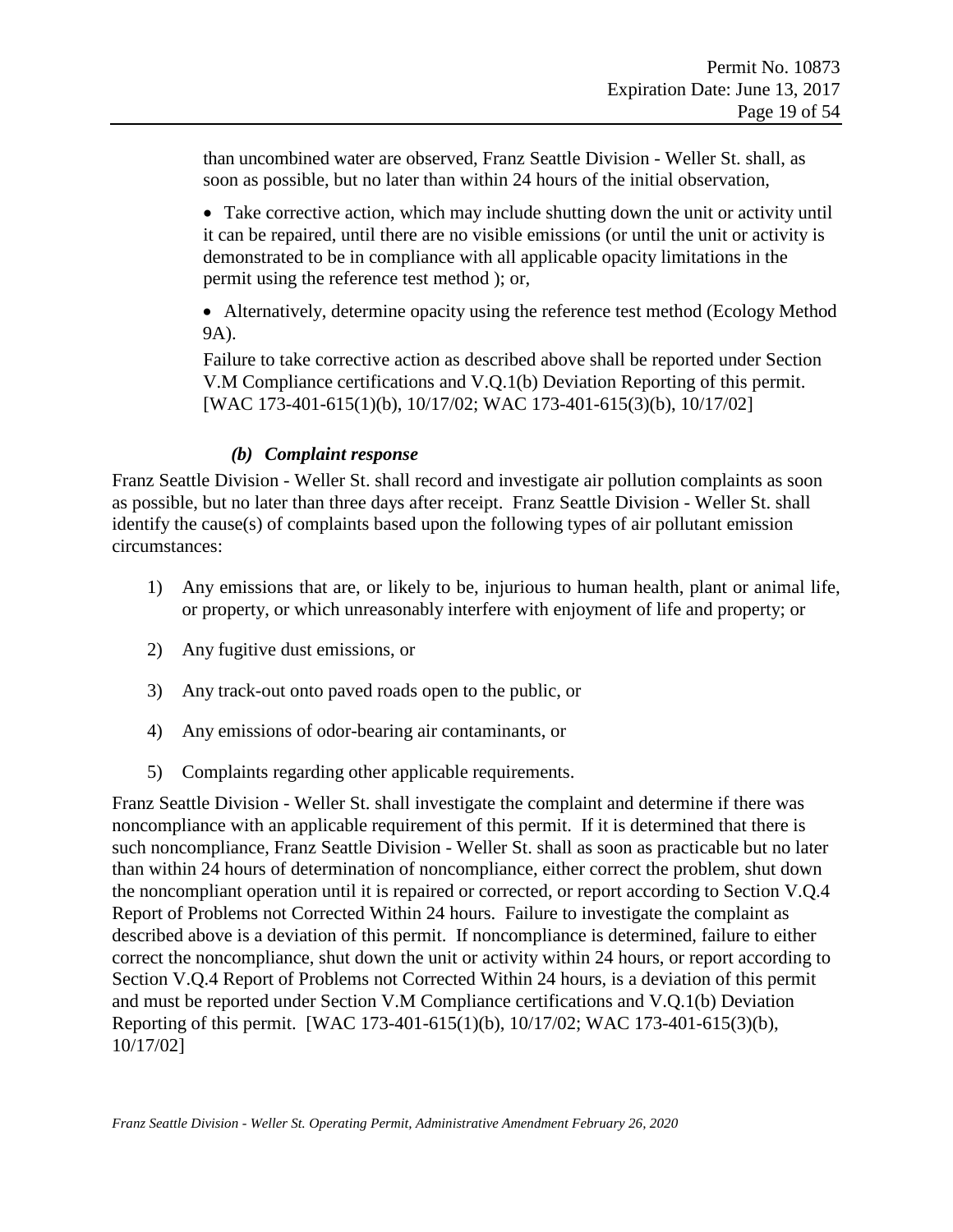than uncombined water are observed, Franz Seattle Division - Weller St. shall, as soon as possible, but no later than within 24 hours of the initial observation,

- Take corrective action, which may include shutting down the unit or activity until it can be repaired, until there are no visible emissions (or until the unit or activity is demonstrated to be in compliance with all applicable opacity limitations in the permit using the reference test method ); or,
- Alternatively, determine opacity using the reference test method (Ecology Method 9A).

Failure to take corrective action as described above shall be reported under Section V.M Compliance certifications and V.Q.1(b) Deviation Reporting of this permit. [WAC 173-401-615(1)(b), 10/17/02; WAC 173-401-615(3)(b), 10/17/02]

#### *(b) Complaint response*

Franz Seattle Division - Weller St. shall record and investigate air pollution complaints as soon as possible, but no later than three days after receipt. Franz Seattle Division - Weller St. shall identify the cause(s) of complaints based upon the following types of air pollutant emission circumstances:

1) Any emissions that are, or likely to be, injurious to human health, plant or animal life, or property, or which unreasonably interfere with enjoyment of life and property; or
2) Any fugitive dust emissions, or
3) Any track-out onto paved roads open to the public, or
4) Any emissions of odor-bearing air contaminants, or
5) Complaints regarding other applicable requirements.

Franz Seattle Division - Weller St. shall investigate the complaint and determine if there was noncompliance with an applicable requirement of this permit. If it is determined that there is such noncompliance, Franz Seattle Division - Weller St. shall as soon as practicable but no later than within 24 hours of determination of noncompliance, either correct the problem, shut down the noncompliant operation until it is repaired or corrected, or report according to Section V.Q.4 Report of Problems not Corrected Within 24 hours. Failure to investigate the complaint as described above is a deviation of this permit. If noncompliance is determined, failure to either correct the noncompliance, shut down the unit or activity within 24 hours, or report according to Section V.Q.4 Report of Problems not Corrected Within 24 hours, is a deviation of this permit and must be reported under Section V.M Compliance certifications and V.Q.1(b) Deviation Reporting of this permit. [WAC 173-401-615(1)(b), 10/17/02; WAC 173-401-615(3)(b), 10/17/02]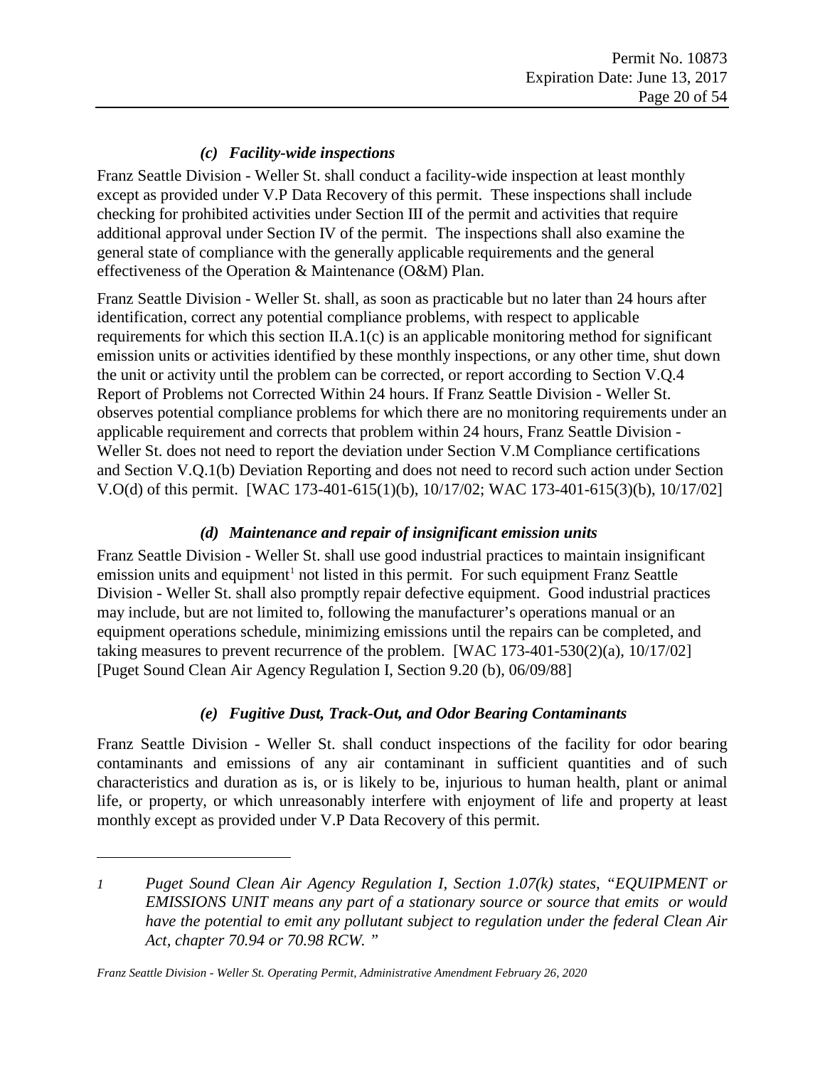#### *(c) Facility-wide inspections*

Franz Seattle Division - Weller St. shall conduct a facility-wide inspection at least monthly except as provided under V.P Data Recovery of this permit. These inspections shall include checking for prohibited activities under Section III of the permit and activities that require additional approval under Section IV of the permit. The inspections shall also examine the general state of compliance with the generally applicable requirements and the general effectiveness of the Operation & Maintenance (O&M) Plan.

Franz Seattle Division - Weller St. shall, as soon as practicable but no later than 24 hours after identification, correct any potential compliance problems, with respect to applicable requirements for which this section II.A.1(c) is an applicable monitoring method for significant emission units or activities identified by these monthly inspections, or any other time, shut down the unit or activity until the problem can be corrected, or report according to Section V.Q.4 Report of Problems not Corrected Within 24 hours. If Franz Seattle Division - Weller St. observes potential compliance problems for which there are no monitoring requirements under an applicable requirement and corrects that problem within 24 hours, Franz Seattle Division - Weller St. does not need to report the deviation under Section V.M Compliance certifications and Section V.Q.1(b) Deviation Reporting and does not need to record such action under Section V.O(d) of this permit. [WAC 173-401-615(1)(b), 10/17/02; WAC 173-401-615(3)(b), 10/17/02]

#### *(d) Maintenance and repair of insignificant emission units*

Franz Seattle Division - Weller St. shall use good industrial practices to maintain insignificant emission units and equipment[1] not listed in this permit. For such equipment Franz Seattle Division - Weller St. shall also promptly repair defective equipment. Good industrial practices may include, but are not limited to, following the manufacturer's operations manual or an equipment operations schedule, minimizing emissions until the repairs can be completed, and taking measures to prevent recurrence of the problem. [WAC 173-401-530(2)(a), 10/17/02] [Puget Sound Clean Air Agency Regulation I, Section 9.20 (b), 06/09/88]

#### *(e) Fugitive Dust, Track-Out, and Odor Bearing Contaminants*

Franz Seattle Division - Weller St. shall conduct inspections of the facility for odor bearing contaminants and emissions of any air contaminant in sufficient quantities and of such characteristics and duration as is, or is likely to be, injurious to human health, plant or animal life, or property, or which unreasonably interfere with enjoyment of life and property at least monthly except as provided under V.P Data Recovery of this permit.

---

*1 Puget Sound Clean Air Agency Regulation I, Section 1.07(k) states, "EQUIPMENT or EMISSIONS UNIT means any part of a stationary source or source that emits or would have the potential to emit any pollutant subject to regulation under the federal Clean Air Act, chapter 70.94 or 70.98 RCW."*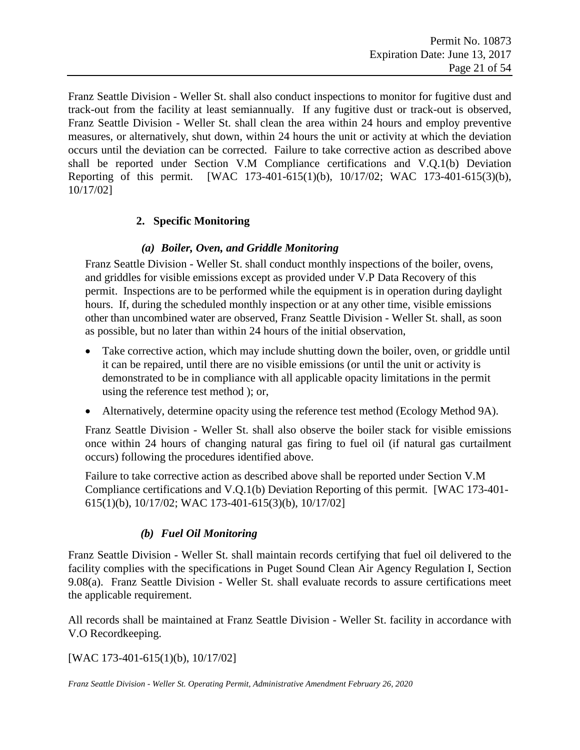Franz Seattle Division - Weller St. shall also conduct inspections to monitor for fugitive dust and track-out from the facility at least semiannually. If any fugitive dust or track-out is observed, Franz Seattle Division - Weller St. shall clean the area within 24 hours and employ preventive measures, or alternatively, shut down, within 24 hours the unit or activity at which the deviation occurs until the deviation can be corrected. Failure to take corrective action as described above shall be reported under Section V.M Compliance certifications and V.Q.1(b) Deviation Reporting of this permit. [WAC 173-401-615(1)(b), 10/17/02; WAC 173-401-615(3)(b), 10/17/02]

## 2. Specific Monitoring

### *(a) Boiler, Oven, and Griddle Monitoring*

Franz Seattle Division - Weller St. shall conduct monthly inspections of the boiler, ovens, and griddles for visible emissions except as provided under V.P Data Recovery of this permit. Inspections are to be performed while the equipment is in operation during daylight hours. If, during the scheduled monthly inspection or at any other time, visible emissions other than uncombined water are observed, Franz Seattle Division - Weller St. shall, as soon as possible, but no later than within 24 hours of the initial observation,

- Take corrective action, which may include shutting down the boiler, oven, or griddle until it can be repaired, until there are no visible emissions (or until the unit or activity is demonstrated to be in compliance with all applicable opacity limitations in the permit using the reference test method ); or,
- Alternatively, determine opacity using the reference test method (Ecology Method 9A).

Franz Seattle Division - Weller St. shall also observe the boiler stack for visible emissions once within 24 hours of changing natural gas firing to fuel oil (if natural gas curtailment occurs) following the procedures identified above.

Failure to take corrective action as described above shall be reported under Section V.M Compliance certifications and V.Q.1(b) Deviation Reporting of this permit. [WAC 173-401-615(1)(b), 10/17/02; WAC 173-401-615(3)(b), 10/17/02]

### *(b) Fuel Oil Monitoring*

Franz Seattle Division - Weller St. shall maintain records certifying that fuel oil delivered to the facility complies with the specifications in Puget Sound Clean Air Agency Regulation I, Section 9.08(a). Franz Seattle Division - Weller St. shall evaluate records to assure certifications meet the applicable requirement.

All records shall be maintained at Franz Seattle Division - Weller St. facility in accordance with V.O Recordkeeping.

[WAC 173-401-615(1)(b), 10/17/02]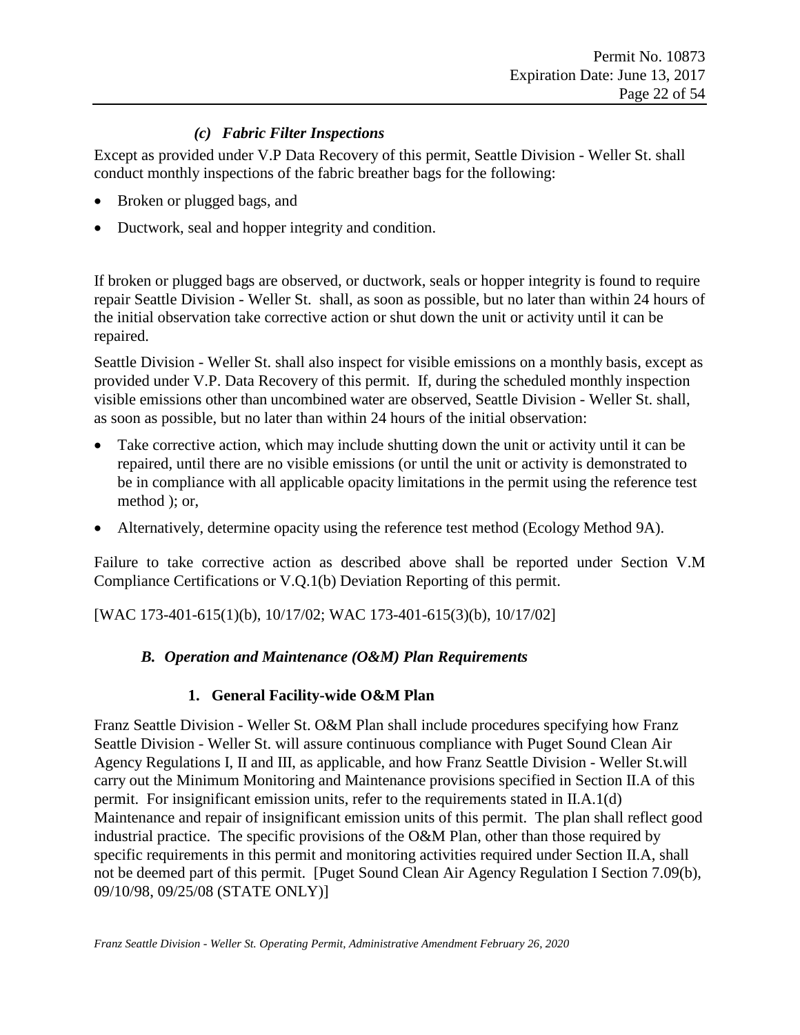#### *(c) Fabric Filter Inspections*

Except as provided under V.P Data Recovery of this permit, Seattle Division - Weller St. shall conduct monthly inspections of the fabric breather bags for the following:

- Broken or plugged bags, and
- Ductwork, seal and hopper integrity and condition.

If broken or plugged bags are observed, or ductwork, seals or hopper integrity is found to require repair Seattle Division - Weller St. shall, as soon as possible, but no later than within 24 hours of the initial observation take corrective action or shut down the unit or activity until it can be repaired.

Seattle Division - Weller St. shall also inspect for visible emissions on a monthly basis, except as provided under V.P. Data Recovery of this permit. If, during the scheduled monthly inspection visible emissions other than uncombined water are observed, Seattle Division - Weller St. shall, as soon as possible, but no later than within 24 hours of the initial observation:

- Take corrective action, which may include shutting down the unit or activity until it can be repaired, until there are no visible emissions (or until the unit or activity is demonstrated to be in compliance with all applicable opacity limitations in the permit using the reference test method ); or,
- Alternatively, determine opacity using the reference test method (Ecology Method 9A).

Failure to take corrective action as described above shall be reported under Section V.M Compliance Certifications or V.Q.1(b) Deviation Reporting of this permit.

[WAC 173-401-615(1)(b), 10/17/02; WAC 173-401-615(3)(b), 10/17/02]

## *B. Operation and Maintenance (O&M) Plan Requirements*

### 1. General Facility-wide O&M Plan

Franz Seattle Division - Weller St. O&M Plan shall include procedures specifying how Franz Seattle Division - Weller St. will assure continuous compliance with Puget Sound Clean Air Agency Regulations I, II and III, as applicable, and how Franz Seattle Division - Weller St.will carry out the Minimum Monitoring and Maintenance provisions specified in Section II.A of this permit. For insignificant emission units, refer to the requirements stated in II.A.1(d) Maintenance and repair of insignificant emission units of this permit. The plan shall reflect good industrial practice. The specific provisions of the O&M Plan, other than those required by specific requirements in this permit and monitoring activities required under Section II.A, shall not be deemed part of this permit. [Puget Sound Clean Air Agency Regulation I Section 7.09(b), 09/10/98, 09/25/08 (STATE ONLY)]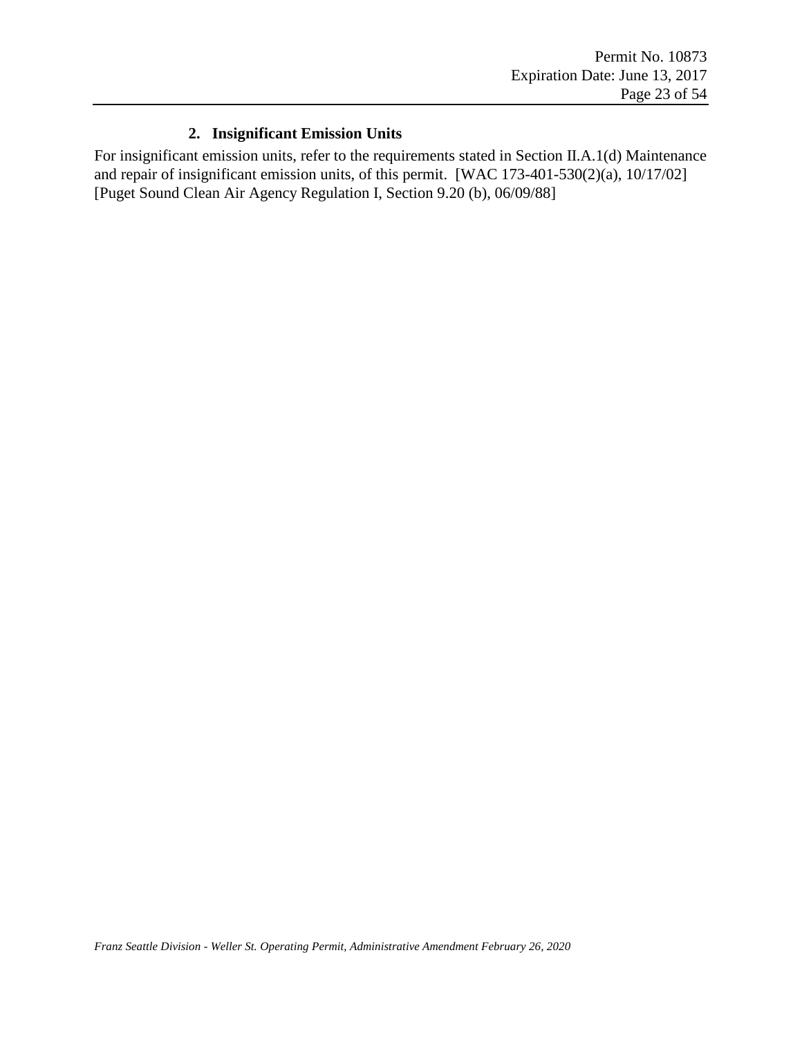### 2. Insignificant Emission Units

For insignificant emission units, refer to the requirements stated in Section II.A.1(d) Maintenance and repair of insignificant emission units, of this permit. [WAC 173-401-530(2)(a), 10/17/02] [Puget Sound Clean Air Agency Regulation I, Section 9.20 (b), 06/09/88]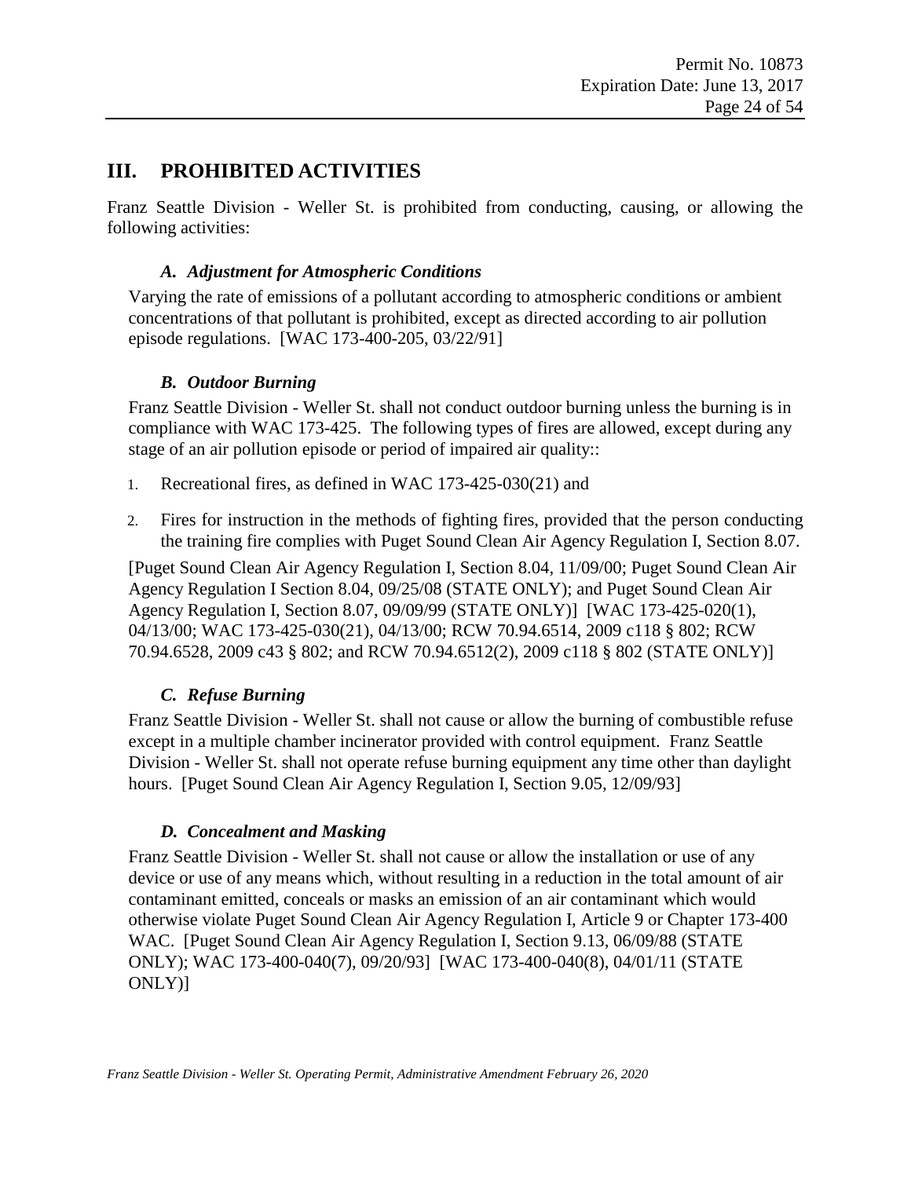## III. PROHIBITED ACTIVITIES

Franz Seattle Division - Weller St. is prohibited from conducting, causing, or allowing the following activities:

### *A. Adjustment for Atmospheric Conditions*

Varying the rate of emissions of a pollutant according to atmospheric conditions or ambient concentrations of that pollutant is prohibited, except as directed according to air pollution episode regulations. [WAC 173-400-205, 03/22/91]

### *B. Outdoor Burning*

Franz Seattle Division - Weller St. shall not conduct outdoor burning unless the burning is in compliance with WAC 173-425. The following types of fires are allowed, except during any stage of an air pollution episode or period of impaired air quality::

1. Recreational fires, as defined in WAC 173-425-030(21) and
2. Fires for instruction in the methods of fighting fires, provided that the person conducting the training fire complies with Puget Sound Clean Air Agency Regulation I, Section 8.07.

[Puget Sound Clean Air Agency Regulation I, Section 8.04, 11/09/00; Puget Sound Clean Air Agency Regulation I Section 8.04, 09/25/08 (STATE ONLY); and Puget Sound Clean Air Agency Regulation I, Section 8.07, 09/09/99 (STATE ONLY)] [WAC 173-425-020(1), 04/13/00; WAC 173-425-030(21), 04/13/00; RCW 70.94.6514, 2009 c118 § 802; RCW 70.94.6528, 2009 c43 § 802; and RCW 70.94.6512(2), 2009 c118 § 802 (STATE ONLY)]

### *C. Refuse Burning*

Franz Seattle Division - Weller St. shall not cause or allow the burning of combustible refuse except in a multiple chamber incinerator provided with control equipment. Franz Seattle Division - Weller St. shall not operate refuse burning equipment any time other than daylight hours. [Puget Sound Clean Air Agency Regulation I, Section 9.05, 12/09/93]

### *D. Concealment and Masking*

Franz Seattle Division - Weller St. shall not cause or allow the installation or use of any device or use of any means which, without resulting in a reduction in the total amount of air contaminant emitted, conceals or masks an emission of an air contaminant which would otherwise violate Puget Sound Clean Air Agency Regulation I, Article 9 or Chapter 173-400 WAC. [Puget Sound Clean Air Agency Regulation I, Section 9.13, 06/09/88 (STATE ONLY); WAC 173-400-040(7), 09/20/93] [WAC 173-400-040(8), 04/01/11 (STATE ONLY)]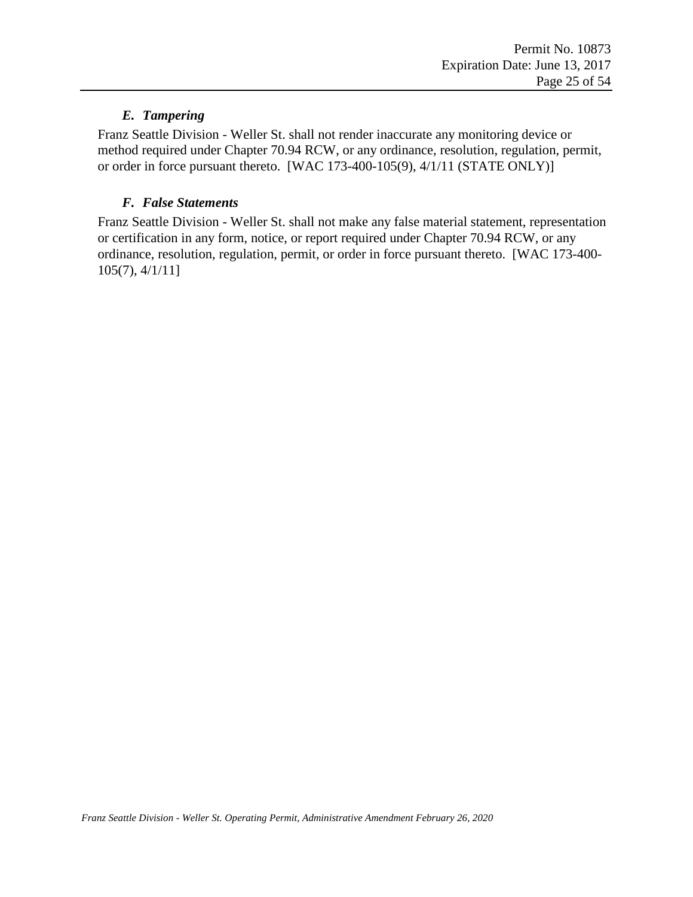### *E. Tampering*

Franz Seattle Division - Weller St. shall not render inaccurate any monitoring device or method required under Chapter 70.94 RCW, or any ordinance, resolution, regulation, permit, or order in force pursuant thereto. [WAC 173-400-105(9), 4/1/11 (STATE ONLY)]

### *F. False Statements*

Franz Seattle Division - Weller St. shall not make any false material statement, representation or certification in any form, notice, or report required under Chapter 70.94 RCW, or any ordinance, resolution, regulation, permit, or order in force pursuant thereto. [WAC 173-400-105(7), 4/1/11]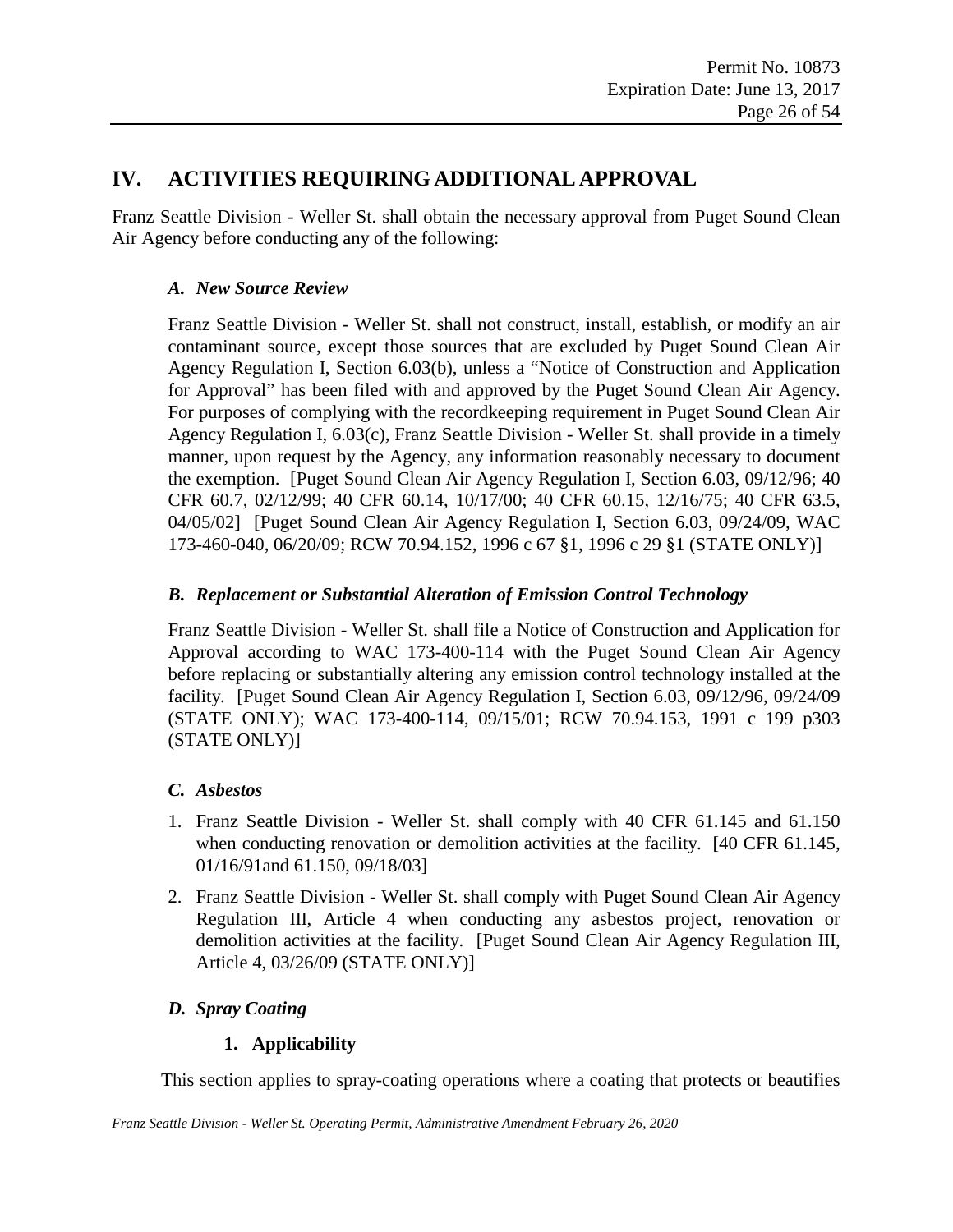## IV. ACTIVITIES REQUIRING ADDITIONAL APPROVAL

Franz Seattle Division - Weller St. shall obtain the necessary approval from Puget Sound Clean Air Agency before conducting any of the following:

### *A. New Source Review*

Franz Seattle Division - Weller St. shall not construct, install, establish, or modify an air contaminant source, except those sources that are excluded by Puget Sound Clean Air Agency Regulation I, Section 6.03(b), unless a "Notice of Construction and Application for Approval" has been filed with and approved by the Puget Sound Clean Air Agency. For purposes of complying with the recordkeeping requirement in Puget Sound Clean Air Agency Regulation I, 6.03(c), Franz Seattle Division - Weller St. shall provide in a timely manner, upon request by the Agency, any information reasonably necessary to document the exemption. [Puget Sound Clean Air Agency Regulation I, Section 6.03, 09/12/96; 40 CFR 60.7, 02/12/99; 40 CFR 60.14, 10/17/00; 40 CFR 60.15, 12/16/75; 40 CFR 63.5, 04/05/02] [Puget Sound Clean Air Agency Regulation I, Section 6.03, 09/24/09, WAC 173-460-040, 06/20/09; RCW 70.94.152, 1996 c 67 §1, 1996 c 29 §1 (STATE ONLY)]

### *B. Replacement or Substantial Alteration of Emission Control Technology*

Franz Seattle Division - Weller St. shall file a Notice of Construction and Application for Approval according to WAC 173-400-114 with the Puget Sound Clean Air Agency before replacing or substantially altering any emission control technology installed at the facility. [Puget Sound Clean Air Agency Regulation I, Section 6.03, 09/12/96, 09/24/09 (STATE ONLY); WAC 173-400-114, 09/15/01; RCW 70.94.153, 1991 c 199 p303 (STATE ONLY)]

### *C. Asbestos*

1. Franz Seattle Division - Weller St. shall comply with 40 CFR 61.145 and 61.150 when conducting renovation or demolition activities at the facility. [40 CFR 61.145, 01/16/91and 61.150, 09/18/03]
2. Franz Seattle Division - Weller St. shall comply with Puget Sound Clean Air Agency Regulation III, Article 4 when conducting any asbestos project, renovation or demolition activities at the facility. [Puget Sound Clean Air Agency Regulation III, Article 4, 03/26/09 (STATE ONLY)]

### *D. Spray Coating*

#### 1. Applicability

This section applies to spray-coating operations where a coating that protects or beautifies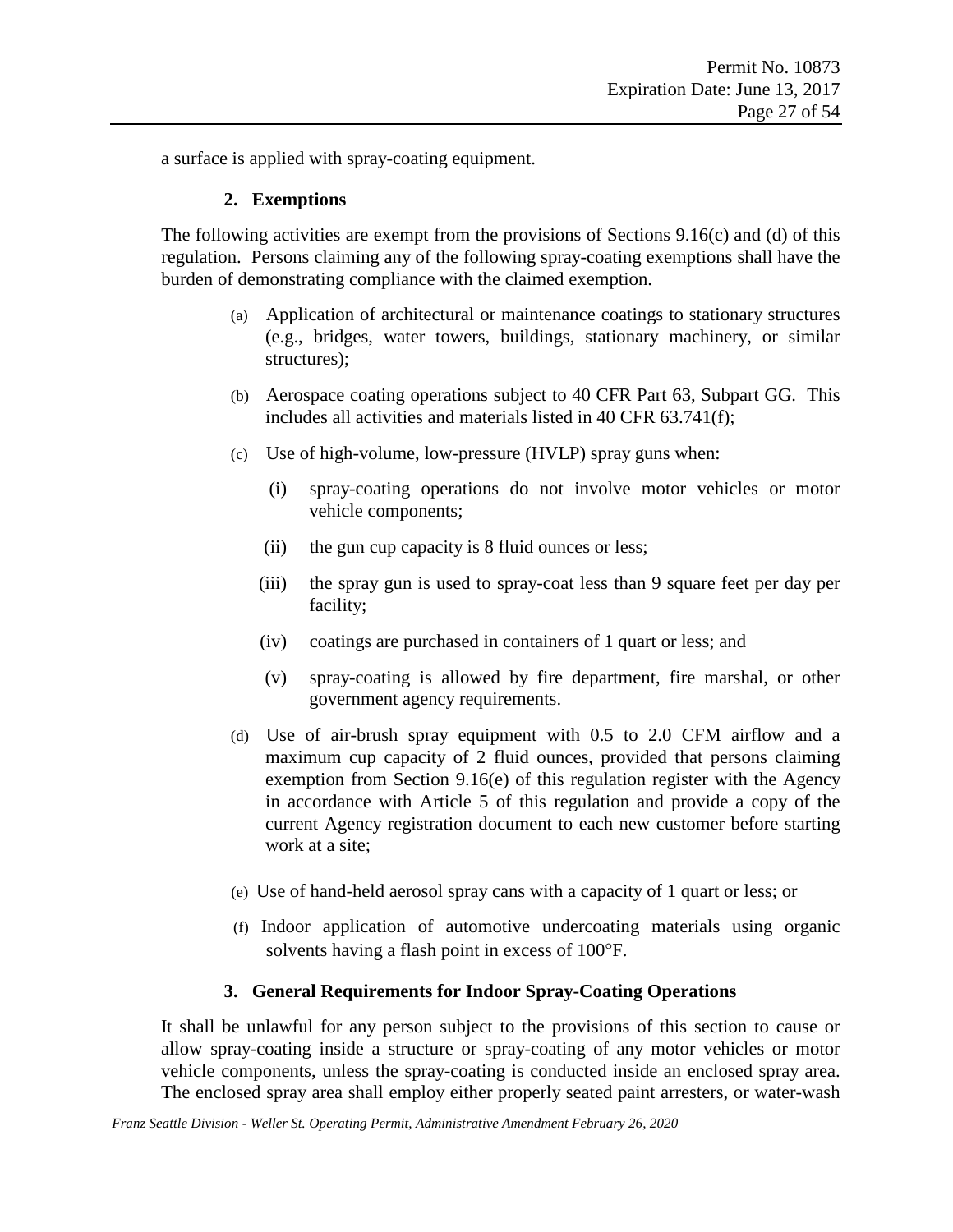a surface is applied with spray-coating equipment.

### 2. Exemptions

The following activities are exempt from the provisions of Sections 9.16(c) and (d) of this regulation. Persons claiming any of the following spray-coating exemptions shall have the burden of demonstrating compliance with the claimed exemption.

(a) Application of architectural or maintenance coatings to stationary structures (e.g., bridges, water towers, buildings, stationary machinery, or similar structures);

(b) Aerospace coating operations subject to 40 CFR Part 63, Subpart GG. This includes all activities and materials listed in 40 CFR 63.741(f);

(c) Use of high-volume, low-pressure (HVLP) spray guns when:

  (i) spray-coating operations do not involve motor vehicles or motor vehicle components;

  (ii) the gun cup capacity is 8 fluid ounces or less;

  (iii) the spray gun is used to spray-coat less than 9 square feet per day per facility;

  (iv) coatings are purchased in containers of 1 quart or less; and

  (v) spray-coating is allowed by fire department, fire marshal, or other government agency requirements.

(d) Use of air-brush spray equipment with 0.5 to 2.0 CFM airflow and a maximum cup capacity of 2 fluid ounces, provided that persons claiming exemption from Section 9.16(e) of this regulation register with the Agency in accordance with Article 5 of this regulation and provide a copy of the current Agency registration document to each new customer before starting work at a site;

(e) Use of hand-held aerosol spray cans with a capacity of 1 quart or less; or

(f) Indoor application of automotive undercoating materials using organic solvents having a flash point in excess of 100°F.

### 3. General Requirements for Indoor Spray-Coating Operations

It shall be unlawful for any person subject to the provisions of this section to cause or allow spray-coating inside a structure or spray-coating of any motor vehicles or motor vehicle components, unless the spray-coating is conducted inside an enclosed spray area. The enclosed spray area shall employ either properly seated paint arresters, or water-wash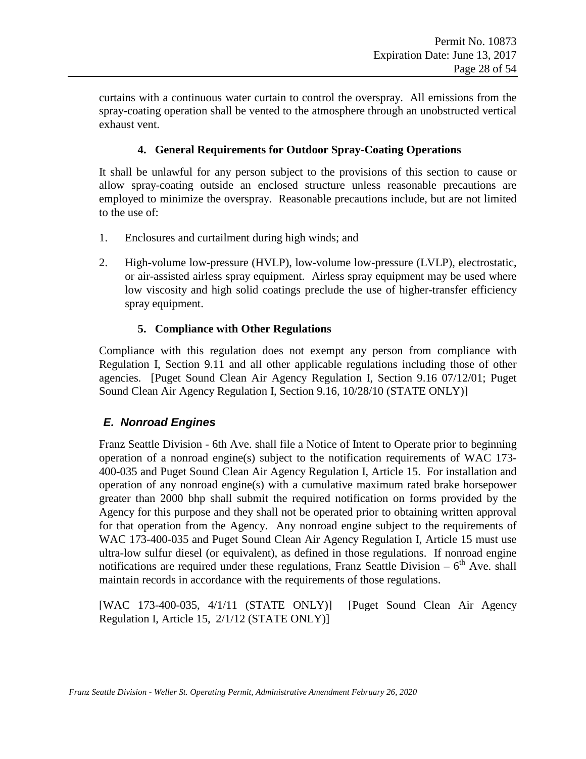curtains with a continuous water curtain to control the overspray. All emissions from the spray-coating operation shall be vented to the atmosphere through an unobstructed vertical exhaust vent.

#### 4. General Requirements for Outdoor Spray-Coating Operations

It shall be unlawful for any person subject to the provisions of this section to cause or allow spray-coating outside an enclosed structure unless reasonable precautions are employed to minimize the overspray. Reasonable precautions include, but are not limited to the use of:

1. Enclosures and curtailment during high winds; and
2. High-volume low-pressure (HVLP), low-volume low-pressure (LVLP), electrostatic, or air-assisted airless spray equipment. Airless spray equipment may be used where low viscosity and high solid coatings preclude the use of higher-transfer efficiency spray equipment.

#### 5. Compliance with Other Regulations

Compliance with this regulation does not exempt any person from compliance with Regulation I, Section 9.11 and all other applicable regulations including those of other agencies. [Puget Sound Clean Air Agency Regulation I, Section 9.16 07/12/01; Puget Sound Clean Air Agency Regulation I, Section 9.16, 10/28/10 (STATE ONLY)]

### *E. Nonroad Engines*

Franz Seattle Division - 6th Ave. shall file a Notice of Intent to Operate prior to beginning operation of a nonroad engine(s) subject to the notification requirements of WAC 173-400-035 and Puget Sound Clean Air Agency Regulation I, Article 15. For installation and operation of any nonroad engine(s) with a cumulative maximum rated brake horsepower greater than 2000 bhp shall submit the required notification on forms provided by the Agency for this purpose and they shall not be operated prior to obtaining written approval for that operation from the Agency. Any nonroad engine subject to the requirements of WAC 173-400-035 and Puget Sound Clean Air Agency Regulation I, Article 15 must use ultra-low sulfur diesel (or equivalent), as defined in those regulations. If nonroad engine notifications are required under these regulations, Franz Seattle Division – 6th Ave. shall maintain records in accordance with the requirements of those regulations.

[WAC 173-400-035, 4/1/11 (STATE ONLY)] [Puget Sound Clean Air Agency Regulation I, Article 15, 2/1/12 (STATE ONLY)]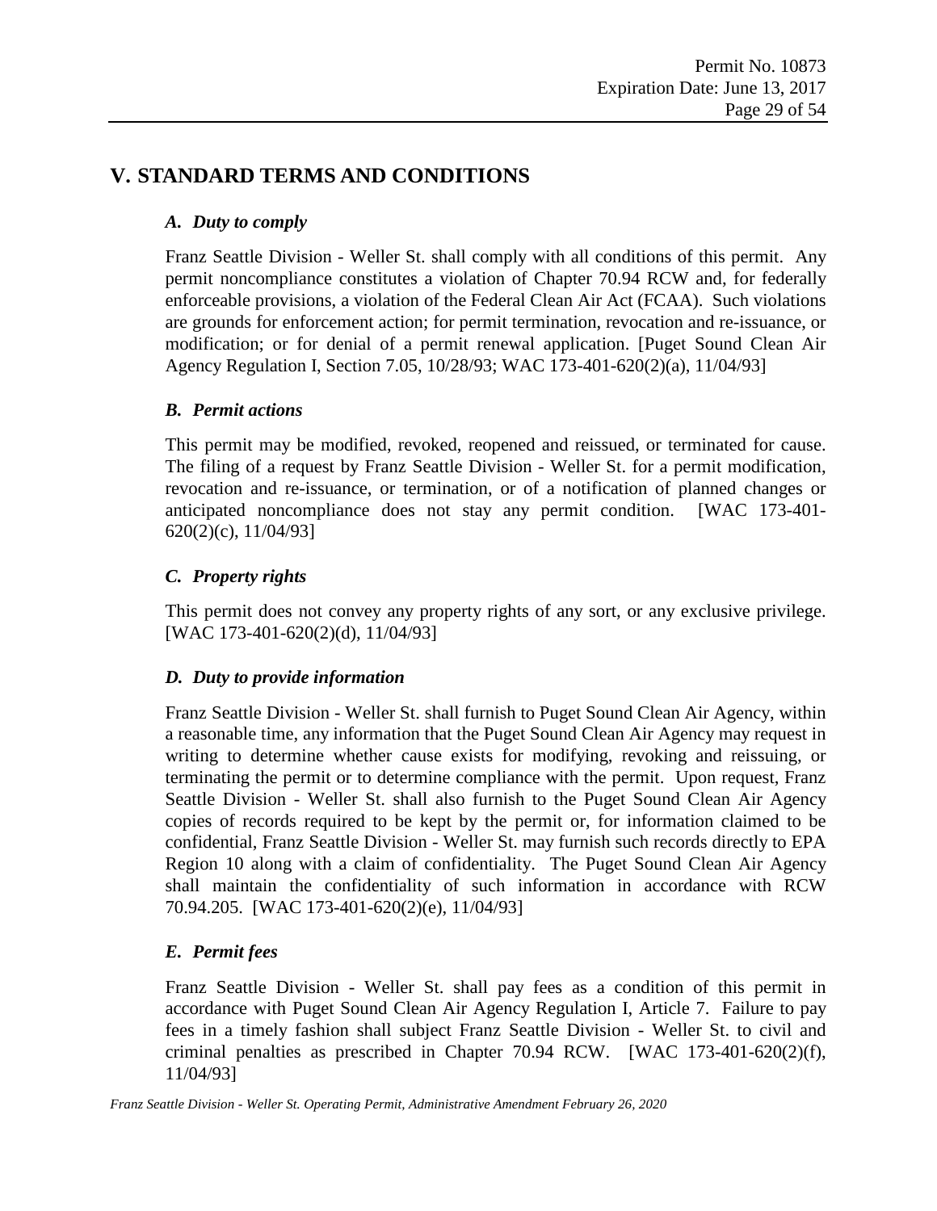# V. STANDARD TERMS AND CONDITIONS

### *A. Duty to comply*

Franz Seattle Division - Weller St. shall comply with all conditions of this permit. Any permit noncompliance constitutes a violation of Chapter 70.94 RCW and, for federally enforceable provisions, a violation of the Federal Clean Air Act (FCAA). Such violations are grounds for enforcement action; for permit termination, revocation and re-issuance, or modification; or for denial of a permit renewal application. [Puget Sound Clean Air Agency Regulation I, Section 7.05, 10/28/93; WAC 173-401-620(2)(a), 11/04/93]

### *B. Permit actions*

This permit may be modified, revoked, reopened and reissued, or terminated for cause. The filing of a request by Franz Seattle Division - Weller St. for a permit modification, revocation and re-issuance, or termination, or of a notification of planned changes or anticipated noncompliance does not stay any permit condition. [WAC 173-401-620(2)(c), 11/04/93]

### *C. Property rights*

This permit does not convey any property rights of any sort, or any exclusive privilege. [WAC 173-401-620(2)(d), 11/04/93]

### *D. Duty to provide information*

Franz Seattle Division - Weller St. shall furnish to Puget Sound Clean Air Agency, within a reasonable time, any information that the Puget Sound Clean Air Agency may request in writing to determine whether cause exists for modifying, revoking and reissuing, or terminating the permit or to determine compliance with the permit. Upon request, Franz Seattle Division - Weller St. shall also furnish to the Puget Sound Clean Air Agency copies of records required to be kept by the permit or, for information claimed to be confidential, Franz Seattle Division - Weller St. may furnish such records directly to EPA Region 10 along with a claim of confidentiality. The Puget Sound Clean Air Agency shall maintain the confidentiality of such information in accordance with RCW 70.94.205. [WAC 173-401-620(2)(e), 11/04/93]

### *E. Permit fees*

Franz Seattle Division - Weller St. shall pay fees as a condition of this permit in accordance with Puget Sound Clean Air Agency Regulation I, Article 7. Failure to pay fees in a timely fashion shall subject Franz Seattle Division - Weller St. to civil and criminal penalties as prescribed in Chapter 70.94 RCW. [WAC 173-401-620(2)(f), 11/04/93]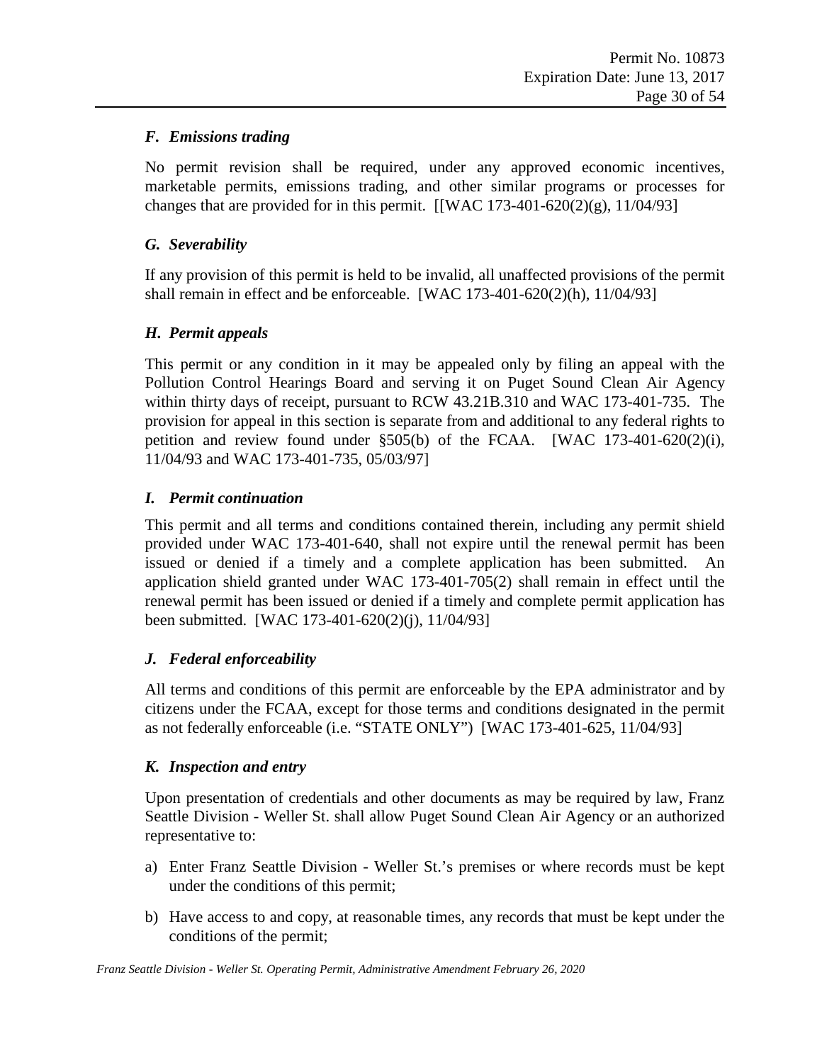### *F. Emissions trading*

No permit revision shall be required, under any approved economic incentives, marketable permits, emissions trading, and other similar programs or processes for changes that are provided for in this permit. [[WAC 173-401-620(2)(g), 11/04/93]

### *G. Severability*

If any provision of this permit is held to be invalid, all unaffected provisions of the permit shall remain in effect and be enforceable. [WAC 173-401-620(2)(h), 11/04/93]

### *H. Permit appeals*

This permit or any condition in it may be appealed only by filing an appeal with the Pollution Control Hearings Board and serving it on Puget Sound Clean Air Agency within thirty days of receipt, pursuant to RCW 43.21B.310 and WAC 173-401-735. The provision for appeal in this section is separate from and additional to any federal rights to petition and review found under §505(b) of the FCAA. [WAC 173-401-620(2)(i), 11/04/93 and WAC 173-401-735, 05/03/97]

### *I. Permit continuation*

This permit and all terms and conditions contained therein, including any permit shield provided under WAC 173-401-640, shall not expire until the renewal permit has been issued or denied if a timely and a complete application has been submitted. An application shield granted under WAC 173-401-705(2) shall remain in effect until the renewal permit has been issued or denied if a timely and complete permit application has been submitted. [WAC 173-401-620(2)(j), 11/04/93]

### *J. Federal enforceability*

All terms and conditions of this permit are enforceable by the EPA administrator and by citizens under the FCAA, except for those terms and conditions designated in the permit as not federally enforceable (i.e. "STATE ONLY") [WAC 173-401-625, 11/04/93]

### *K. Inspection and entry*

Upon presentation of credentials and other documents as may be required by law, Franz Seattle Division - Weller St. shall allow Puget Sound Clean Air Agency or an authorized representative to:

a) Enter Franz Seattle Division - Weller St.'s premises or where records must be kept under the conditions of this permit;

b) Have access to and copy, at reasonable times, any records that must be kept under the conditions of the permit;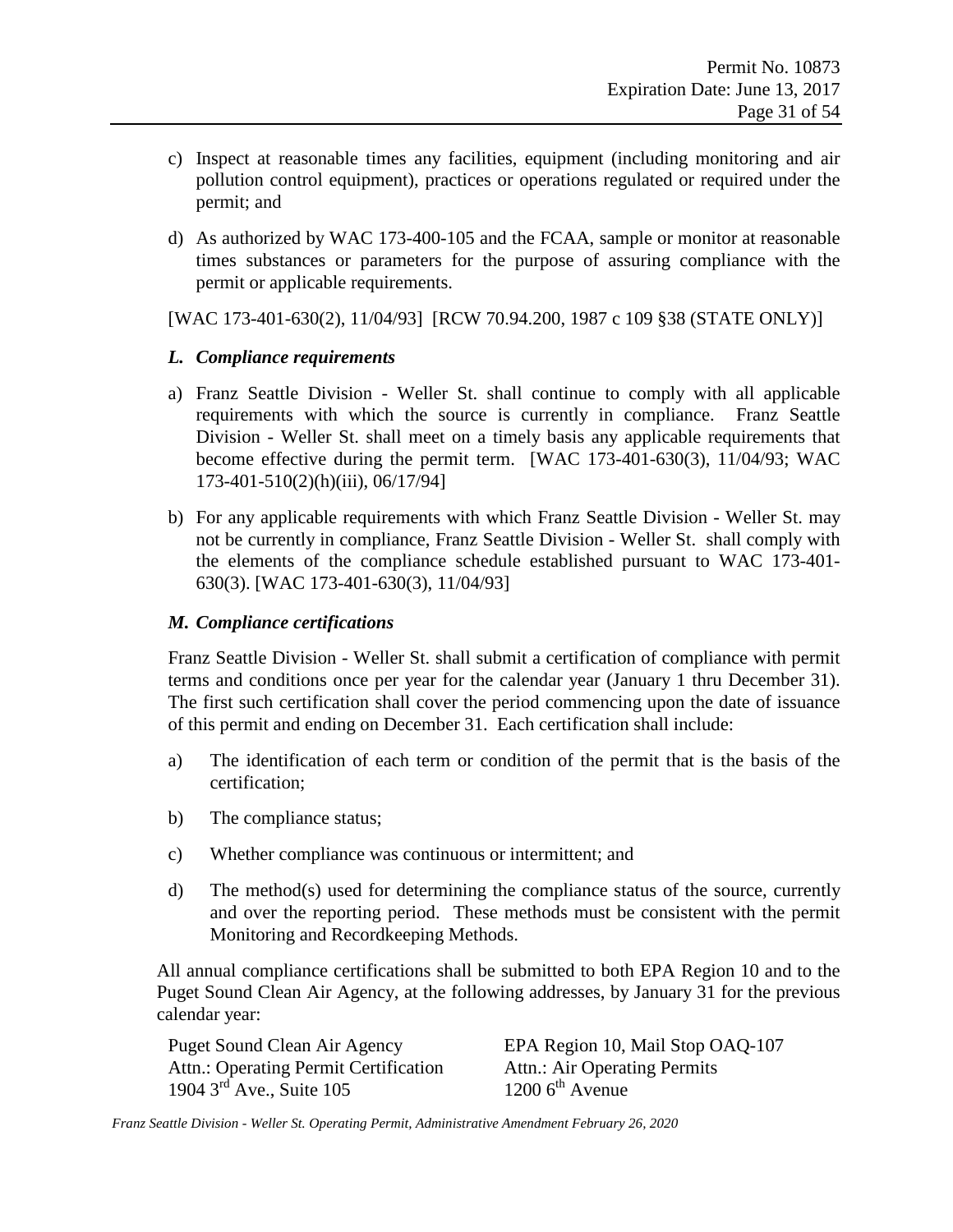c) Inspect at reasonable times any facilities, equipment (including monitoring and air pollution control equipment), practices or operations regulated or required under the permit; and

d) As authorized by WAC 173-400-105 and the FCAA, sample or monitor at reasonable times substances or parameters for the purpose of assuring compliance with the permit or applicable requirements.

[WAC 173-401-630(2), 11/04/93] [RCW 70.94.200, 1987 c 109 §38 (STATE ONLY)]

### *L. Compliance requirements*

a) Franz Seattle Division - Weller St. shall continue to comply with all applicable requirements with which the source is currently in compliance. Franz Seattle Division - Weller St. shall meet on a timely basis any applicable requirements that become effective during the permit term. [WAC 173-401-630(3), 11/04/93; WAC 173-401-510(2)(h)(iii), 06/17/94]

b) For any applicable requirements with which Franz Seattle Division - Weller St. may not be currently in compliance, Franz Seattle Division - Weller St. shall comply with the elements of the compliance schedule established pursuant to WAC 173-401-630(3). [WAC 173-401-630(3), 11/04/93]

### *M. Compliance certifications*

Franz Seattle Division - Weller St. shall submit a certification of compliance with permit terms and conditions once per year for the calendar year (January 1 thru December 31). The first such certification shall cover the period commencing upon the date of issuance of this permit and ending on December 31. Each certification shall include:

a) The identification of each term or condition of the permit that is the basis of the certification;

b) The compliance status;

c) Whether compliance was continuous or intermittent; and

d) The method(s) used for determining the compliance status of the source, currently and over the reporting period. These methods must be consistent with the permit Monitoring and Recordkeeping Methods.

All annual compliance certifications shall be submitted to both EPA Region 10 and to the Puget Sound Clean Air Agency, at the following addresses, by January 31 for the previous calendar year:

Puget Sound Clean Air Agency
Attn.: Operating Permit Certification
1904 3rd Ave., Suite 105

EPA Region 10, Mail Stop OAQ-107
Attn.: Air Operating Permits
1200 6th Avenue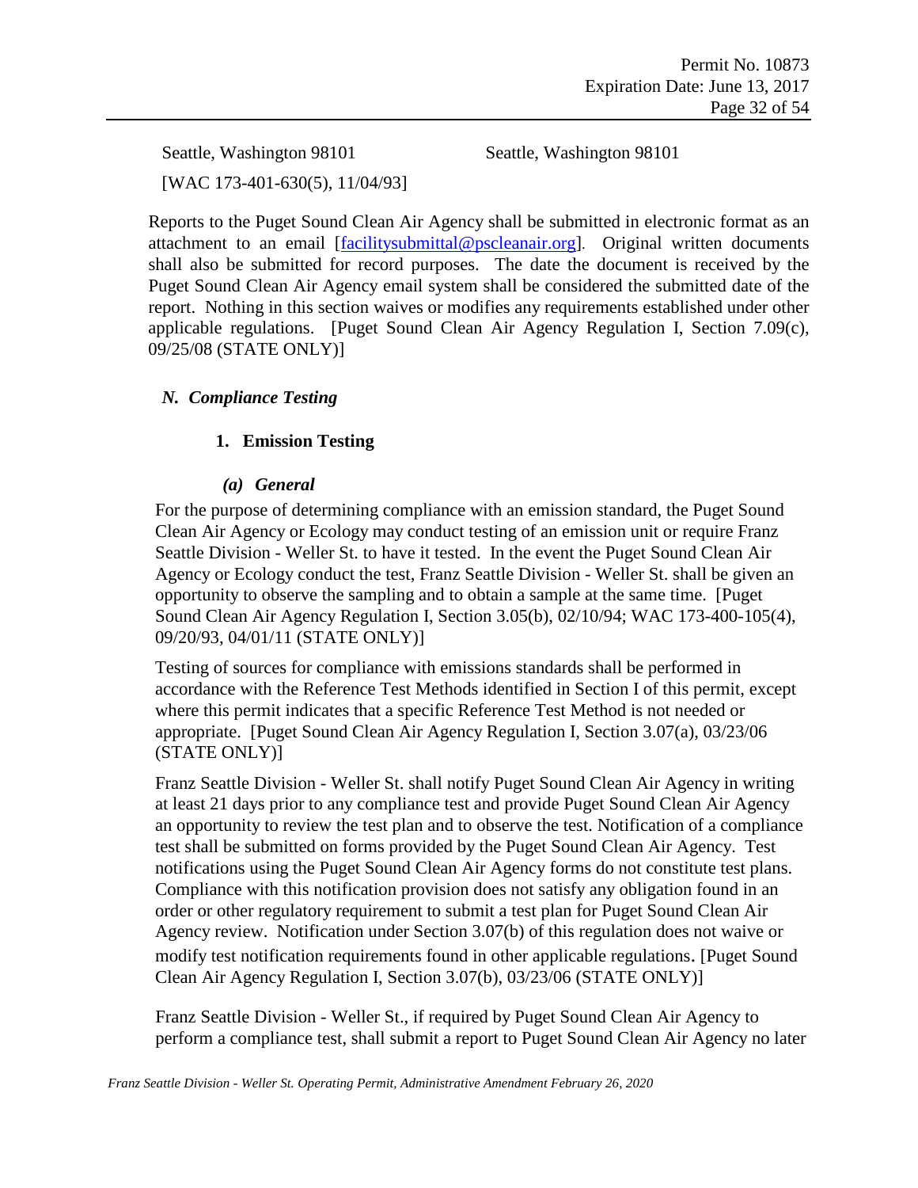Seattle, Washington 98101 Seattle, Washington 98101

[WAC 173-401-630(5), 11/04/93]

Reports to the Puget Sound Clean Air Agency shall be submitted in electronic format as an attachment to an email [facilitysubmittal@pscleanair.org]. Original written documents shall also be submitted for record purposes. The date the document is received by the Puget Sound Clean Air Agency email system shall be considered the submitted date of the report. Nothing in this section waives or modifies any requirements established under other applicable regulations. [Puget Sound Clean Air Agency Regulation I, Section 7.09(c), 09/25/08 (STATE ONLY)]

### *N. Compliance Testing*

#### 1. Emission Testing

##### *(a) General*

For the purpose of determining compliance with an emission standard, the Puget Sound Clean Air Agency or Ecology may conduct testing of an emission unit or require Franz Seattle Division - Weller St. to have it tested. In the event the Puget Sound Clean Air Agency or Ecology conduct the test, Franz Seattle Division - Weller St. shall be given an opportunity to observe the sampling and to obtain a sample at the same time. [Puget Sound Clean Air Agency Regulation I, Section 3.05(b), 02/10/94; WAC 173-400-105(4), 09/20/93, 04/01/11 (STATE ONLY)]

Testing of sources for compliance with emissions standards shall be performed in accordance with the Reference Test Methods identified in Section I of this permit, except where this permit indicates that a specific Reference Test Method is not needed or appropriate. [Puget Sound Clean Air Agency Regulation I, Section 3.07(a), 03/23/06 (STATE ONLY)]

Franz Seattle Division - Weller St. shall notify Puget Sound Clean Air Agency in writing at least 21 days prior to any compliance test and provide Puget Sound Clean Air Agency an opportunity to review the test plan and to observe the test. Notification of a compliance test shall be submitted on forms provided by the Puget Sound Clean Air Agency. Test notifications using the Puget Sound Clean Air Agency forms do not constitute test plans. Compliance with this notification provision does not satisfy any obligation found in an order or other regulatory requirement to submit a test plan for Puget Sound Clean Air Agency review. Notification under Section 3.07(b) of this regulation does not waive or modify test notification requirements found in other applicable regulations. [Puget Sound Clean Air Agency Regulation I, Section 3.07(b), 03/23/06 (STATE ONLY)]

Franz Seattle Division - Weller St., if required by Puget Sound Clean Air Agency to perform a compliance test, shall submit a report to Puget Sound Clean Air Agency no later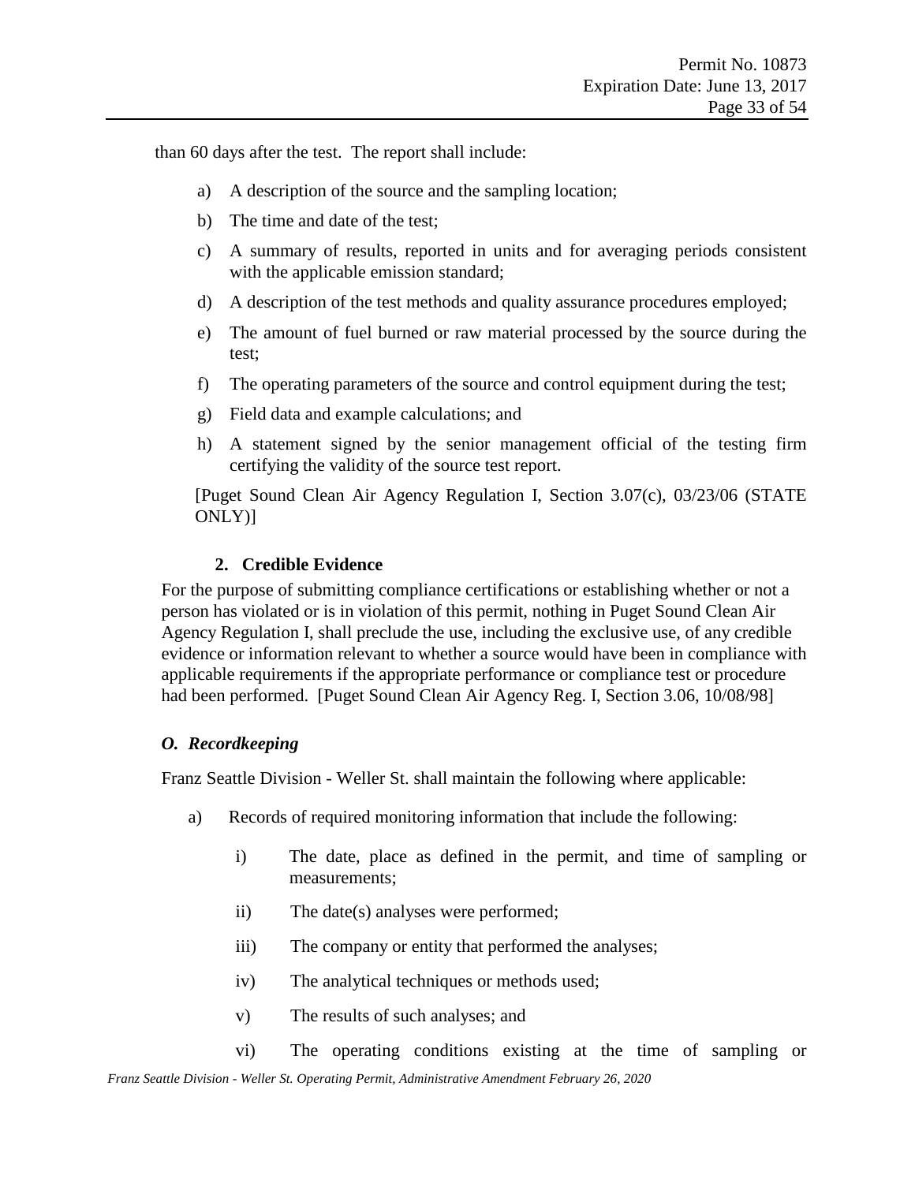than 60 days after the test. The report shall include:

a) A description of the source and the sampling location;

b) The time and date of the test;

c) A summary of results, reported in units and for averaging periods consistent with the applicable emission standard;

d) A description of the test methods and quality assurance procedures employed;

e) The amount of fuel burned or raw material processed by the source during the test;

f) The operating parameters of the source and control equipment during the test;

g) Field data and example calculations; and

h) A statement signed by the senior management official of the testing firm certifying the validity of the source test report.

[Puget Sound Clean Air Agency Regulation I, Section 3.07(c), 03/23/06 (STATE ONLY)]

#### 2. Credible Evidence

For the purpose of submitting compliance certifications or establishing whether or not a person has violated or is in violation of this permit, nothing in Puget Sound Clean Air Agency Regulation I, shall preclude the use, including the exclusive use, of any credible evidence or information relevant to whether a source would have been in compliance with applicable requirements if the appropriate performance or compliance test or procedure had been performed. [Puget Sound Clean Air Agency Reg. I, Section 3.06, 10/08/98]

### *O. Recordkeeping*

Franz Seattle Division - Weller St. shall maintain the following where applicable:

a) Records of required monitoring information that include the following:

  i) The date, place as defined in the permit, and time of sampling or measurements;

  ii) The date(s) analyses were performed;

  iii) The company or entity that performed the analyses;

  iv) The analytical techniques or methods used;

  v) The results of such analyses; and

  vi) The operating conditions existing at the time of sampling or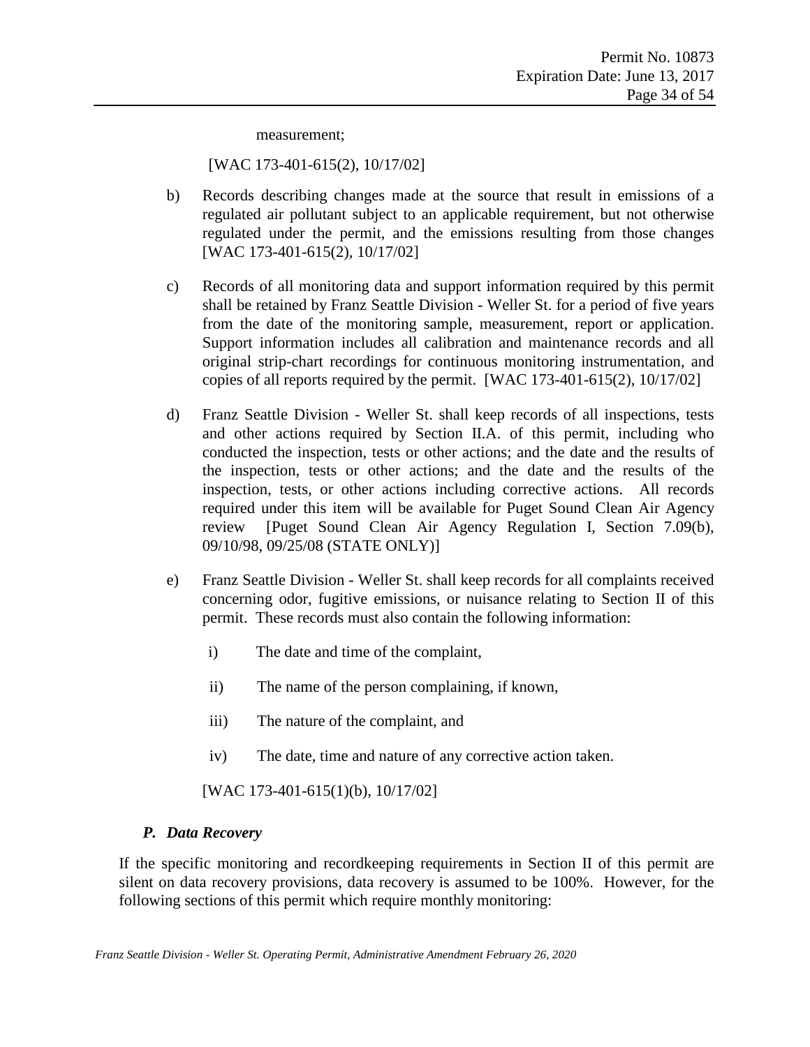measurement;

[WAC 173-401-615(2), 10/17/02]

b) Records describing changes made at the source that result in emissions of a regulated air pollutant subject to an applicable requirement, but not otherwise regulated under the permit, and the emissions resulting from those changes [WAC 173-401-615(2), 10/17/02]

c) Records of all monitoring data and support information required by this permit shall be retained by Franz Seattle Division - Weller St. for a period of five years from the date of the monitoring sample, measurement, report or application. Support information includes all calibration and maintenance records and all original strip-chart recordings for continuous monitoring instrumentation, and copies of all reports required by the permit. [WAC 173-401-615(2), 10/17/02]

d) Franz Seattle Division - Weller St. shall keep records of all inspections, tests and other actions required by Section II.A. of this permit, including who conducted the inspection, tests or other actions; and the date and the results of the inspection, tests or other actions; and the date and the results of the inspection, tests, or other actions including corrective actions. All records required under this item will be available for Puget Sound Clean Air Agency review [Puget Sound Clean Air Agency Regulation I, Section 7.09(b), 09/10/98, 09/25/08 (STATE ONLY)]

e) Franz Seattle Division - Weller St. shall keep records for all complaints received concerning odor, fugitive emissions, or nuisance relating to Section II of this permit. These records must also contain the following information:

   i) The date and time of the complaint,

   ii) The name of the person complaining, if known,

   iii) The nature of the complaint, and

   iv) The date, time and nature of any corrective action taken.

   [WAC 173-401-615(1)(b), 10/17/02]

### *P. Data Recovery*

If the specific monitoring and recordkeeping requirements in Section II of this permit are silent on data recovery provisions, data recovery is assumed to be 100%. However, for the following sections of this permit which require monthly monitoring: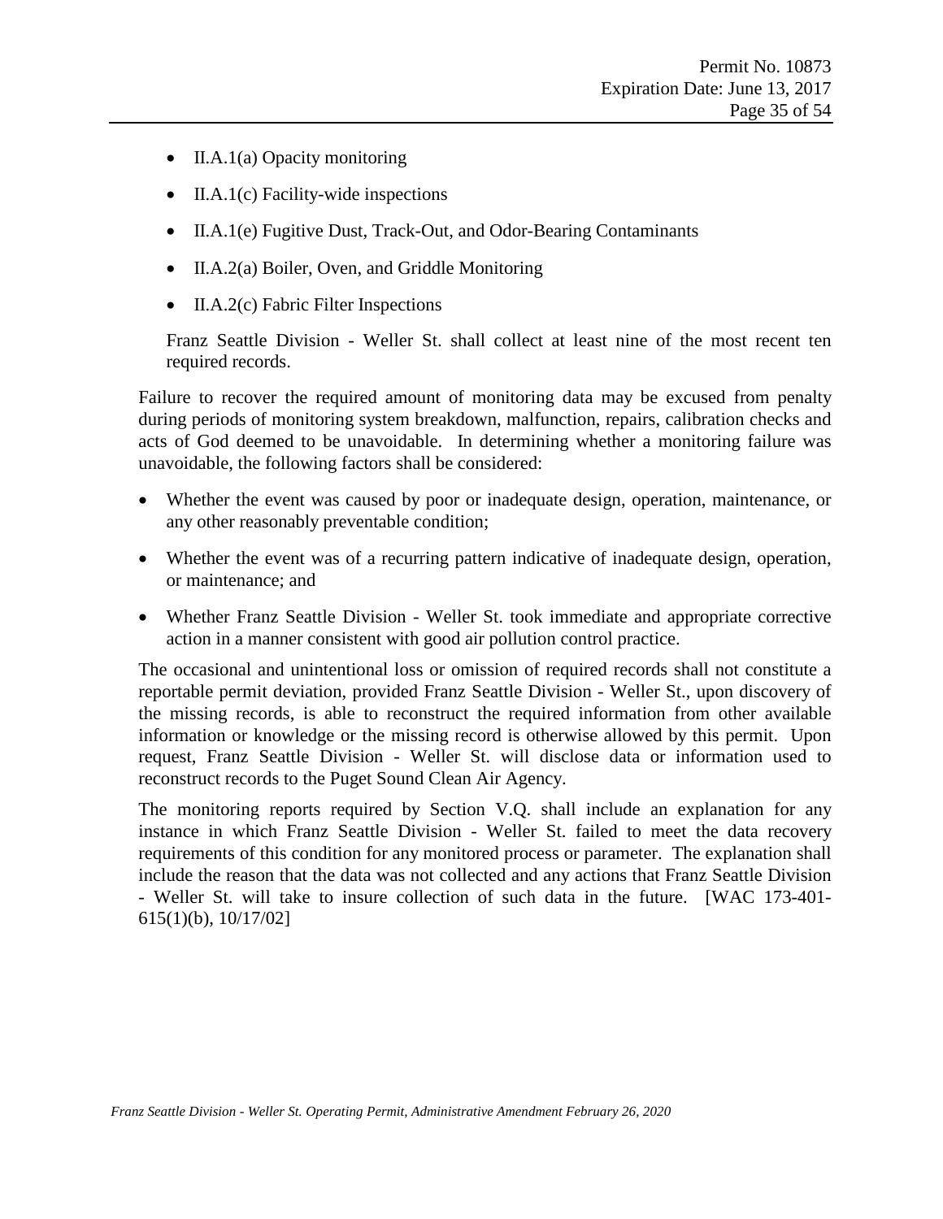- II.A.1(a) Opacity monitoring
- II.A.1(c) Facility-wide inspections
- II.A.1(e) Fugitive Dust, Track-Out, and Odor-Bearing Contaminants
- II.A.2(a) Boiler, Oven, and Griddle Monitoring
- II.A.2(c) Fabric Filter Inspections

Franz Seattle Division - Weller St. shall collect at least nine of the most recent ten required records.

Failure to recover the required amount of monitoring data may be excused from penalty during periods of monitoring system breakdown, malfunction, repairs, calibration checks and acts of God deemed to be unavoidable. In determining whether a monitoring failure was unavoidable, the following factors shall be considered:

- Whether the event was caused by poor or inadequate design, operation, maintenance, or any other reasonably preventable condition;
- Whether the event was of a recurring pattern indicative of inadequate design, operation, or maintenance; and
- Whether Franz Seattle Division - Weller St. took immediate and appropriate corrective action in a manner consistent with good air pollution control practice.

The occasional and unintentional loss or omission of required records shall not constitute a reportable permit deviation, provided Franz Seattle Division - Weller St., upon discovery of the missing records, is able to reconstruct the required information from other available information or knowledge or the missing record is otherwise allowed by this permit. Upon request, Franz Seattle Division - Weller St. will disclose data or information used to reconstruct records to the Puget Sound Clean Air Agency.

The monitoring reports required by Section V.Q. shall include an explanation for any instance in which Franz Seattle Division - Weller St. failed to meet the data recovery requirements of this condition for any monitored process or parameter. The explanation shall include the reason that the data was not collected and any actions that Franz Seattle Division - Weller St. will take to insure collection of such data in the future. [WAC 173-401-615(1)(b), 10/17/02]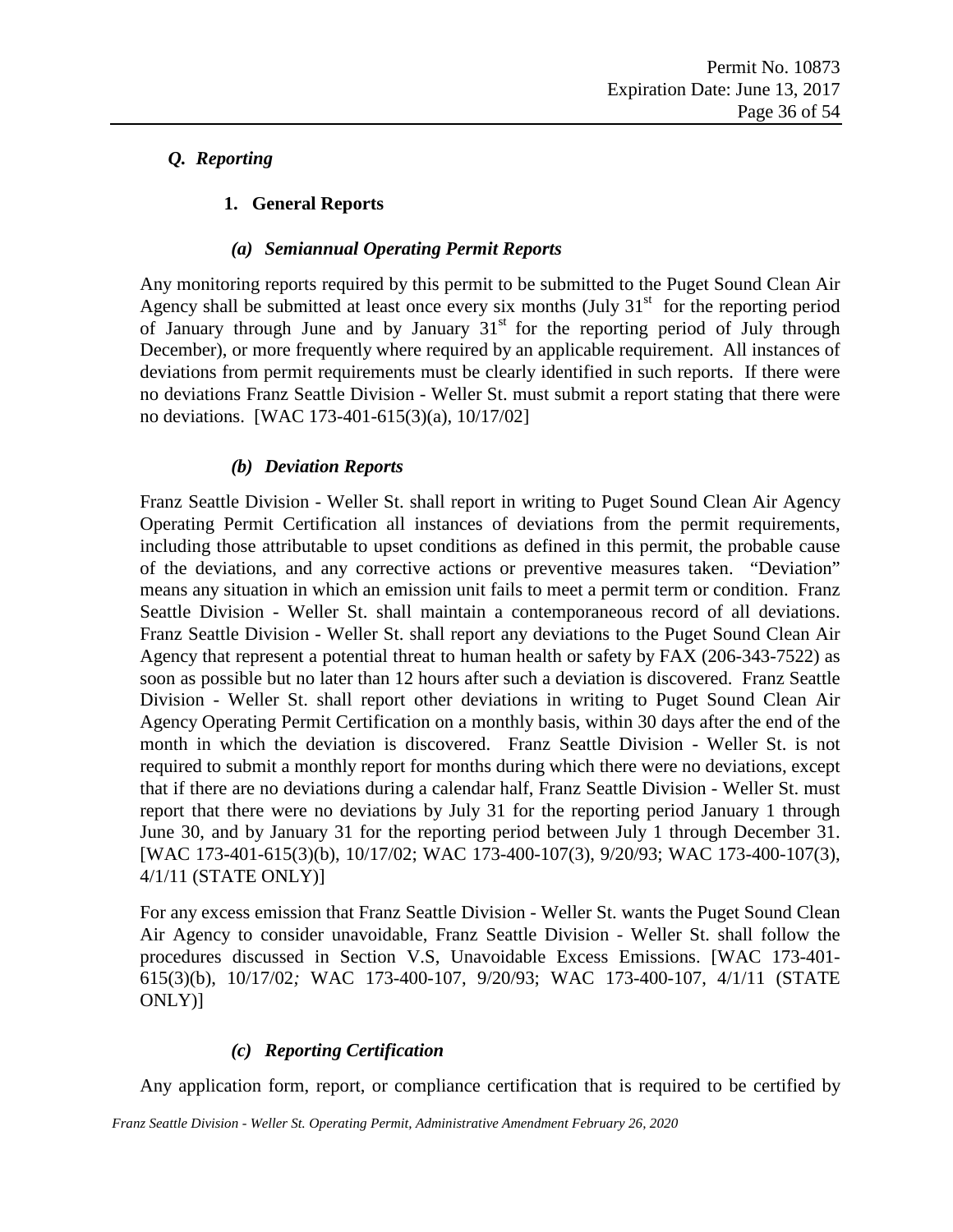### *Q. Reporting*

#### 1. General Reports

##### *(a) Semiannual Operating Permit Reports*

Any monitoring reports required by this permit to be submitted to the Puget Sound Clean Air Agency shall be submitted at least once every six months (July 31st for the reporting period of January through June and by January 31st for the reporting period of July through December), or more frequently where required by an applicable requirement. All instances of deviations from permit requirements must be clearly identified in such reports. If there were no deviations Franz Seattle Division - Weller St. must submit a report stating that there were no deviations. [WAC 173-401-615(3)(a), 10/17/02]

##### *(b) Deviation Reports*

Franz Seattle Division - Weller St. shall report in writing to Puget Sound Clean Air Agency Operating Permit Certification all instances of deviations from the permit requirements, including those attributable to upset conditions as defined in this permit, the probable cause of the deviations, and any corrective actions or preventive measures taken. "Deviation" means any situation in which an emission unit fails to meet a permit term or condition. Franz Seattle Division - Weller St. shall maintain a contemporaneous record of all deviations. Franz Seattle Division - Weller St. shall report any deviations to the Puget Sound Clean Air Agency that represent a potential threat to human health or safety by FAX (206-343-7522) as soon as possible but no later than 12 hours after such a deviation is discovered. Franz Seattle Division - Weller St. shall report other deviations in writing to Puget Sound Clean Air Agency Operating Permit Certification on a monthly basis, within 30 days after the end of the month in which the deviation is discovered. Franz Seattle Division - Weller St. is not required to submit a monthly report for months during which there were no deviations, except that if there are no deviations during a calendar half, Franz Seattle Division - Weller St. must report that there were no deviations by July 31 for the reporting period January 1 through June 30, and by January 31 for the reporting period between July 1 through December 31. [WAC 173-401-615(3)(b), 10/17/02; WAC 173-400-107(3), 9/20/93; WAC 173-400-107(3), 4/1/11 (STATE ONLY)]

For any excess emission that Franz Seattle Division - Weller St. wants the Puget Sound Clean Air Agency to consider unavoidable, Franz Seattle Division - Weller St. shall follow the procedures discussed in Section V.S, Unavoidable Excess Emissions. [WAC 173-401-615(3)(b), 10/17/02*;* WAC 173-400-107, 9/20/93; WAC 173-400-107, 4/1/11 (STATE ONLY)]

##### *(c) Reporting Certification*

Any application form, report, or compliance certification that is required to be certified by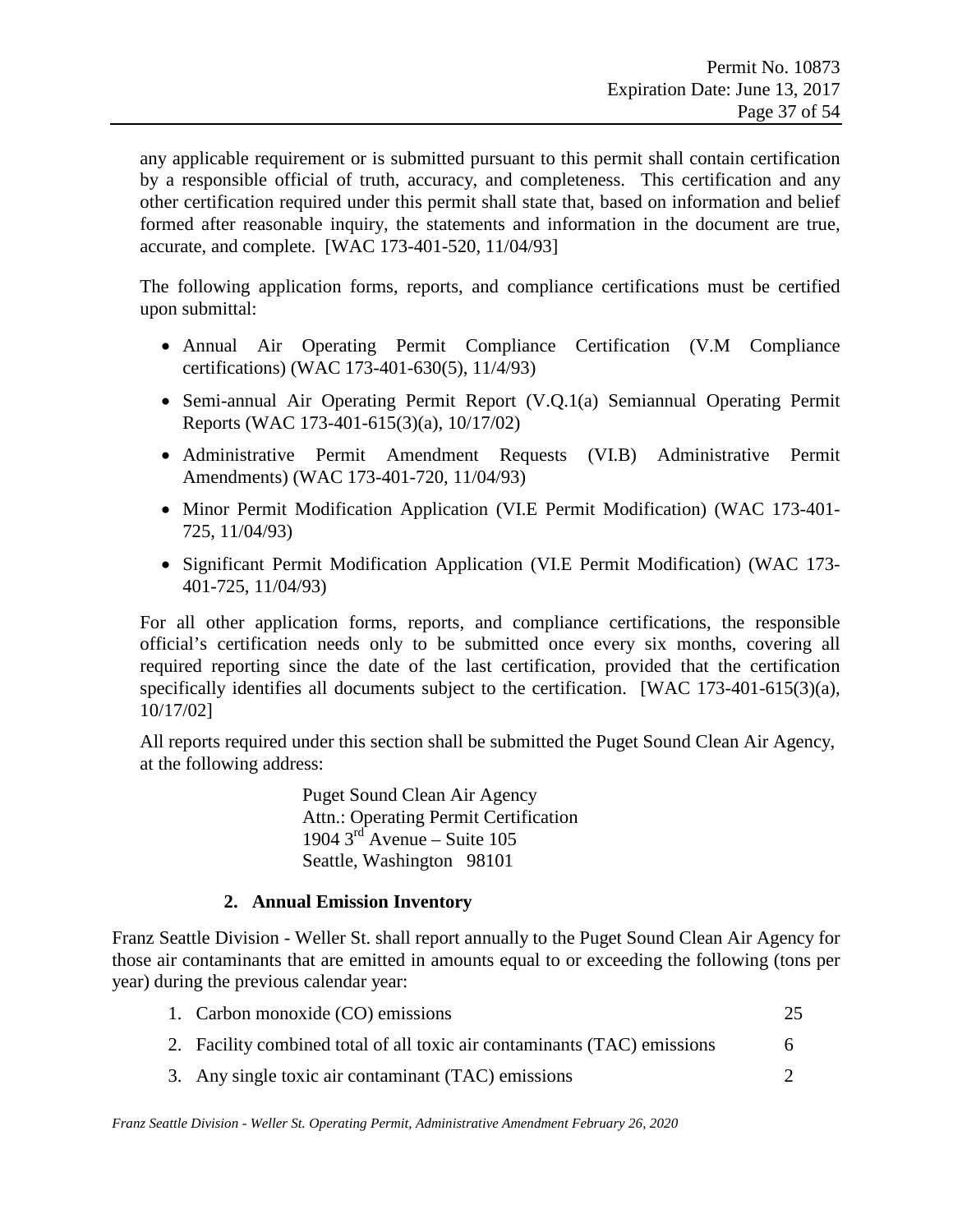any applicable requirement or is submitted pursuant to this permit shall contain certification by a responsible official of truth, accuracy, and completeness. This certification and any other certification required under this permit shall state that, based on information and belief formed after reasonable inquiry, the statements and information in the document are true, accurate, and complete. [WAC 173-401-520, 11/04/93]

The following application forms, reports, and compliance certifications must be certified upon submittal:

- Annual Air Operating Permit Compliance Certification (V.M Compliance certifications) (WAC 173-401-630(5), 11/4/93)
- Semi-annual Air Operating Permit Report (V.Q.1(a) Semiannual Operating Permit Reports (WAC 173-401-615(3)(a), 10/17/02)
- Administrative Permit Amendment Requests (VI.B) Administrative Permit Amendments) (WAC 173-401-720, 11/04/93)
- Minor Permit Modification Application (VI.E Permit Modification) (WAC 173-401-725, 11/04/93)
- Significant Permit Modification Application (VI.E Permit Modification) (WAC 173-401-725, 11/04/93)

For all other application forms, reports, and compliance certifications, the responsible official's certification needs only to be submitted once every six months, covering all required reporting since the date of the last certification, provided that the certification specifically identifies all documents subject to the certification. [WAC 173-401-615(3)(a), 10/17/02]

All reports required under this section shall be submitted the Puget Sound Clean Air Agency, at the following address:

Puget Sound Clean Air Agency
Attn.: Operating Permit Certification
1904 3rd Avenue – Suite 105
Seattle, Washington 98101

#### 2. Annual Emission Inventory

Franz Seattle Division - Weller St. shall report annually to the Puget Sound Clean Air Agency for those air contaminants that are emitted in amounts equal to or exceeding the following (tons per year) during the previous calendar year:

| | |
|---|---|
| 1. Carbon monoxide (CO) emissions | 25 |
| 2. Facility combined total of all toxic air contaminants (TAC) emissions | 6 |
| 3. Any single toxic air contaminant (TAC) emissions | 2 |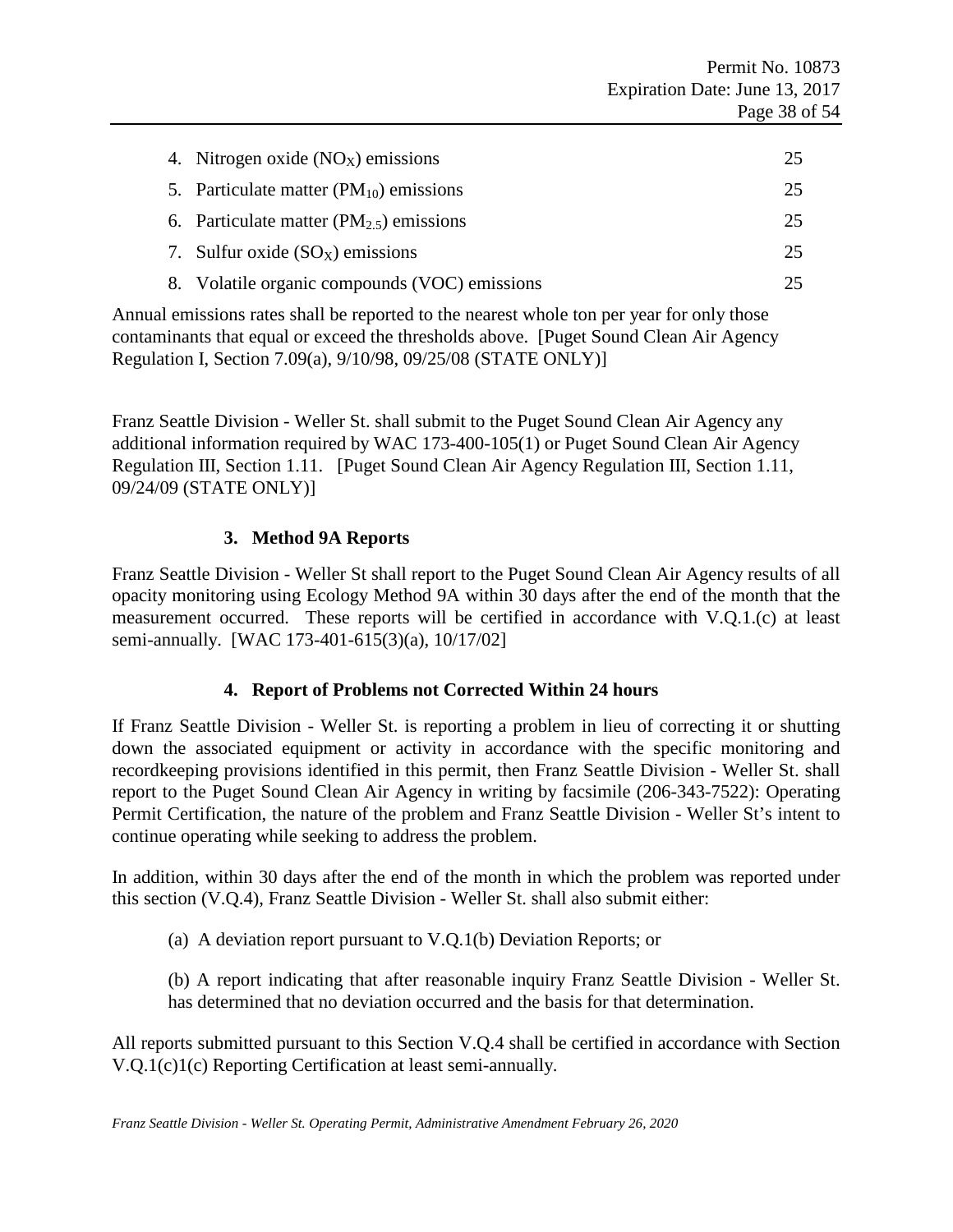| | |
|---|---|
| 4. Nitrogen oxide ($NO_X$) emissions | 25 |
| 5. Particulate matter ($PM_{10}$) emissions | 25 |
| 6. Particulate matter ($PM_{2.5}$) emissions | 25 |
| 7. Sulfur oxide ($SO_X$) emissions | 25 |
| 8. Volatile organic compounds (VOC) emissions | 25 |

Annual emissions rates shall be reported to the nearest whole ton per year for only those contaminants that equal or exceed the thresholds above. [Puget Sound Clean Air Agency Regulation I, Section 7.09(a), 9/10/98, 09/25/08 (STATE ONLY)]

Franz Seattle Division - Weller St. shall submit to the Puget Sound Clean Air Agency any additional information required by WAC 173-400-105(1) or Puget Sound Clean Air Agency Regulation III, Section 1.11. [Puget Sound Clean Air Agency Regulation III, Section 1.11, 09/24/09 (STATE ONLY)]

### 3. Method 9A Reports

Franz Seattle Division - Weller St shall report to the Puget Sound Clean Air Agency results of all opacity monitoring using Ecology Method 9A within 30 days after the end of the month that the measurement occurred. These reports will be certified in accordance with V.Q.1.(c) at least semi-annually. [WAC 173-401-615(3)(a), 10/17/02]

### 4. Report of Problems not Corrected Within 24 hours

If Franz Seattle Division - Weller St. is reporting a problem in lieu of correcting it or shutting down the associated equipment or activity in accordance with the specific monitoring and recordkeeping provisions identified in this permit, then Franz Seattle Division - Weller St. shall report to the Puget Sound Clean Air Agency in writing by facsimile (206-343-7522): Operating Permit Certification, the nature of the problem and Franz Seattle Division - Weller St's intent to continue operating while seeking to address the problem.

In addition, within 30 days after the end of the month in which the problem was reported under this section (V.Q.4), Franz Seattle Division - Weller St. shall also submit either:

(a) A deviation report pursuant to V.Q.1(b) Deviation Reports; or

(b) A report indicating that after reasonable inquiry Franz Seattle Division - Weller St. has determined that no deviation occurred and the basis for that determination.

All reports submitted pursuant to this Section V.Q.4 shall be certified in accordance with Section V.Q.1(c)1(c) Reporting Certification at least semi-annually.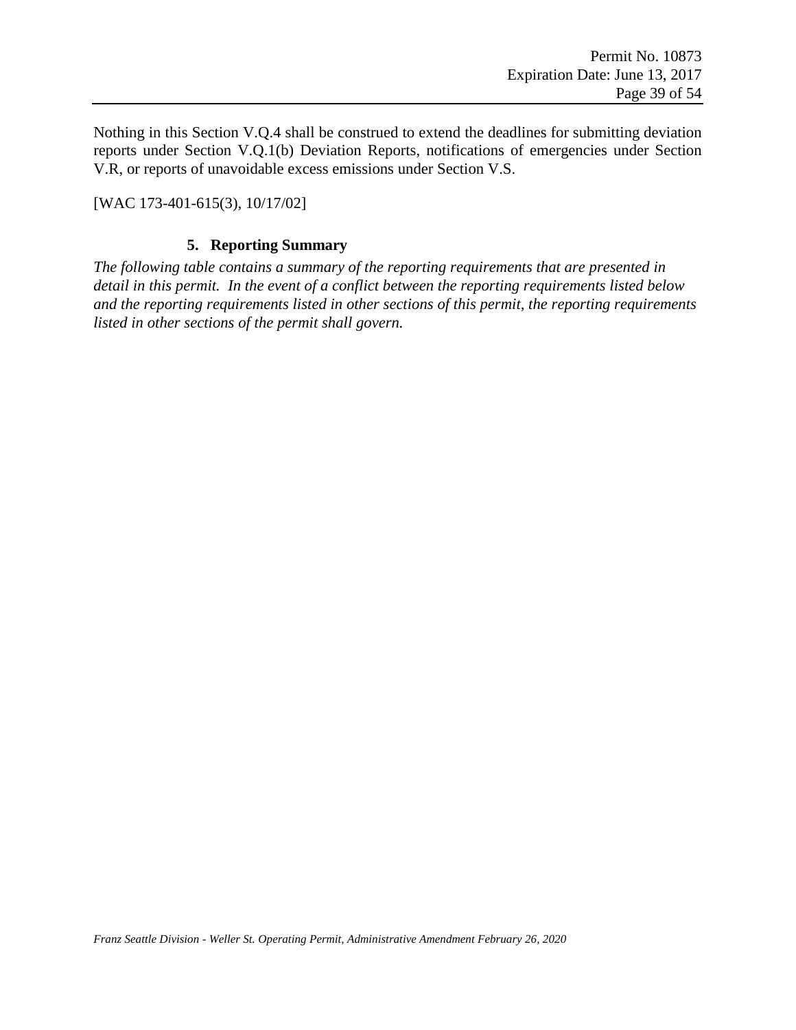Nothing in this Section V.Q.4 shall be construed to extend the deadlines for submitting deviation reports under Section V.Q.1(b) Deviation Reports, notifications of emergencies under Section V.R, or reports of unavoidable excess emissions under Section V.S.

[WAC 173-401-615(3), 10/17/02]

### 5. Reporting Summary

*The following table contains a summary of the reporting requirements that are presented in detail in this permit. In the event of a conflict between the reporting requirements listed below and the reporting requirements listed in other sections of this permit, the reporting requirements listed in other sections of the permit shall govern.*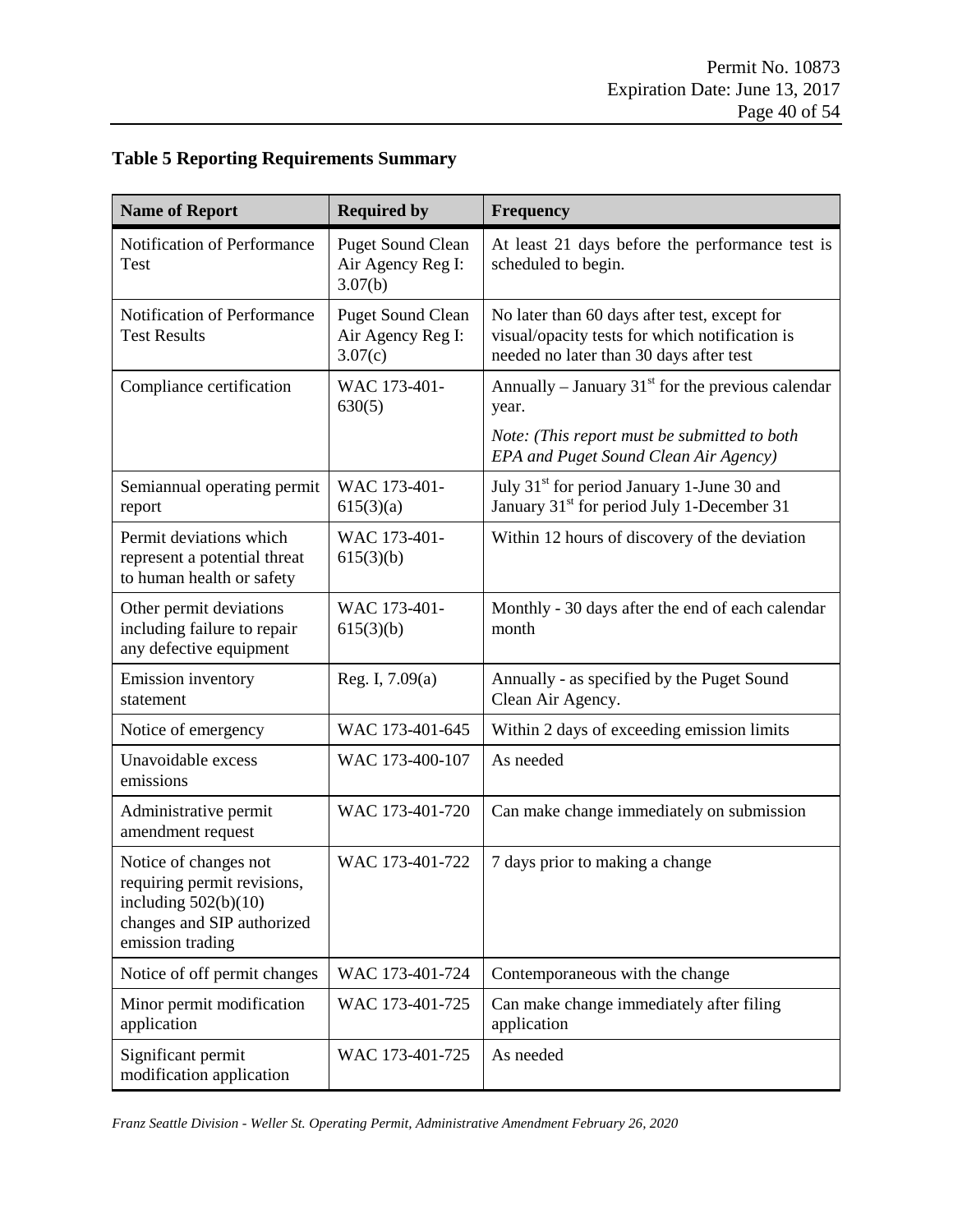## Table 5 Reporting Requirements Summary

| Name of Report | Required by | Frequency |
|---|---|---|
| Notification of Performance Test | Puget Sound Clean Air Agency Reg I: 3.07(b) | At least 21 days before the performance test is scheduled to begin. |
| Notification of Performance Test Results | Puget Sound Clean Air Agency Reg I: 3.07(c) | No later than 60 days after test, except for visual/opacity tests for which notification is needed no later than 30 days after test |
| Compliance certification | WAC 173-401-630(5) | Annually – January 31st for the previous calendar year. *Note: (This report must be submitted to both EPA and Puget Sound Clean Air Agency)* |
| Semiannual operating permit report | WAC 173-401-615(3)(a) | July 31st for period January 1-June 30 and January 31st for period July 1-December 31 |
| Permit deviations which represent a potential threat to human health or safety | WAC 173-401-615(3)(b) | Within 12 hours of discovery of the deviation |
| Other permit deviations including failure to repair any defective equipment | WAC 173-401-615(3)(b) | Monthly - 30 days after the end of each calendar month |
| Emission inventory statement | Reg. I, 7.09(a) | Annually - as specified by the Puget Sound Clean Air Agency. |
| Notice of emergency | WAC 173-401-645 | Within 2 days of exceeding emission limits |
| Unavoidable excess emissions | WAC 173-400-107 | As needed |
| Administrative permit amendment request | WAC 173-401-720 | Can make change immediately on submission |
| Notice of changes not requiring permit revisions, including 502(b)(10) changes and SIP authorized emission trading | WAC 173-401-722 | 7 days prior to making a change |
| Notice of off permit changes | WAC 173-401-724 | Contemporaneous with the change |
| Minor permit modification application | WAC 173-401-725 | Can make change immediately after filing application |
| Significant permit modification application | WAC 173-401-725 | As needed |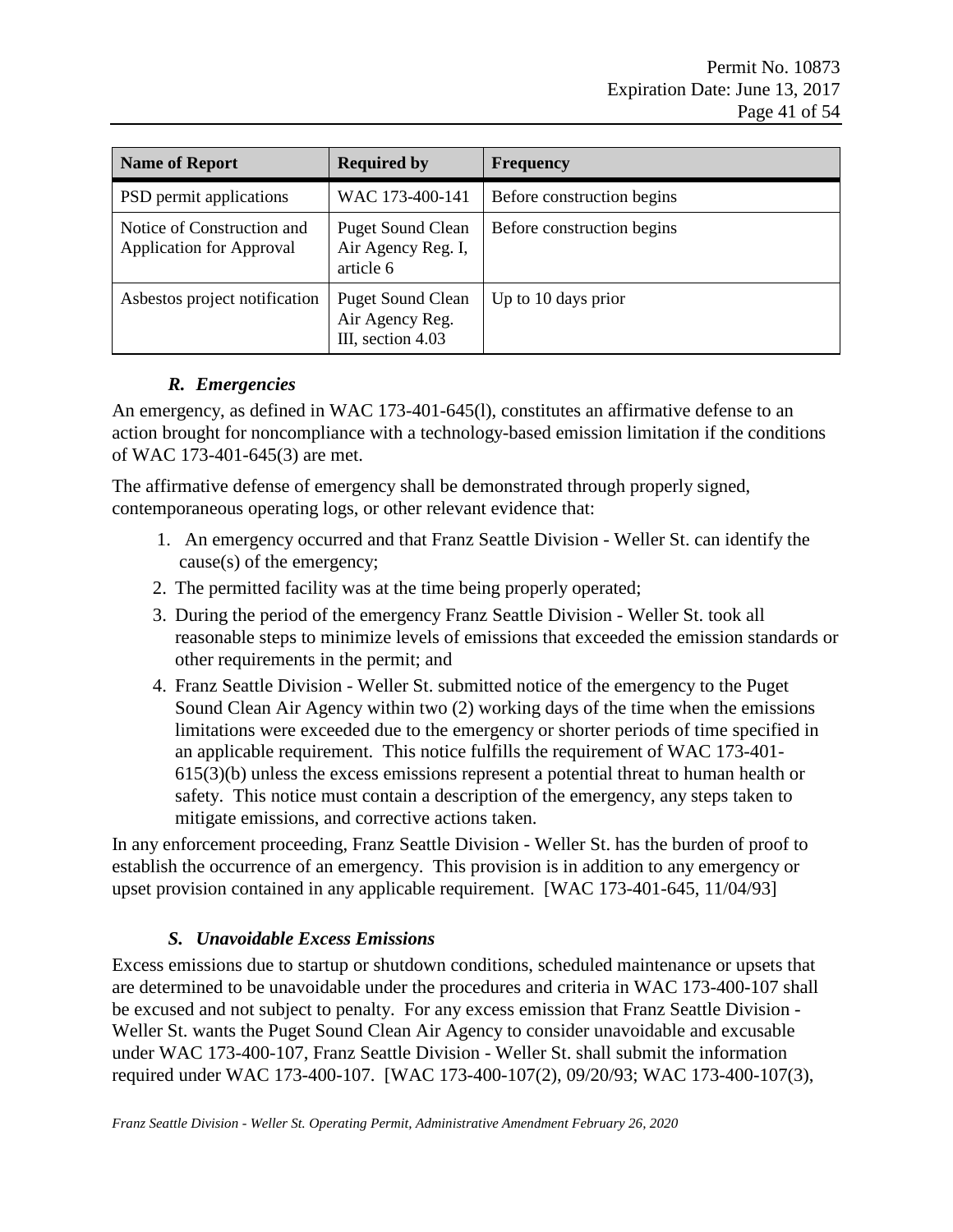| Name of Report | Required by | Frequency |
| --- | --- | --- |
| PSD permit applications | WAC 173-400-141 | Before construction begins |
| Notice of Construction and Application for Approval | Puget Sound Clean Air Agency Reg. I, article 6 | Before construction begins |
| Asbestos project notification | Puget Sound Clean Air Agency Reg. III, section 4.03 | Up to 10 days prior |

### *R. Emergencies*

An emergency, as defined in WAC 173-401-645(l), constitutes an affirmative defense to an action brought for noncompliance with a technology-based emission limitation if the conditions of WAC 173-401-645(3) are met.

The affirmative defense of emergency shall be demonstrated through properly signed, contemporaneous operating logs, or other relevant evidence that:

1. An emergency occurred and that Franz Seattle Division - Weller St. can identify the cause(s) of the emergency;
2. The permitted facility was at the time being properly operated;
3. During the period of the emergency Franz Seattle Division - Weller St. took all reasonable steps to minimize levels of emissions that exceeded the emission standards or other requirements in the permit; and
4. Franz Seattle Division - Weller St. submitted notice of the emergency to the Puget Sound Clean Air Agency within two (2) working days of the time when the emissions limitations were exceeded due to the emergency or shorter periods of time specified in an applicable requirement. This notice fulfills the requirement of WAC 173-401-615(3)(b) unless the excess emissions represent a potential threat to human health or safety. This notice must contain a description of the emergency, any steps taken to mitigate emissions, and corrective actions taken.

In any enforcement proceeding, Franz Seattle Division - Weller St. has the burden of proof to establish the occurrence of an emergency. This provision is in addition to any emergency or upset provision contained in any applicable requirement. [WAC 173-401-645, 11/04/93]

### *S. Unavoidable Excess Emissions*

Excess emissions due to startup or shutdown conditions, scheduled maintenance or upsets that are determined to be unavoidable under the procedures and criteria in WAC 173-400-107 shall be excused and not subject to penalty. For any excess emission that Franz Seattle Division - Weller St. wants the Puget Sound Clean Air Agency to consider unavoidable and excusable under WAC 173-400-107, Franz Seattle Division - Weller St. shall submit the information required under WAC 173-400-107. [WAC 173-400-107(2), 09/20/93; WAC 173-400-107(3),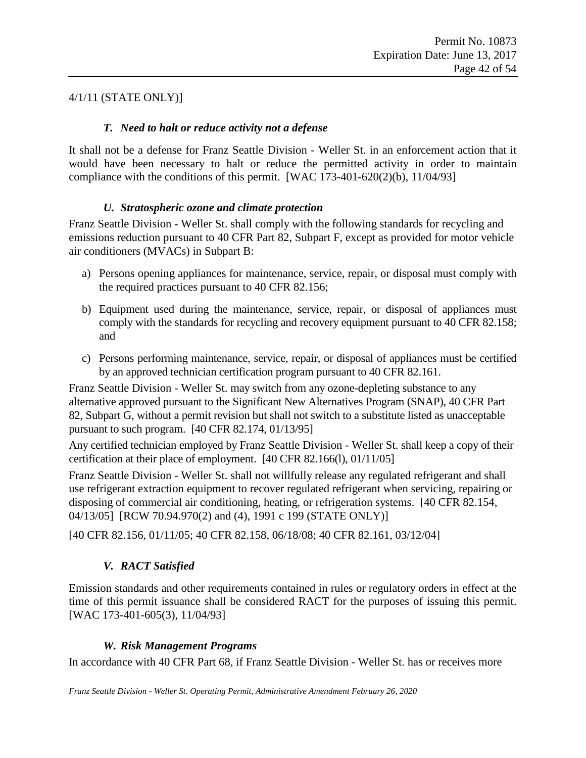4/1/11 (STATE ONLY)]

### *T. Need to halt or reduce activity not a defense*

It shall not be a defense for Franz Seattle Division - Weller St. in an enforcement action that it would have been necessary to halt or reduce the permitted activity in order to maintain compliance with the conditions of this permit. [WAC 173-401-620(2)(b), 11/04/93]

### *U. Stratospheric ozone and climate protection*

Franz Seattle Division - Weller St. shall comply with the following standards for recycling and emissions reduction pursuant to 40 CFR Part 82, Subpart F, except as provided for motor vehicle air conditioners (MVACs) in Subpart B:

a) Persons opening appliances for maintenance, service, repair, or disposal must comply with the required practices pursuant to 40 CFR 82.156;

b) Equipment used during the maintenance, service, repair, or disposal of appliances must comply with the standards for recycling and recovery equipment pursuant to 40 CFR 82.158; and

c) Persons performing maintenance, service, repair, or disposal of appliances must be certified by an approved technician certification program pursuant to 40 CFR 82.161.

Franz Seattle Division - Weller St. may switch from any ozone-depleting substance to any alternative approved pursuant to the Significant New Alternatives Program (SNAP), 40 CFR Part 82, Subpart G, without a permit revision but shall not switch to a substitute listed as unacceptable pursuant to such program. [40 CFR 82.174, 01/13/95]

Any certified technician employed by Franz Seattle Division - Weller St. shall keep a copy of their certification at their place of employment. [40 CFR 82.166(l), 01/11/05]

Franz Seattle Division - Weller St. shall not willfully release any regulated refrigerant and shall use refrigerant extraction equipment to recover regulated refrigerant when servicing, repairing or disposing of commercial air conditioning, heating, or refrigeration systems. [40 CFR 82.154, 04/13/05] [RCW 70.94.970(2) and (4), 1991 c 199 (STATE ONLY)]

[40 CFR 82.156, 01/11/05; 40 CFR 82.158, 06/18/08; 40 CFR 82.161, 03/12/04]

### *V. RACT Satisfied*

Emission standards and other requirements contained in rules or regulatory orders in effect at the time of this permit issuance shall be considered RACT for the purposes of issuing this permit. [WAC 173-401-605(3), 11/04/93]

### *W. Risk Management Programs*

In accordance with 40 CFR Part 68, if Franz Seattle Division - Weller St. has or receives more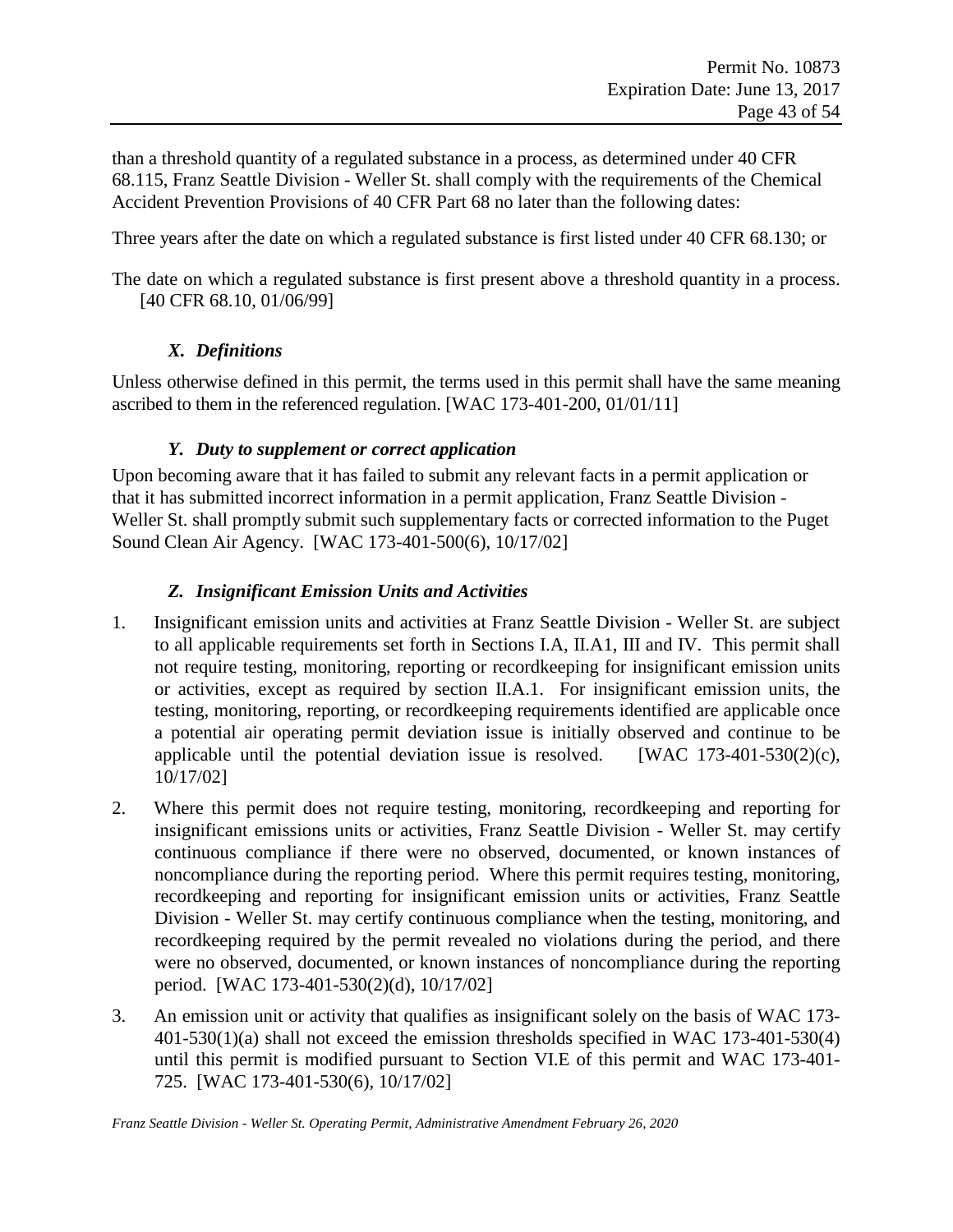than a threshold quantity of a regulated substance in a process, as determined under 40 CFR 68.115, Franz Seattle Division - Weller St. shall comply with the requirements of the Chemical Accident Prevention Provisions of 40 CFR Part 68 no later than the following dates:

Three years after the date on which a regulated substance is first listed under 40 CFR 68.130; or

The date on which a regulated substance is first present above a threshold quantity in a process. [40 CFR 68.10, 01/06/99]

### *X. Definitions*

Unless otherwise defined in this permit, the terms used in this permit shall have the same meaning ascribed to them in the referenced regulation. [WAC 173-401-200, 01/01/11]

### *Y. Duty to supplement or correct application*

Upon becoming aware that it has failed to submit any relevant facts in a permit application or that it has submitted incorrect information in a permit application, Franz Seattle Division - Weller St. shall promptly submit such supplementary facts or corrected information to the Puget Sound Clean Air Agency. [WAC 173-401-500(6), 10/17/02]

### *Z. Insignificant Emission Units and Activities*

1. Insignificant emission units and activities at Franz Seattle Division - Weller St. are subject to all applicable requirements set forth in Sections I.A, II.A1, III and IV. This permit shall not require testing, monitoring, reporting or recordkeeping for insignificant emission units or activities, except as required by section II.A.1. For insignificant emission units, the testing, monitoring, reporting, or recordkeeping requirements identified are applicable once a potential air operating permit deviation issue is initially observed and continue to be applicable until the potential deviation issue is resolved. [WAC 173-401-530(2)(c), 10/17/02]

2. Where this permit does not require testing, monitoring, recordkeeping and reporting for insignificant emissions units or activities, Franz Seattle Division - Weller St. may certify continuous compliance if there were no observed, documented, or known instances of noncompliance during the reporting period. Where this permit requires testing, monitoring, recordkeeping and reporting for insignificant emission units or activities, Franz Seattle Division - Weller St. may certify continuous compliance when the testing, monitoring, and recordkeeping required by the permit revealed no violations during the period, and there were no observed, documented, or known instances of noncompliance during the reporting period. [WAC 173-401-530(2)(d), 10/17/02]

3. An emission unit or activity that qualifies as insignificant solely on the basis of WAC 173-401-530(1)(a) shall not exceed the emission thresholds specified in WAC 173-401-530(4) until this permit is modified pursuant to Section VI.E of this permit and WAC 173-401-725. [WAC 173-401-530(6), 10/17/02]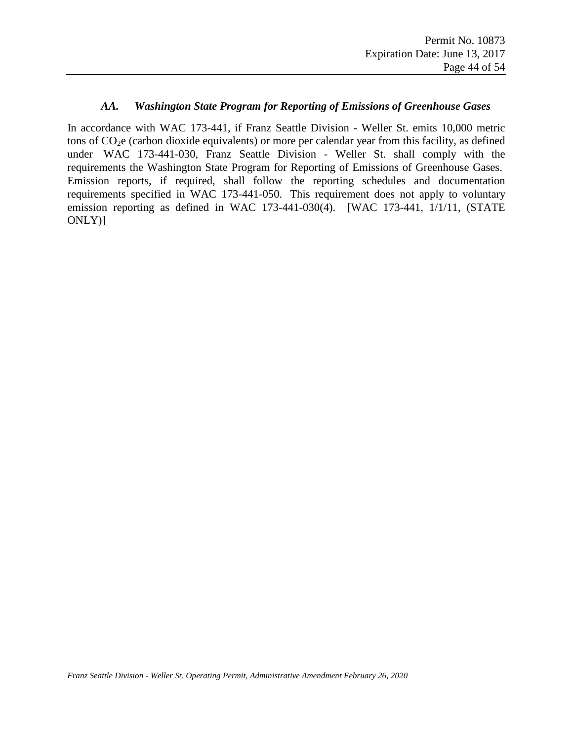### *AA. Washington State Program for Reporting of Emissions of Greenhouse Gases*

In accordance with WAC 173-441, if Franz Seattle Division - Weller St. emits 10,000 metric tons of $CO_2e$ (carbon dioxide equivalents) or more per calendar year from this facility, as defined under WAC 173-441-030, Franz Seattle Division - Weller St. shall comply with the requirements the Washington State Program for Reporting of Emissions of Greenhouse Gases. Emission reports, if required, shall follow the reporting schedules and documentation requirements specified in WAC 173-441-050. This requirement does not apply to voluntary emission reporting as defined in WAC 173-441-030(4). [WAC 173-441, 1/1/11, (STATE ONLY)]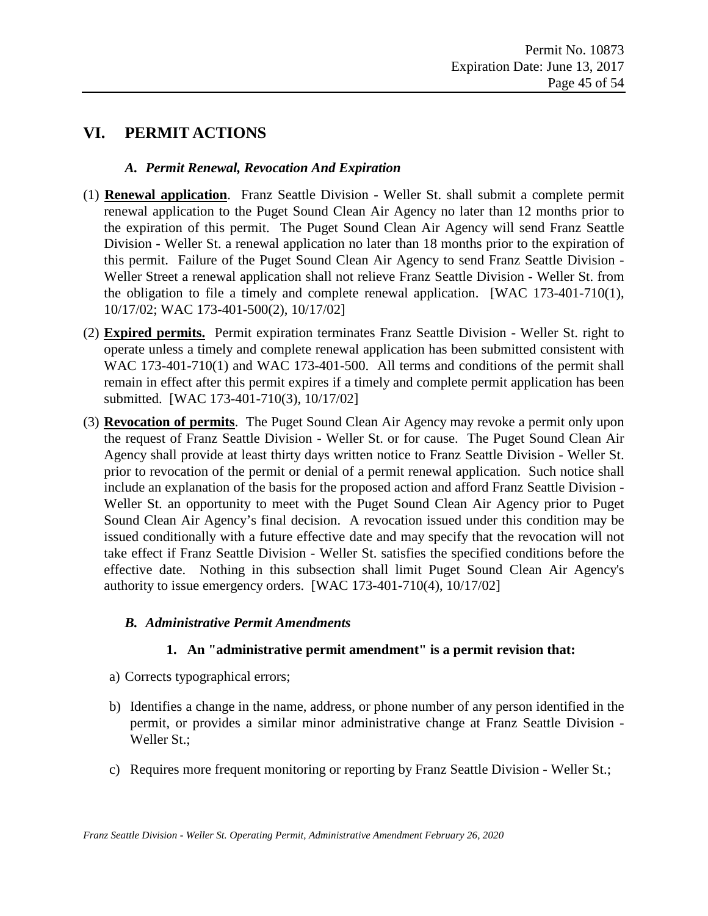# VI. PERMIT ACTIONS

### *A. Permit Renewal, Revocation And Expiration*

(1) **Renewal application**. Franz Seattle Division - Weller St. shall submit a complete permit renewal application to the Puget Sound Clean Air Agency no later than 12 months prior to the expiration of this permit. The Puget Sound Clean Air Agency will send Franz Seattle Division - Weller St. a renewal application no later than 18 months prior to the expiration of this permit. Failure of the Puget Sound Clean Air Agency to send Franz Seattle Division - Weller Street a renewal application shall not relieve Franz Seattle Division - Weller St. from the obligation to file a timely and complete renewal application. [WAC 173-401-710(1), 10/17/02; WAC 173-401-500(2), 10/17/02]

(2) **Expired permits.** Permit expiration terminates Franz Seattle Division - Weller St. right to operate unless a timely and complete renewal application has been submitted consistent with WAC 173-401-710(1) and WAC 173-401-500. All terms and conditions of the permit shall remain in effect after this permit expires if a timely and complete permit application has been submitted. [WAC 173-401-710(3), 10/17/02]

(3) **Revocation of permits**. The Puget Sound Clean Air Agency may revoke a permit only upon the request of Franz Seattle Division - Weller St. or for cause. The Puget Sound Clean Air Agency shall provide at least thirty days written notice to Franz Seattle Division - Weller St. prior to revocation of the permit or denial of a permit renewal application. Such notice shall include an explanation of the basis for the proposed action and afford Franz Seattle Division - Weller St. an opportunity to meet with the Puget Sound Clean Air Agency prior to Puget Sound Clean Air Agency's final decision. A revocation issued under this condition may be issued conditionally with a future effective date and may specify that the revocation will not take effect if Franz Seattle Division - Weller St. satisfies the specified conditions before the effective date. Nothing in this subsection shall limit Puget Sound Clean Air Agency's authority to issue emergency orders. [WAC 173-401-710(4), 10/17/02]

### *B. Administrative Permit Amendments*

#### 1. An "administrative permit amendment" is a permit revision that:

a) Corrects typographical errors;

b) Identifies a change in the name, address, or phone number of any person identified in the permit, or provides a similar minor administrative change at Franz Seattle Division - Weller St.;

c) Requires more frequent monitoring or reporting by Franz Seattle Division - Weller St.;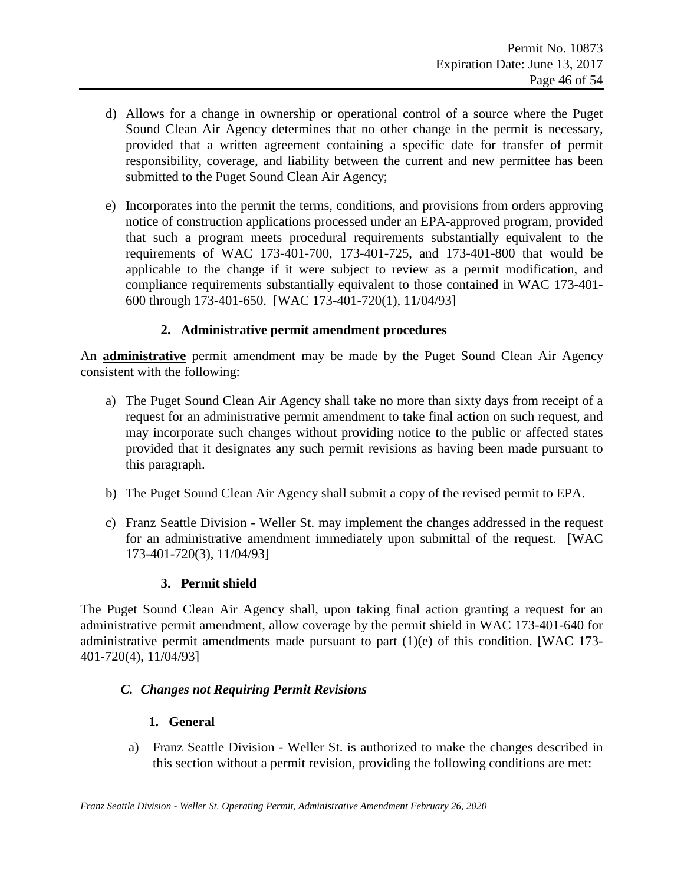d) Allows for a change in ownership or operational control of a source where the Puget Sound Clean Air Agency determines that no other change in the permit is necessary, provided that a written agreement containing a specific date for transfer of permit responsibility, coverage, and liability between the current and new permittee has been submitted to the Puget Sound Clean Air Agency;

e) Incorporates into the permit the terms, conditions, and provisions from orders approving notice of construction applications processed under an EPA-approved program, provided that such a program meets procedural requirements substantially equivalent to the requirements of WAC 173-401-700, 173-401-725, and 173-401-800 that would be applicable to the change if it were subject to review as a permit modification, and compliance requirements substantially equivalent to those contained in WAC 173-401-600 through 173-401-650. [WAC 173-401-720(1), 11/04/93]

### 2. Administrative permit amendment procedures

An **administrative** permit amendment may be made by the Puget Sound Clean Air Agency consistent with the following:

a) The Puget Sound Clean Air Agency shall take no more than sixty days from receipt of a request for an administrative permit amendment to take final action on such request, and may incorporate such changes without providing notice to the public or affected states provided that it designates any such permit revisions as having been made pursuant to this paragraph.

b) The Puget Sound Clean Air Agency shall submit a copy of the revised permit to EPA.

c) Franz Seattle Division - Weller St. may implement the changes addressed in the request for an administrative amendment immediately upon submittal of the request. [WAC 173-401-720(3), 11/04/93]

### 3. Permit shield

The Puget Sound Clean Air Agency shall, upon taking final action granting a request for an administrative permit amendment, allow coverage by the permit shield in WAC 173-401-640 for administrative permit amendments made pursuant to part (1)(e) of this condition. [WAC 173-401-720(4), 11/04/93]

## *C. Changes not Requiring Permit Revisions*

### 1. General

a) Franz Seattle Division - Weller St. is authorized to make the changes described in this section without a permit revision, providing the following conditions are met: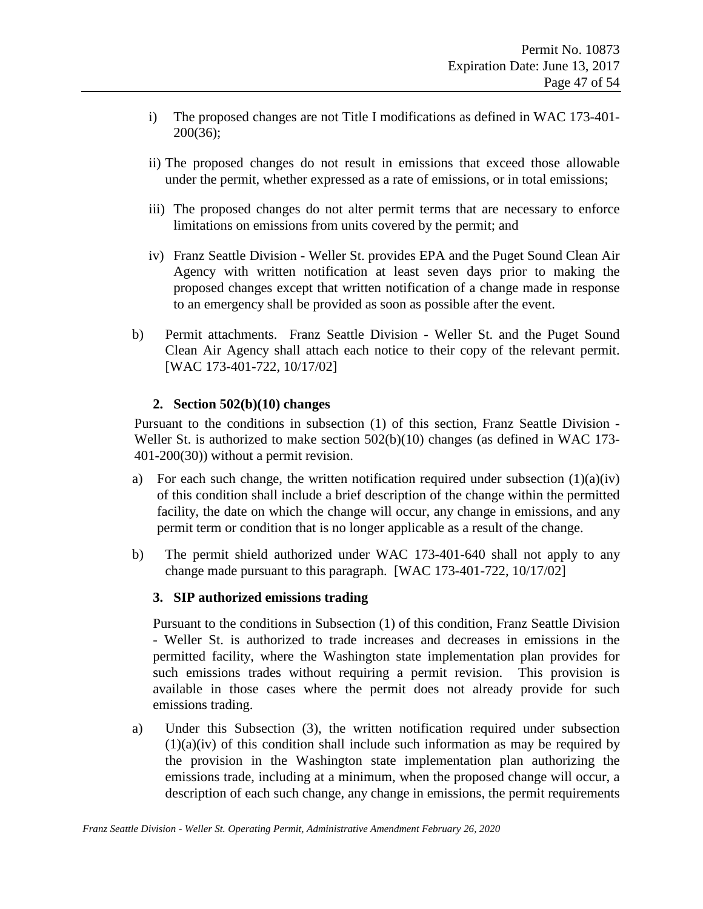i) The proposed changes are not Title I modifications as defined in WAC 173-401-200(36);

ii) The proposed changes do not result in emissions that exceed those allowable under the permit, whether expressed as a rate of emissions, or in total emissions;

iii) The proposed changes do not alter permit terms that are necessary to enforce limitations on emissions from units covered by the permit; and

iv) Franz Seattle Division - Weller St. provides EPA and the Puget Sound Clean Air Agency with written notification at least seven days prior to making the proposed changes except that written notification of a change made in response to an emergency shall be provided as soon as possible after the event.

b) Permit attachments. Franz Seattle Division - Weller St. and the Puget Sound Clean Air Agency shall attach each notice to their copy of the relevant permit. [WAC 173-401-722, 10/17/02]

**2. Section 502(b)(10) changes**

Pursuant to the conditions in subsection (1) of this section, Franz Seattle Division - Weller St. is authorized to make section 502(b)(10) changes (as defined in WAC 173-401-200(30)) without a permit revision.

a) For each such change, the written notification required under subsection (1)(a)(iv) of this condition shall include a brief description of the change within the permitted facility, the date on which the change will occur, any change in emissions, and any permit term or condition that is no longer applicable as a result of the change.

b) The permit shield authorized under WAC 173-401-640 shall not apply to any change made pursuant to this paragraph. [WAC 173-401-722, 10/17/02]

**3. SIP authorized emissions trading**

Pursuant to the conditions in Subsection (1) of this condition, Franz Seattle Division - Weller St. is authorized to trade increases and decreases in emissions in the permitted facility, where the Washington state implementation plan provides for such emissions trades without requiring a permit revision. This provision is available in those cases where the permit does not already provide for such emissions trading.

a) Under this Subsection (3), the written notification required under subsection (1)(a)(iv) of this condition shall include such information as may be required by the provision in the Washington state implementation plan authorizing the emissions trade, including at a minimum, when the proposed change will occur, a description of each such change, any change in emissions, the permit requirements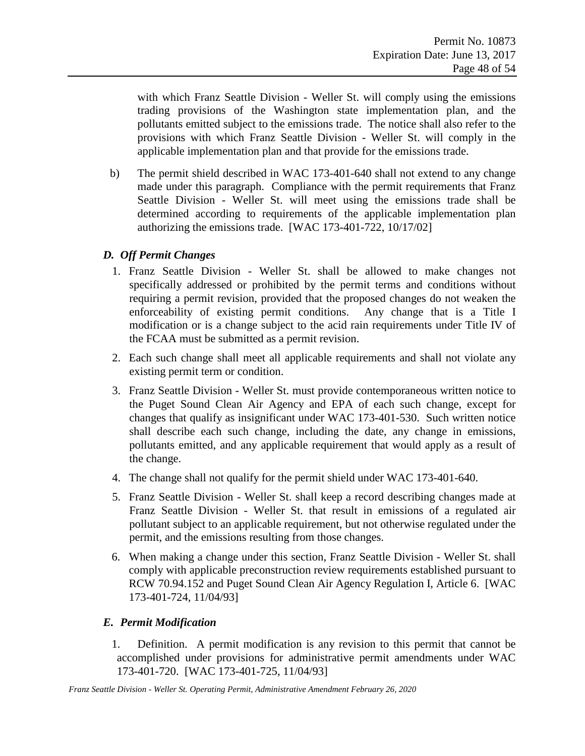with which Franz Seattle Division - Weller St. will comply using the emissions trading provisions of the Washington state implementation plan, and the pollutants emitted subject to the emissions trade. The notice shall also refer to the provisions with which Franz Seattle Division - Weller St. will comply in the applicable implementation plan and that provide for the emissions trade.

b) The permit shield described in WAC 173-401-640 shall not extend to any change made under this paragraph. Compliance with the permit requirements that Franz Seattle Division - Weller St. will meet using the emissions trade shall be determined according to requirements of the applicable implementation plan authorizing the emissions trade. [WAC 173-401-722, 10/17/02]

### *D. Off Permit Changes*

1. Franz Seattle Division - Weller St. shall be allowed to make changes not specifically addressed or prohibited by the permit terms and conditions without requiring a permit revision, provided that the proposed changes do not weaken the enforceability of existing permit conditions. Any change that is a Title I modification or is a change subject to the acid rain requirements under Title IV of the FCAA must be submitted as a permit revision.
2. Each such change shall meet all applicable requirements and shall not violate any existing permit term or condition.
3. Franz Seattle Division - Weller St. must provide contemporaneous written notice to the Puget Sound Clean Air Agency and EPA of each such change, except for changes that qualify as insignificant under WAC 173-401-530. Such written notice shall describe each such change, including the date, any change in emissions, pollutants emitted, and any applicable requirement that would apply as a result of the change.
4. The change shall not qualify for the permit shield under WAC 173-401-640.
5. Franz Seattle Division - Weller St. shall keep a record describing changes made at Franz Seattle Division - Weller St. that result in emissions of a regulated air pollutant subject to an applicable requirement, but not otherwise regulated under the permit, and the emissions resulting from those changes.
6. When making a change under this section, Franz Seattle Division - Weller St. shall comply with applicable preconstruction review requirements established pursuant to RCW 70.94.152 and Puget Sound Clean Air Agency Regulation I, Article 6. [WAC 173-401-724, 11/04/93]

### *E. Permit Modification*

1. Definition. A permit modification is any revision to this permit that cannot be accomplished under provisions for administrative permit amendments under WAC 173-401-720. [WAC 173-401-725, 11/04/93]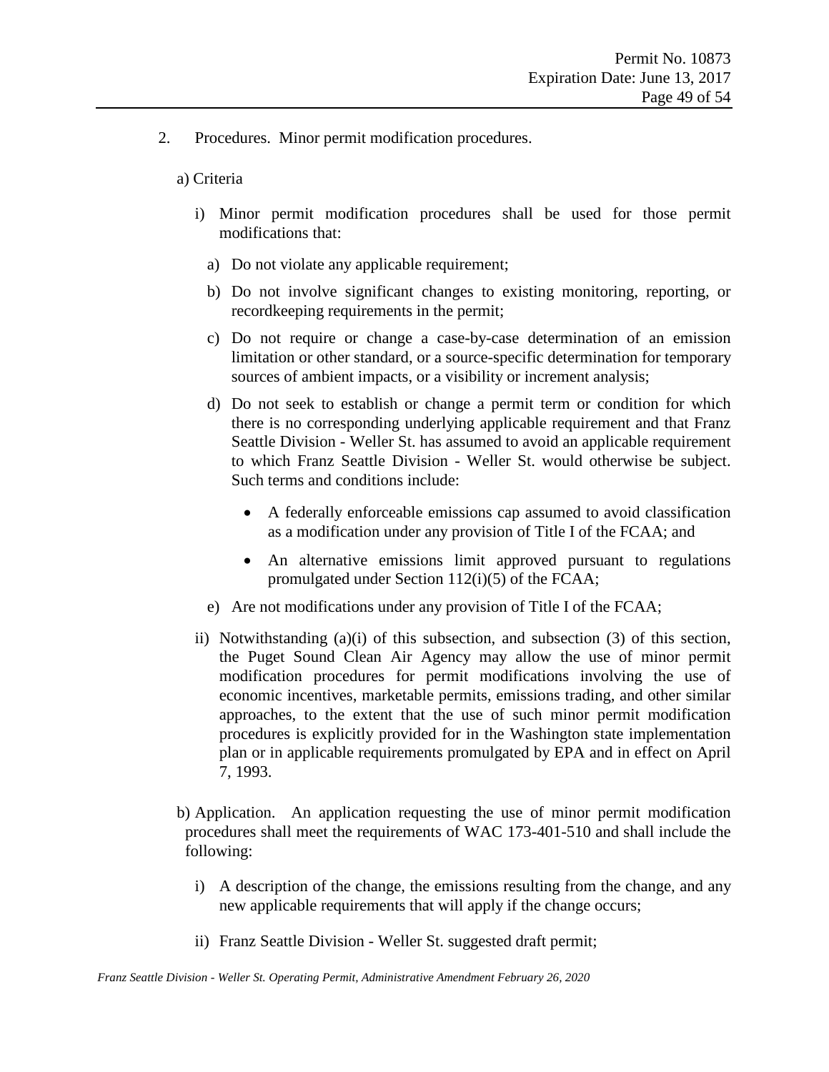2. Procedures. Minor permit modification procedures.

   a) Criteria

      i) Minor permit modification procedures shall be used for those permit modifications that:

         a) Do not violate any applicable requirement;

         b) Do not involve significant changes to existing monitoring, reporting, or recordkeeping requirements in the permit;

         c) Do not require or change a case-by-case determination of an emission limitation or other standard, or a source-specific determination for temporary sources of ambient impacts, or a visibility or increment analysis;

         d) Do not seek to establish or change a permit term or condition for which there is no corresponding underlying applicable requirement and that Franz Seattle Division - Weller St. has assumed to avoid an applicable requirement to which Franz Seattle Division - Weller St. would otherwise be subject. Such terms and conditions include:

            - A federally enforceable emissions cap assumed to avoid classification as a modification under any provision of Title I of the FCAA; and

            - An alternative emissions limit approved pursuant to regulations promulgated under Section 112(i)(5) of the FCAA;

         e) Are not modifications under any provision of Title I of the FCAA;

      ii) Notwithstanding (a)(i) of this subsection, and subsection (3) of this section, the Puget Sound Clean Air Agency may allow the use of minor permit modification procedures for permit modifications involving the use of economic incentives, marketable permits, emissions trading, and other similar approaches, to the extent that the use of such minor permit modification procedures is explicitly provided for in the Washington state implementation plan or in applicable requirements promulgated by EPA and in effect on April 7, 1993.

   b) Application. An application requesting the use of minor permit modification procedures shall meet the requirements of WAC 173-401-510 and shall include the following:

      i) A description of the change, the emissions resulting from the change, and any new applicable requirements that will apply if the change occurs;

      ii) Franz Seattle Division - Weller St. suggested draft permit;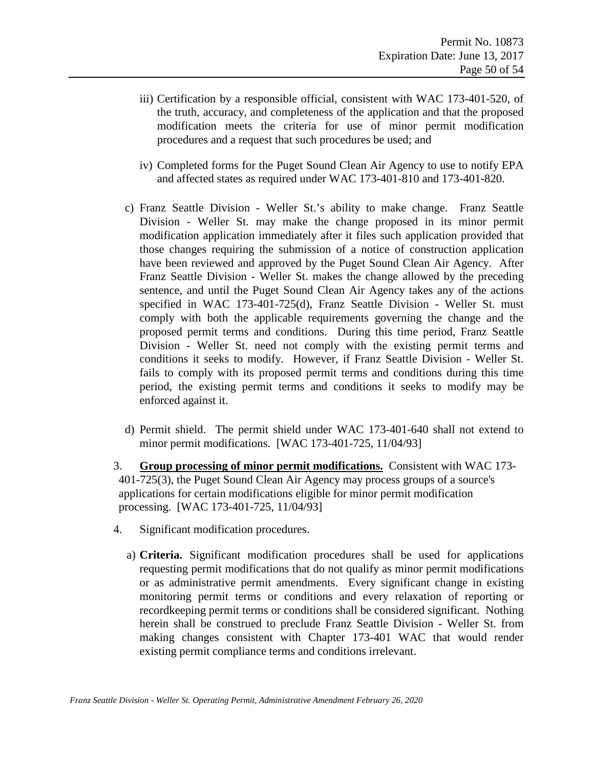iii) Certification by a responsible official, consistent with WAC 173-401-520, of the truth, accuracy, and completeness of the application and that the proposed modification meets the criteria for use of minor permit modification procedures and a request that such procedures be used; and

iv) Completed forms for the Puget Sound Clean Air Agency to use to notify EPA and affected states as required under WAC 173-401-810 and 173-401-820.

c) Franz Seattle Division - Weller St.'s ability to make change. Franz Seattle Division - Weller St. may make the change proposed in its minor permit modification application immediately after it files such application provided that those changes requiring the submission of a notice of construction application have been reviewed and approved by the Puget Sound Clean Air Agency. After Franz Seattle Division - Weller St. makes the change allowed by the preceding sentence, and until the Puget Sound Clean Air Agency takes any of the actions specified in WAC 173-401-725(d), Franz Seattle Division - Weller St. must comply with both the applicable requirements governing the change and the proposed permit terms and conditions. During this time period, Franz Seattle Division - Weller St. need not comply with the existing permit terms and conditions it seeks to modify. However, if Franz Seattle Division - Weller St. fails to comply with its proposed permit terms and conditions during this time period, the existing permit terms and conditions it seeks to modify may be enforced against it.

d) Permit shield. The permit shield under WAC 173-401-640 shall not extend to minor permit modifications. [WAC 173-401-725, 11/04/93]

3. **Group processing of minor permit modifications.** Consistent with WAC 173-401-725(3), the Puget Sound Clean Air Agency may process groups of a source's applications for certain modifications eligible for minor permit modification processing. [WAC 173-401-725, 11/04/93]

4. Significant modification procedures.

a) **Criteria.** Significant modification procedures shall be used for applications requesting permit modifications that do not qualify as minor permit modifications or as administrative permit amendments. Every significant change in existing monitoring permit terms or conditions and every relaxation of reporting or recordkeeping permit terms or conditions shall be considered significant. Nothing herein shall be construed to preclude Franz Seattle Division - Weller St. from making changes consistent with Chapter 173-401 WAC that would render existing permit compliance terms and conditions irrelevant.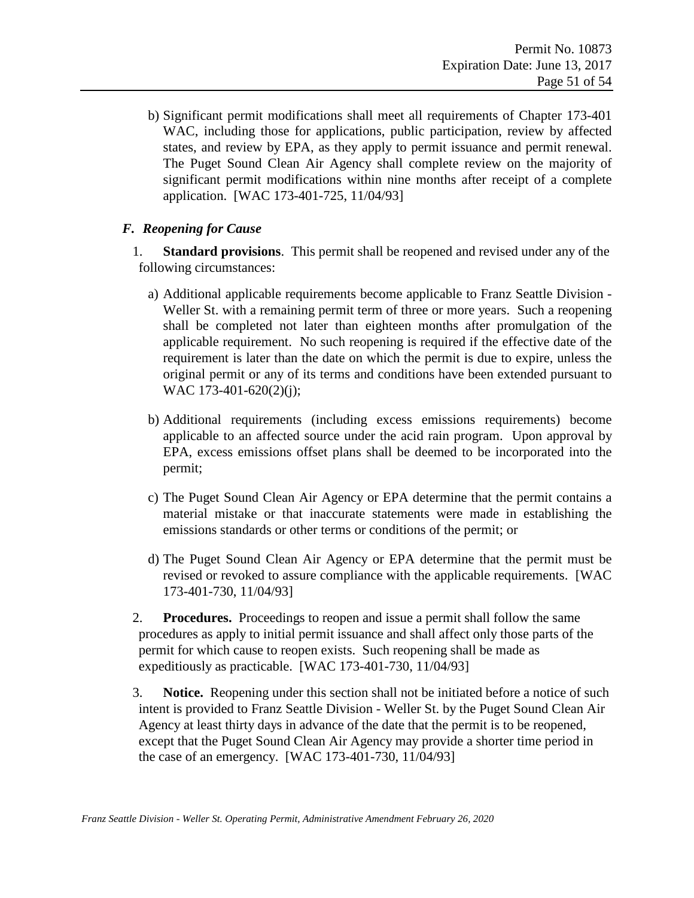b) Significant permit modifications shall meet all requirements of Chapter 173-401 WAC, including those for applications, public participation, review by affected states, and review by EPA, as they apply to permit issuance and permit renewal. The Puget Sound Clean Air Agency shall complete review on the majority of significant permit modifications within nine months after receipt of a complete application. [WAC 173-401-725, 11/04/93]

### *F. Reopening for Cause*

1. **Standard provisions**. This permit shall be reopened and revised under any of the following circumstances:

   a) Additional applicable requirements become applicable to Franz Seattle Division - Weller St. with a remaining permit term of three or more years. Such a reopening shall be completed not later than eighteen months after promulgation of the applicable requirement. No such reopening is required if the effective date of the requirement is later than the date on which the permit is due to expire, unless the original permit or any of its terms and conditions have been extended pursuant to WAC 173-401-620(2)(j);

   b) Additional requirements (including excess emissions requirements) become applicable to an affected source under the acid rain program. Upon approval by EPA, excess emissions offset plans shall be deemed to be incorporated into the permit;

   c) The Puget Sound Clean Air Agency or EPA determine that the permit contains a material mistake or that inaccurate statements were made in establishing the emissions standards or other terms or conditions of the permit; or

   d) The Puget Sound Clean Air Agency or EPA determine that the permit must be revised or revoked to assure compliance with the applicable requirements. [WAC 173-401-730, 11/04/93]

2. **Procedures.** Proceedings to reopen and issue a permit shall follow the same procedures as apply to initial permit issuance and shall affect only those parts of the permit for which cause to reopen exists. Such reopening shall be made as expeditiously as practicable. [WAC 173-401-730, 11/04/93]

3. **Notice.** Reopening under this section shall not be initiated before a notice of such intent is provided to Franz Seattle Division - Weller St. by the Puget Sound Clean Air Agency at least thirty days in advance of the date that the permit is to be reopened, except that the Puget Sound Clean Air Agency may provide a shorter time period in the case of an emergency. [WAC 173-401-730, 11/04/93]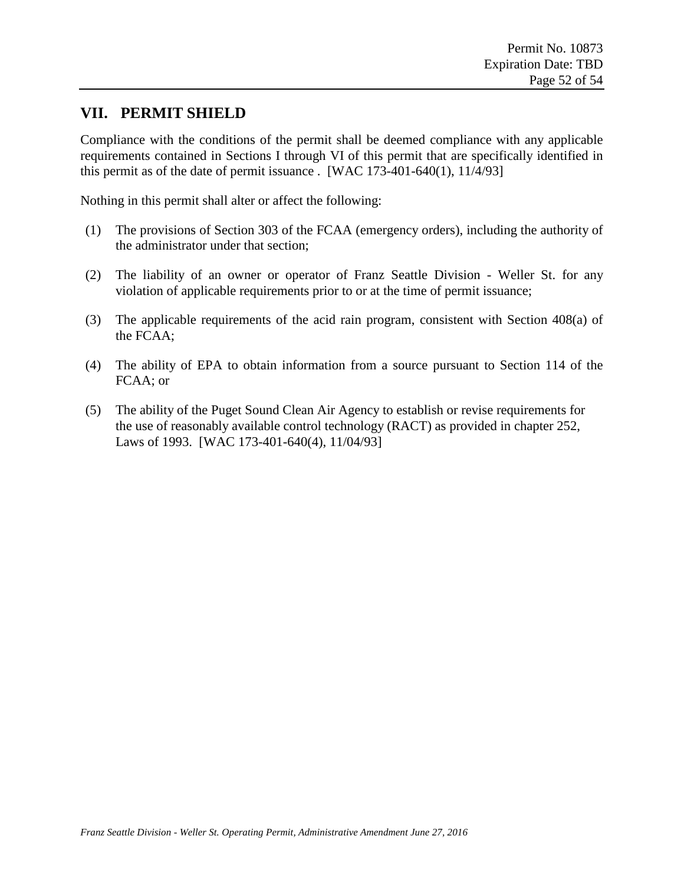## VII. PERMIT SHIELD

Compliance with the conditions of the permit shall be deemed compliance with any applicable requirements contained in Sections I through VI of this permit that are specifically identified in this permit as of the date of permit issuance . [WAC 173-401-640(1), 11/4/93]

Nothing in this permit shall alter or affect the following:

(1) The provisions of Section 303 of the FCAA (emergency orders), including the authority of the administrator under that section;

(2) The liability of an owner or operator of Franz Seattle Division - Weller St. for any violation of applicable requirements prior to or at the time of permit issuance;

(3) The applicable requirements of the acid rain program, consistent with Section 408(a) of the FCAA;

(4) The ability of EPA to obtain information from a source pursuant to Section 114 of the FCAA; or

(5) The ability of the Puget Sound Clean Air Agency to establish or revise requirements for the use of reasonably available control technology (RACT) as provided in chapter 252, Laws of 1993. [WAC 173-401-640(4), 11/04/93]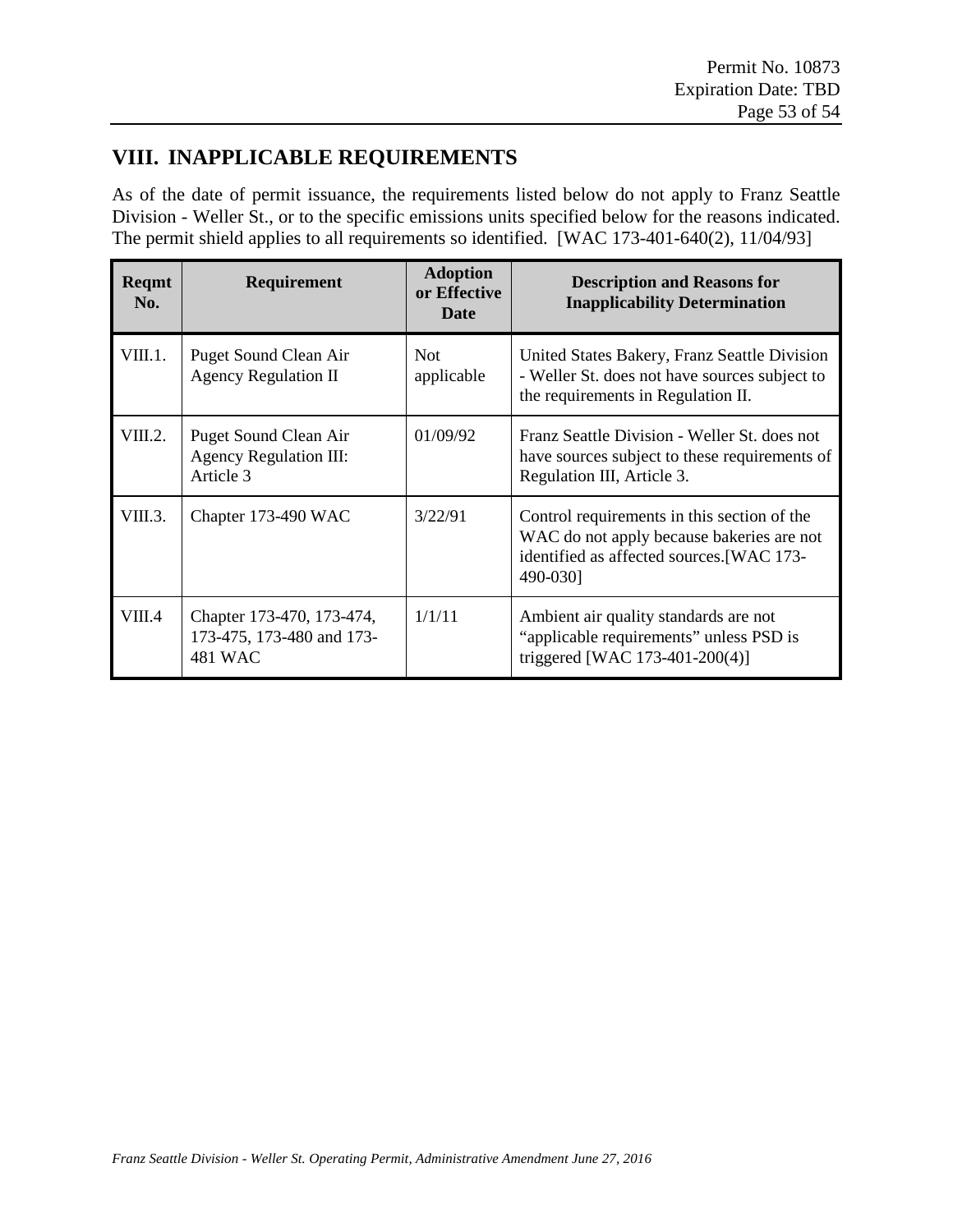## VIII. INAPPLICABLE REQUIREMENTS

As of the date of permit issuance, the requirements listed below do not apply to Franz Seattle Division - Weller St., or to the specific emissions units specified below for the reasons indicated. The permit shield applies to all requirements so identified. [WAC 173-401-640(2), 11/04/93]

| Reqmt No. | Requirement | Adoption or Effective Date | Description and Reasons for Inapplicability Determination |
|---|---|---|---|
| VIII.1. | Puget Sound Clean Air Agency Regulation II | Not applicable | United States Bakery, Franz Seattle Division - Weller St. does not have sources subject to the requirements in Regulation II. |
| VIII.2. | Puget Sound Clean Air Agency Regulation III: Article 3 | 01/09/92 | Franz Seattle Division - Weller St. does not have sources subject to these requirements of Regulation III, Article 3. |
| VIII.3. | Chapter 173-490 WAC | 3/22/91 | Control requirements in this section of the WAC do not apply because bakeries are not identified as affected sources.[WAC 173-490-030] |
| VIII.4 | Chapter 173-470, 173-474, 173-475, 173-480 and 173-481 WAC | 1/1/11 | Ambient air quality standards are not "applicable requirements" unless PSD is triggered [WAC 173-401-200(4)] |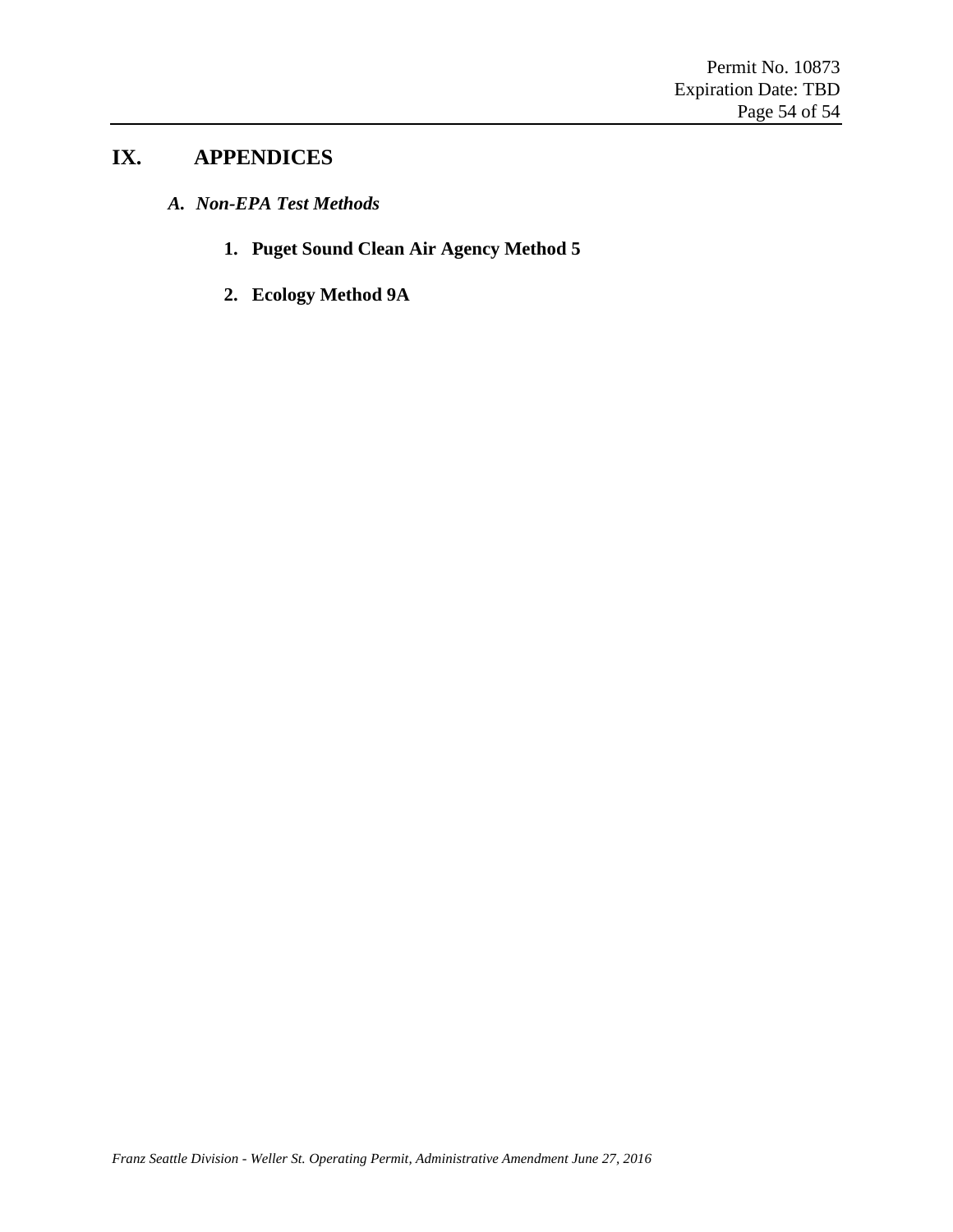# IX. APPENDICES

## *A. Non-EPA Test Methods*

### 1. Puget Sound Clean Air Agency Method 5

### 2. Ecology Method 9A